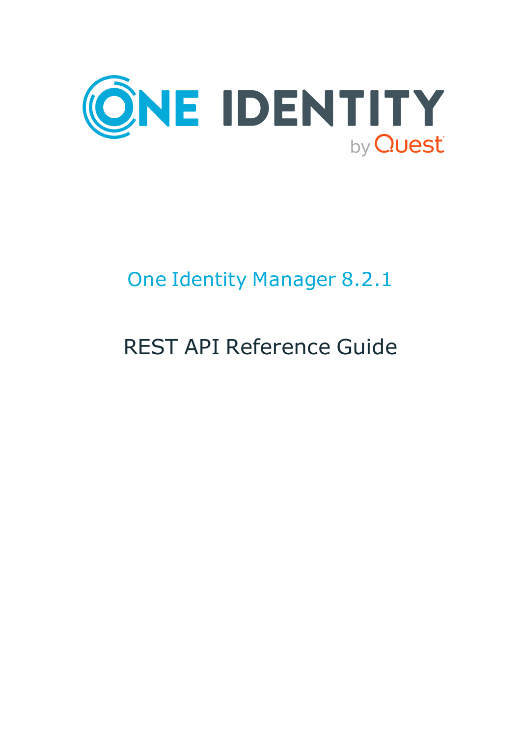ONE IDENTITY by Quest

# One Identity Manager 8.2.1

## REST API Reference Guide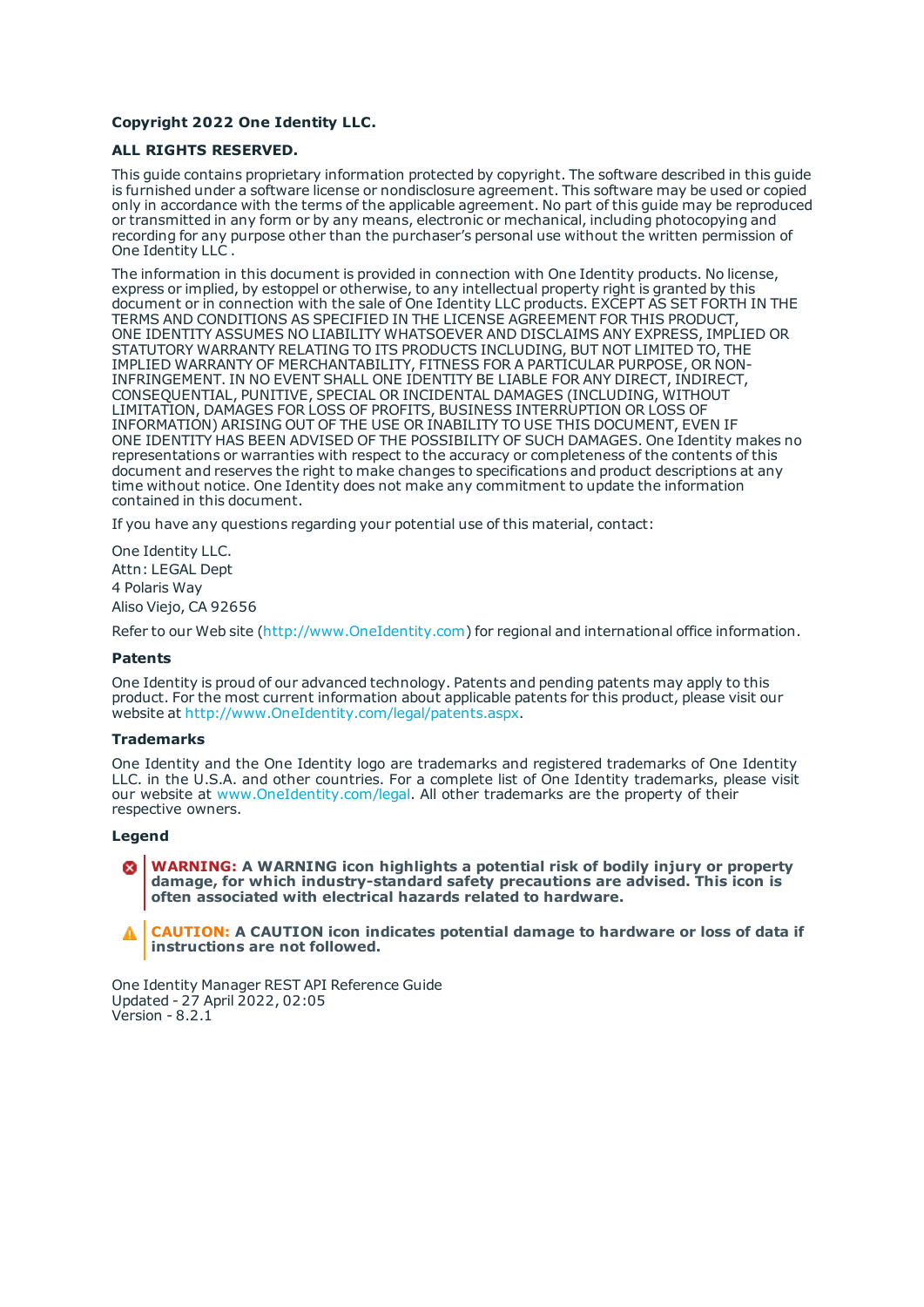**Copyright 2022 One Identity LLC.**

**ALL RIGHTS RESERVED.**

This guide contains proprietary information protected by copyright. The software described in this guide is furnished under a software license or nondisclosure agreement. This software may be used or copied only in accordance with the terms of the applicable agreement. No part of this guide may be reproduced or transmitted in any form or by any means, electronic or mechanical, including photocopying and recording for any purpose other than the purchaser's personal use without the written permission of One Identity LLC .

The information in this document is provided in connection with One Identity products. No license, express or implied, by estoppel or otherwise, to any intellectual property right is granted by this document or in connection with the sale of One Identity LLC products. EXCEPT AS SET FORTH IN THE TERMS AND CONDITIONS AS SPECIFIED IN THE LICENSE AGREEMENT FOR THIS PRODUCT, ONE IDENTITY ASSUMES NO LIABILITY WHATSOEVER AND DISCLAIMS ANY EXPRESS, IMPLIED OR STATUTORY WARRANTY RELATING TO ITS PRODUCTS INCLUDING, BUT NOT LIMITED TO, THE IMPLIED WARRANTY OF MERCHANTABILITY, FITNESS FOR A PARTICULAR PURPOSE, OR NON-INFRINGEMENT. IN NO EVENT SHALL ONE IDENTITY BE LIABLE FOR ANY DIRECT, INDIRECT, CONSEQUENTIAL, PUNITIVE, SPECIAL OR INCIDENTAL DAMAGES (INCLUDING, WITHOUT LIMITATION, DAMAGES FOR LOSS OF PROFITS, BUSINESS INTERRUPTION OR LOSS OF INFORMATION) ARISING OUT OF THE USE OR INABILITY TO USE THIS DOCUMENT, EVEN IF ONE IDENTITY HAS BEEN ADVISED OF THE POSSIBILITY OF SUCH DAMAGES. One Identity makes no representations or warranties with respect to the accuracy or completeness of the contents of this document and reserves the right to make changes to specifications and product descriptions at any time without notice. One Identity does not make any commitment to update the information contained in this document.

If you have any questions regarding your potential use of this material, contact:

One Identity LLC.
Attn: LEGAL Dept
4 Polaris Way
Aliso Viejo, CA 92656

Refer to our Web site (http://www.OneIdentity.com) for regional and international office information.

**Patents**

One Identity is proud of our advanced technology. Patents and pending patents may apply to this product. For the most current information about applicable patents for this product, please visit our website at http://www.OneIdentity.com/legal/patents.aspx.

**Trademarks**

One Identity and the One Identity logo are trademarks and registered trademarks of One Identity LLC. in the U.S.A. and other countries. For a complete list of One Identity trademarks, please visit our website at www.OneIdentity.com/legal. All other trademarks are the property of their respective owners.

**Legend**

**WARNING: A WARNING icon highlights a potential risk of bodily injury or property damage, for which industry-standard safety precautions are advised. This icon is often associated with electrical hazards related to hardware.**

**CAUTION: A CAUTION icon indicates potential damage to hardware or loss of data if instructions are not followed.**

One Identity Manager REST API Reference Guide
Updated - 27 April 2022, 02:05
Version - 8.2.1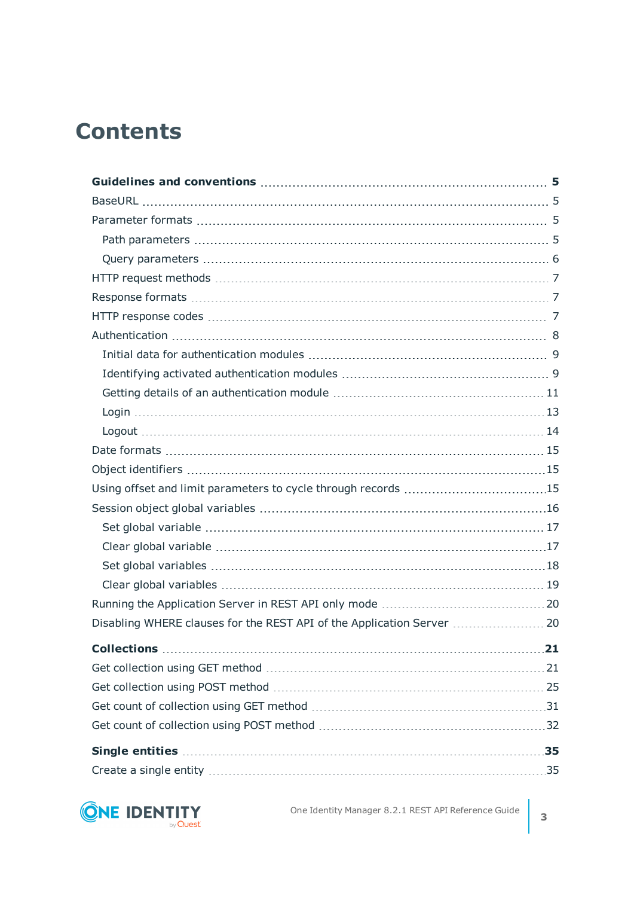# Contents

**Guidelines and conventions** 5

- BaseURL 5
- Parameter formats 5
  - Path parameters 5
  - Query parameters 6
- HTTP request methods 7
- Response formats 7
- HTTP response codes 7
- Authentication 8
  - Initial data for authentication modules 9
  - Identifying activated authentication modules 9
  - Getting details of an authentication module 11
  - Login 13
  - Logout 14
- Date formats 15
- Object identifiers 15
- Using offset and limit parameters to cycle through records 15
- Session object global variables 16
  - Set global variable 17
  - Clear global variable 17
  - Set global variables 18
  - Clear global variables 19
- Running the Application Server in REST API only mode 20
- Disabling WHERE clauses for the REST API of the Application Server 20

**Collections** 21

- Get collection using GET method 21
- Get collection using POST method 25
- Get count of collection using GET method 31
- Get count of collection using POST method 32

**Single entities** 35

- Create a single entity 35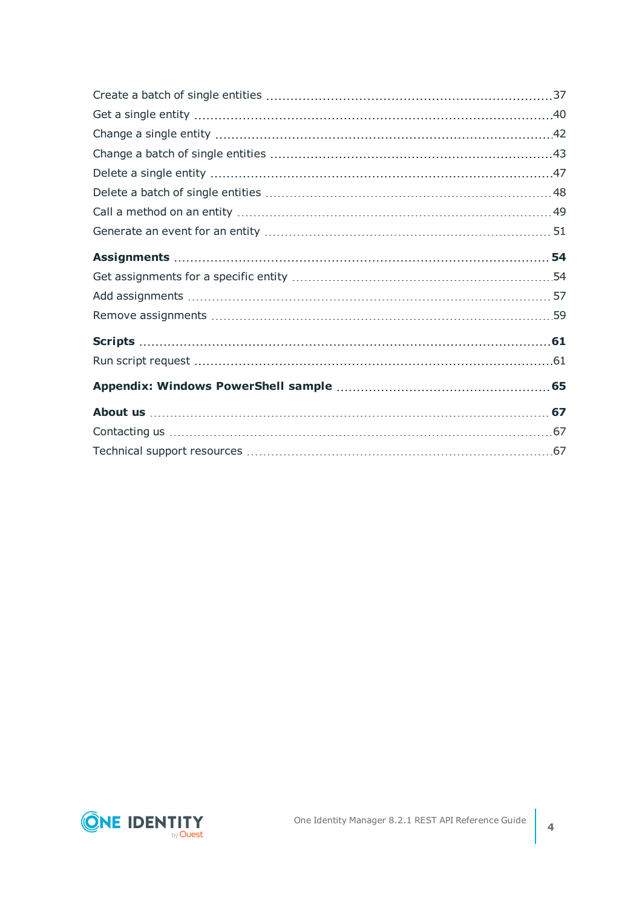Create a batch of single entities ....................................................................37
Get a single entity ....................................................................40
Change a single entity ....................................................................42
Change a batch of single entities ....................................................................43
Delete a single entity ....................................................................47
Delete a batch of single entities ....................................................................48
Call a method on an entity ....................................................................49
Generate an event for an entity ....................................................................51

**Assignments ....................................................................54**

Get assignments for a specific entity ....................................................................54
Add assignments ....................................................................57
Remove assignments ....................................................................59

**Scripts ....................................................................61**

Run script request ....................................................................61

**Appendix: Windows PowerShell sample ....................................................................65**

**About us ....................................................................67**

Contacting us ....................................................................67
Technical support resources ....................................................................67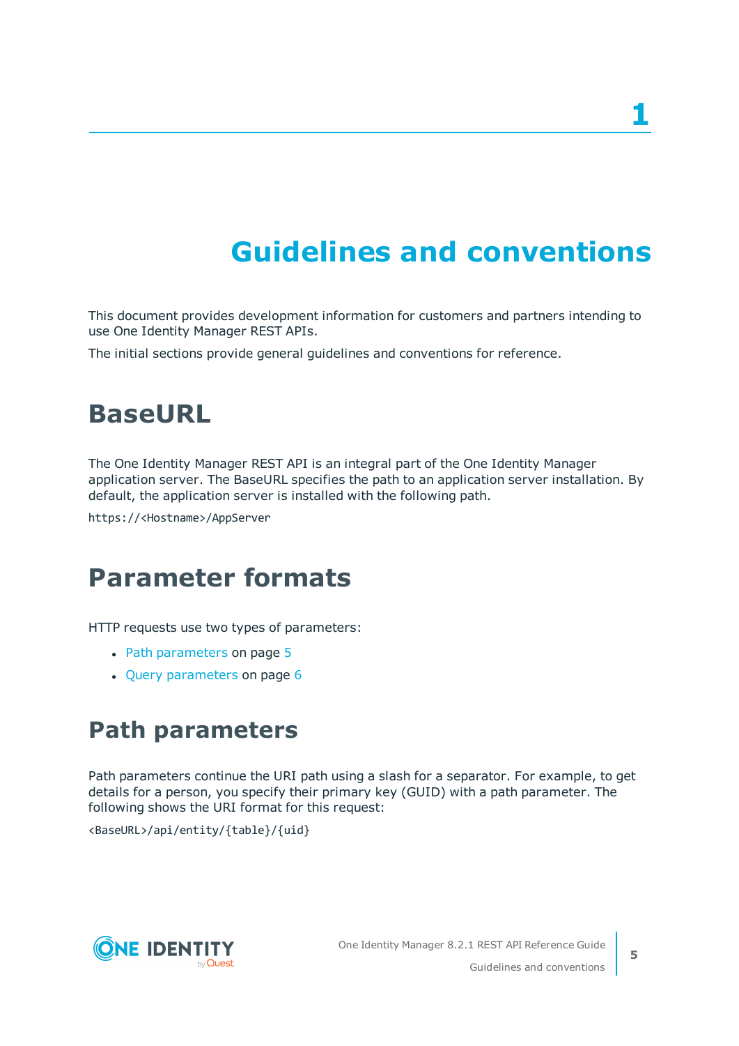# 1

# Guidelines and conventions

This document provides development information for customers and partners intending to use One Identity Manager REST APIs.

The initial sections provide general guidelines and conventions for reference.

## BaseURL

The One Identity Manager REST API is an integral part of the One Identity Manager application server. The BaseURL specifies the path to an application server installation. By default, the application server is installed with the following path.

```
https://<Hostname>/AppServer
```

## Parameter formats

HTTP requests use two types of parameters:

- Path parameters on page 5
- Query parameters on page 6

### Path parameters

Path parameters continue the URI path using a slash for a separator. For example, to get details for a person, you specify their primary key (GUID) with a path parameter. The following shows the URI format for this request:

```
<BaseURL>/api/entity/{table}/{uid}
```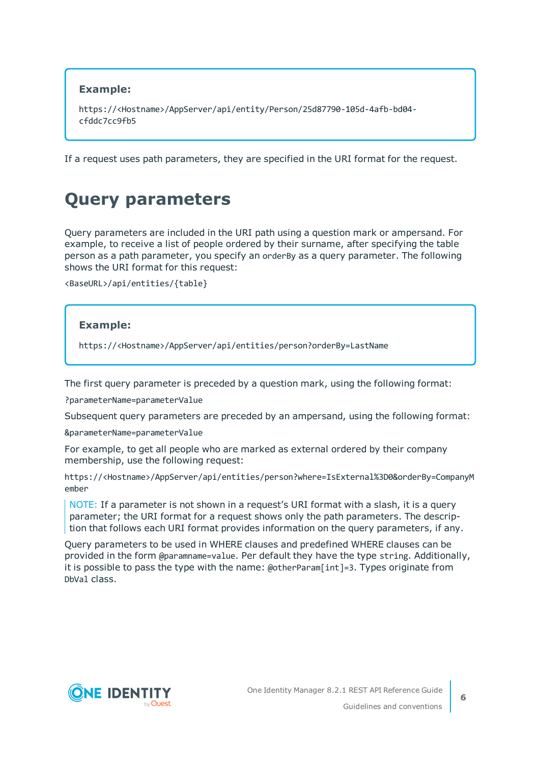**Example:**

```
https://<Hostname>/AppServer/api/entity/Person/25d87790-105d-4afb-bd04-cfddc7cc9fb5
```

If a request uses path parameters, they are specified in the URI format for the request.

## Query parameters

Query parameters are included in the URI path using a question mark or ampersand. For example, to receive a list of people ordered by their surname, after specifying the table person as a path parameter, you specify an `orderBy` as a query parameter. The following shows the URI format for this request:

```
<BaseURL>/api/entities/{table}
```

**Example:**

```
https://<Hostname>/AppServer/api/entities/person?orderBy=LastName
```

The first query parameter is preceded by a question mark, using the following format:

```
?parameterName=parameterValue
```

Subsequent query parameters are preceded by an ampersand, using the following format:

```
&parameterName=parameterValue
```

For example, to get all people who are marked as external ordered by their company membership, use the following request:

```
https://<Hostname>/AppServer/api/entities/person?where=IsExternal%3D0&orderBy=CompanyMember
```

NOTE: If a parameter is not shown in a request's URI format with a slash, it is a query parameter; the URI format for a request shows only the path parameters. The description that follows each URI format provides information on the query parameters, if any.

Query parameters to be used in WHERE clauses and predefined WHERE clauses can be provided in the form `@paramname=value`. Per default they have the type `string`. Additionally, it is possible to pass the type with the name: `@otherParam[int]=3`. Types originate from `DbVal` class.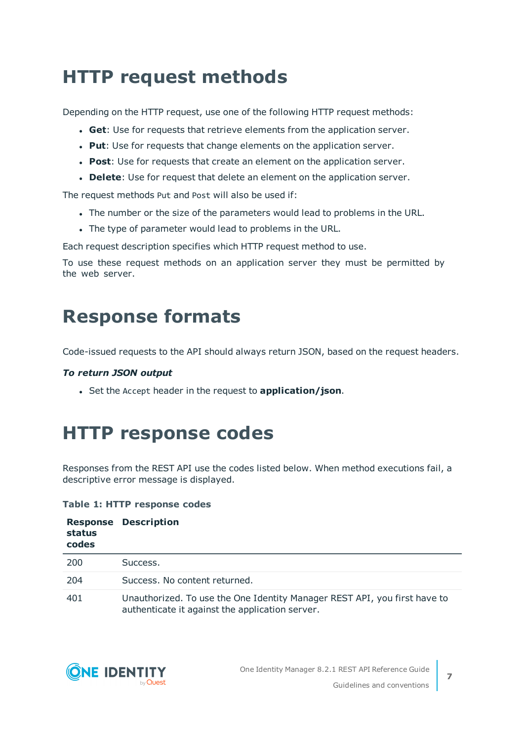# HTTP request methods

Depending on the HTTP request, use one of the following HTTP request methods:

- **Get**: Use for requests that retrieve elements from the application server.
- **Put**: Use for requests that change elements on the application server.
- **Post**: Use for requests that create an element on the application server.
- **Delete**: Use for request that delete an element on the application server.

The request methods `Put` and `Post` will also be used if:

- The number or the size of the parameters would lead to problems in the URL.
- The type of parameter would lead to problems in the URL.

Each request description specifies which HTTP request method to use.

To use these request methods on an application server they must be permitted by the web server.

# Response formats

Code-issued requests to the API should always return JSON, based on the request headers.

***To return JSON output***

- Set the `Accept` header in the request to **application/json**.

# HTTP response codes

Responses from the REST API use the codes listed below. When method executions fail, a descriptive error message is displayed.

**Table 1: HTTP response codes**

| Response status codes | Description |
|---|---|
| 200 | Success. |
| 204 | Success. No content returned. |
| 401 | Unauthorized. To use the One Identity Manager REST API, you first have to authenticate it against the application server. |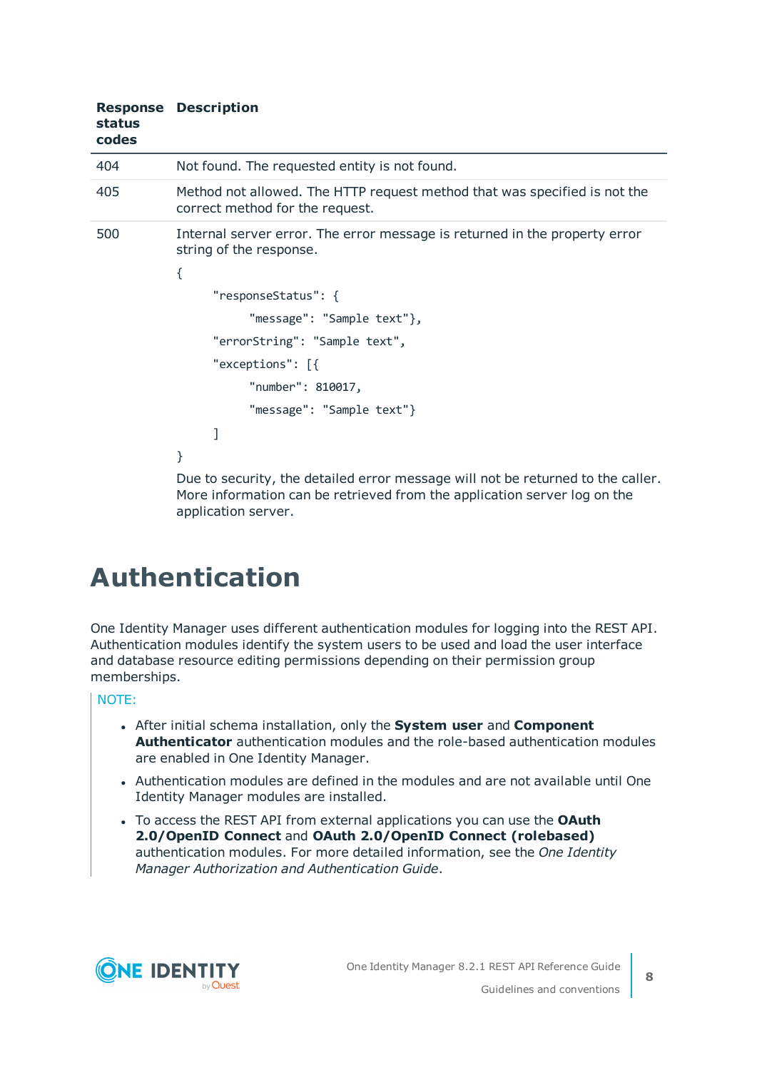| Response status codes | Description |
|---|---|
| 404 | Not found. The requested entity is not found. |
| 405 | Method not allowed. The HTTP request method that was specified is not the correct method for the request. |
| 500 | Internal server error. The error message is returned in the property error string of the response.<br>`{`<br>`"responseStatus": {`<br>`"message": "Sample text"},`<br>`"errorString": "Sample text",`<br>`"exceptions": [{`<br>`"number": 810017,`<br>`"message": "Sample text"}`<br>`]`<br>`}`<br>Due to security, the detailed error message will not be returned to the caller. More information can be retrieved from the application server log on the application server. |

# Authentication

One Identity Manager uses different authentication modules for logging into the REST API. Authentication modules identify the system users to be used and load the user interface and database resource editing permissions depending on their permission group memberships.

NOTE:

- After initial schema installation, only the **System user** and **Component Authenticator** authentication modules and the role-based authentication modules are enabled in One Identity Manager.
- Authentication modules are defined in the modules and are not available until One Identity Manager modules are installed.
- To access the REST API from external applications you can use the **OAuth 2.0/OpenID Connect** and **OAuth 2.0/OpenID Connect (rolebased)** authentication modules. For more detailed information, see the *One Identity Manager Authorization and Authentication Guide*.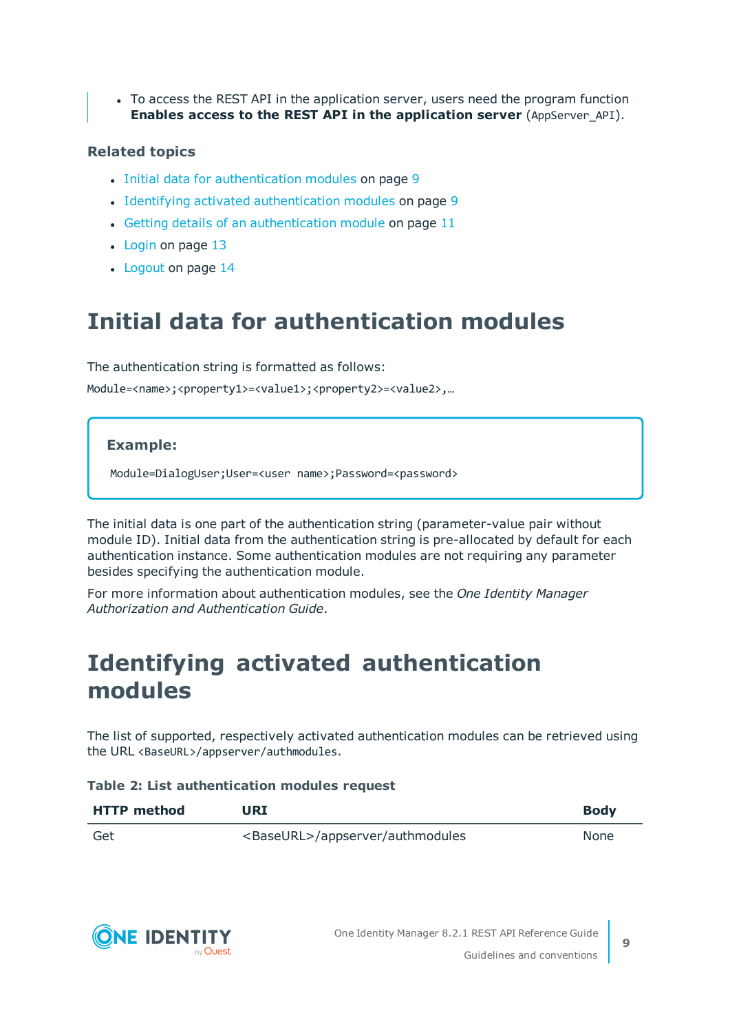- To access the REST API in the application server, users need the program function **Enables access to the REST API in the application server** (`AppServer_API`).

### Related topics

- Initial data for authentication modules on page 9
- Identifying activated authentication modules on page 9
- Getting details of an authentication module on page 11
- Login on page 13
- Logout on page 14

# Initial data for authentication modules

The authentication string is formatted as follows:

```
Module=<name>;<property1>=<value1>;<property2>=<value2>,…
```

**Example:**

```
Module=DialogUser;User=<user name>;Password=<password>
```

The initial data is one part of the authentication string (parameter-value pair without module ID). Initial data from the authentication string is pre-allocated by default for each authentication instance. Some authentication modules are not requiring any parameter besides specifying the authentication module.

For more information about authentication modules, see the *One Identity Manager Authorization and Authentication Guide*.

# Identifying activated authentication modules

The list of supported, respectively activated authentication modules can be retrieved using the URL `<BaseURL>/appserver/authmodules`.

**Table 2: List authentication modules request**

| HTTP method | URI | Body |
|---|---|---|
| Get | <BaseURL>/appserver/authmodules | None |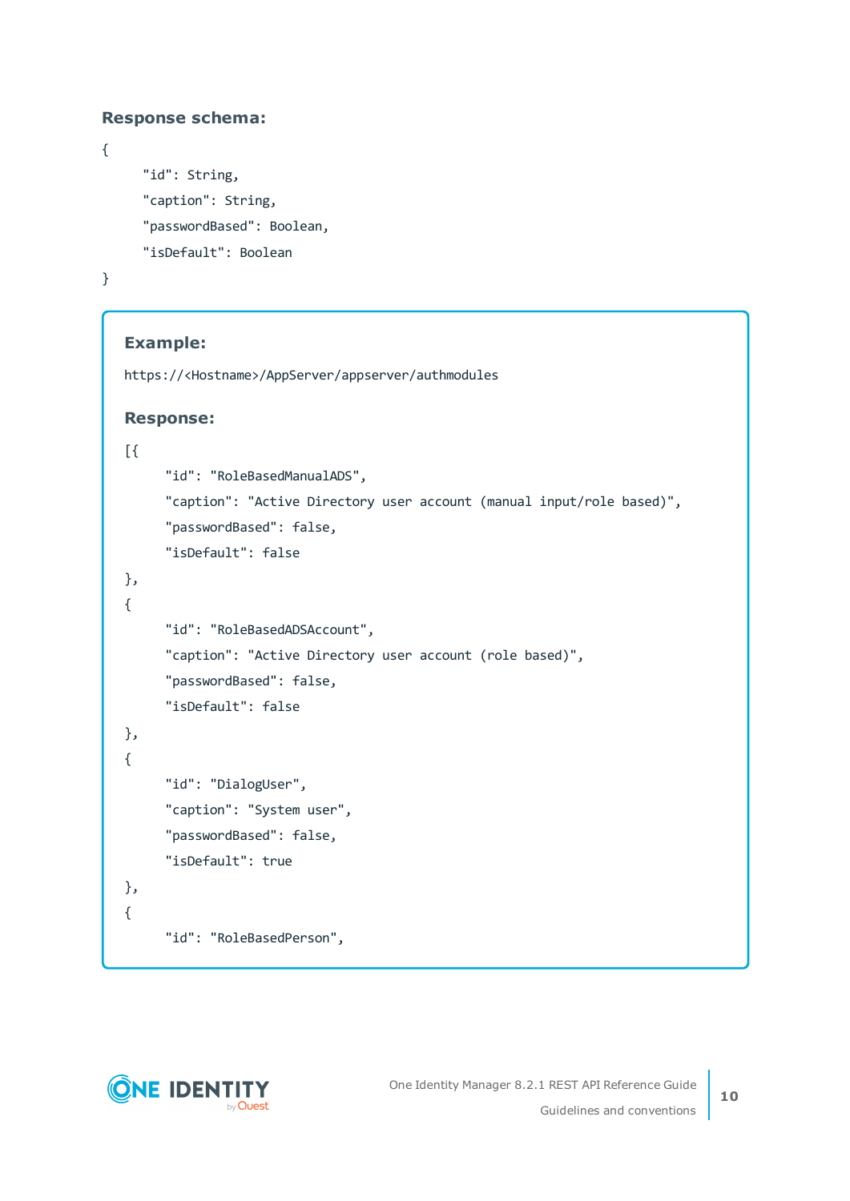**Response schema:**

```
{
    "id": String,
    "caption": String,
    "passwordBased": Boolean,
    "isDefault": Boolean
}
```

**Example:**

```
https://<Hostname>/AppServer/appserver/authmodules
```

**Response:**

```
[{
    "id": "RoleBasedManualADS",
    "caption": "Active Directory user account (manual input/role based)",
    "passwordBased": false,
    "isDefault": false
},
{
    "id": "RoleBasedADSAccount",
    "caption": "Active Directory user account (role based)",
    "passwordBased": false,
    "isDefault": false
},
{
    "id": "DialogUser",
    "caption": "System user",
    "passwordBased": false,
    "isDefault": true
},
{
    "id": "RoleBasedPerson",
```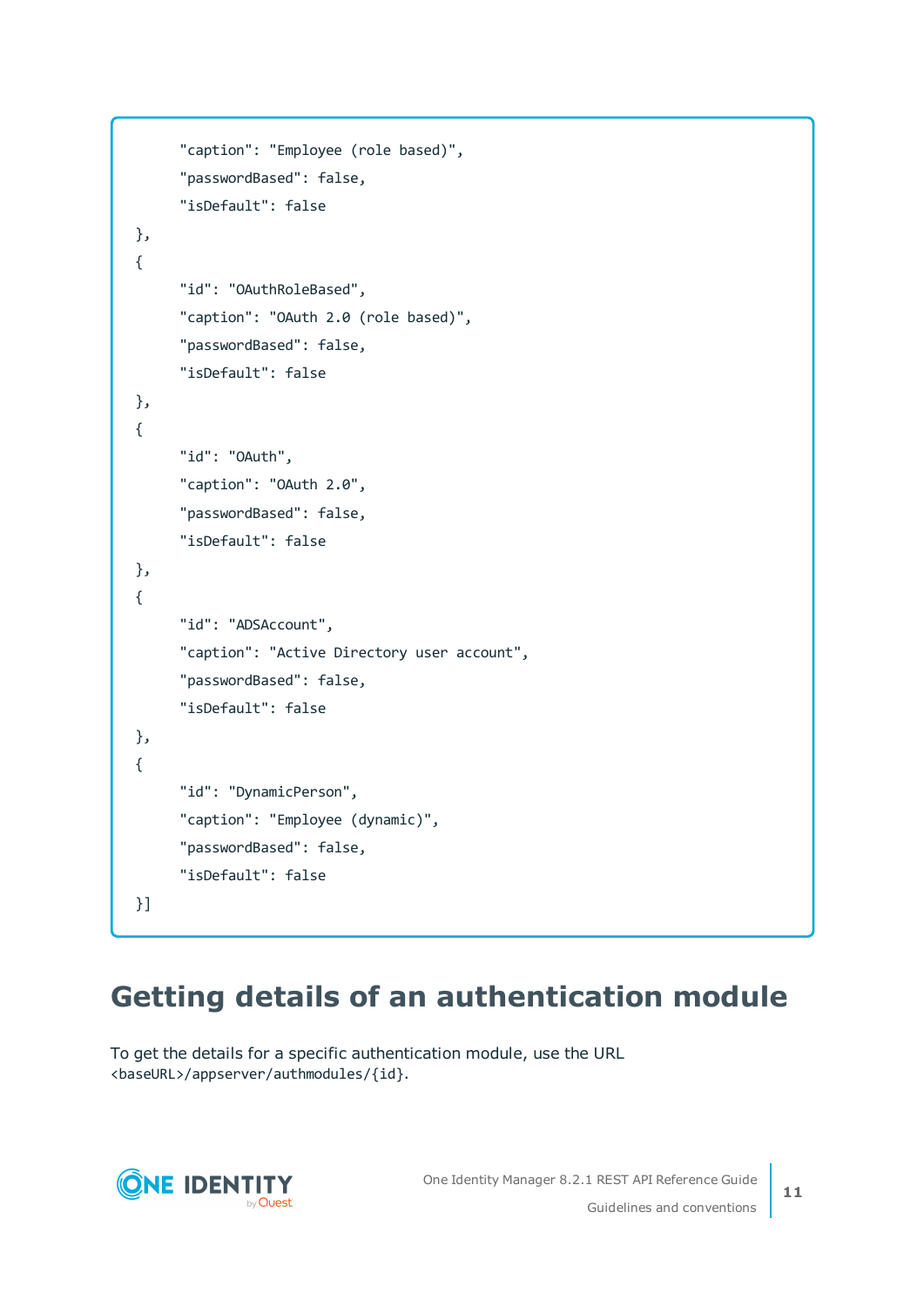```
        "caption": "Employee (role based)",
        "passwordBased": false,
        "isDefault": false
    },
    {
        "id": "OAuthRoleBased",
        "caption": "OAuth 2.0 (role based)",
        "passwordBased": false,
        "isDefault": false
    },
    {
        "id": "OAuth",
        "caption": "OAuth 2.0",
        "passwordBased": false,
        "isDefault": false
    },
    {
        "id": "ADSAccount",
        "caption": "Active Directory user account",
        "passwordBased": false,
        "isDefault": false
    },
    {
        "id": "DynamicPerson",
        "caption": "Employee (dynamic)",
        "passwordBased": false,
        "isDefault": false
    }]
```

## Getting details of an authentication module

To get the details for a specific authentication module, use the URL `<baseURL>/appserver/authmodules/{id}`.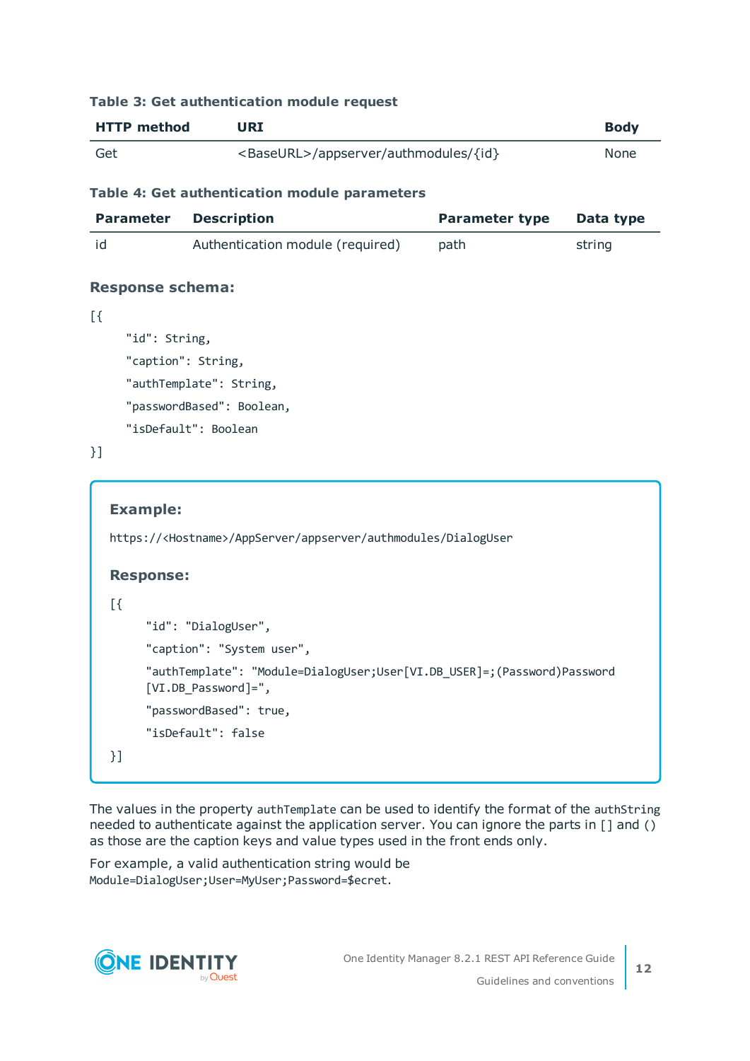**Table 3: Get authentication module request**

| HTTP method | URI | Body |
|---|---|---|
| Get | <BaseURL>/appserver/authmodules/{id} | None |

**Table 4: Get authentication module parameters**

| Parameter | Description | Parameter type | Data type |
|---|---|---|---|
| id | Authentication module (required) | path | string |

### Response schema:

```
[{
    "id": String,
    "caption": String,
    "authTemplate": String,
    "passwordBased": Boolean,
    "isDefault": Boolean
}]
```

> ### Example:
>
> ```
> https://<Hostname>/AppServer/appserver/authmodules/DialogUser
> ```
>
> ### Response:
>
> ```
> [{
>     "id": "DialogUser",
>     "caption": "System user",
>     "authTemplate": "Module=DialogUser;User[VI.DB_USER]=;(Password)Password
>     [VI.DB_Password]=",
>     "passwordBased": true,
>     "isDefault": false
> }]
> ```

The values in the property `authTemplate` can be used to identify the format of the `authString` needed to authenticate against the application server. You can ignore the parts in [] and () as those are the caption keys and value types used in the front ends only.

For example, a valid authentication string would be `Module=DialogUser;User=MyUser;Password=$ecret`.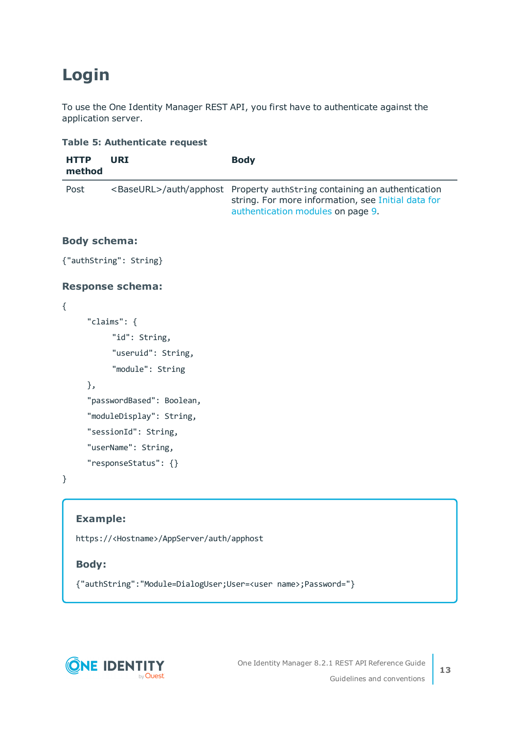# Login

To use the One Identity Manager REST API, you first have to authenticate against the application server.

**Table 5: Authenticate request**

| HTTP method | URI | Body |
|---|---|---|
| Post | <BaseURL>/auth/apphost | Property `authString` containing an authentication string. For more information, see Initial data for authentication modules on page 9. |

### Body schema:

```
{"authString": String}
```

### Response schema:

```
{
    "claims": {
        "id": String,
        "useruid": String,
        "module": String
    },
    "passwordBased": Boolean,
    "moduleDisplay": String,
    "sessionId": String,
    "userName": String,
    "responseStatus": {}
}
```

### Example:

```
https://<Hostname>/AppServer/auth/apphost
```

### Body:

```
{"authString":"Module=DialogUser;User=<user name>;Password="}
```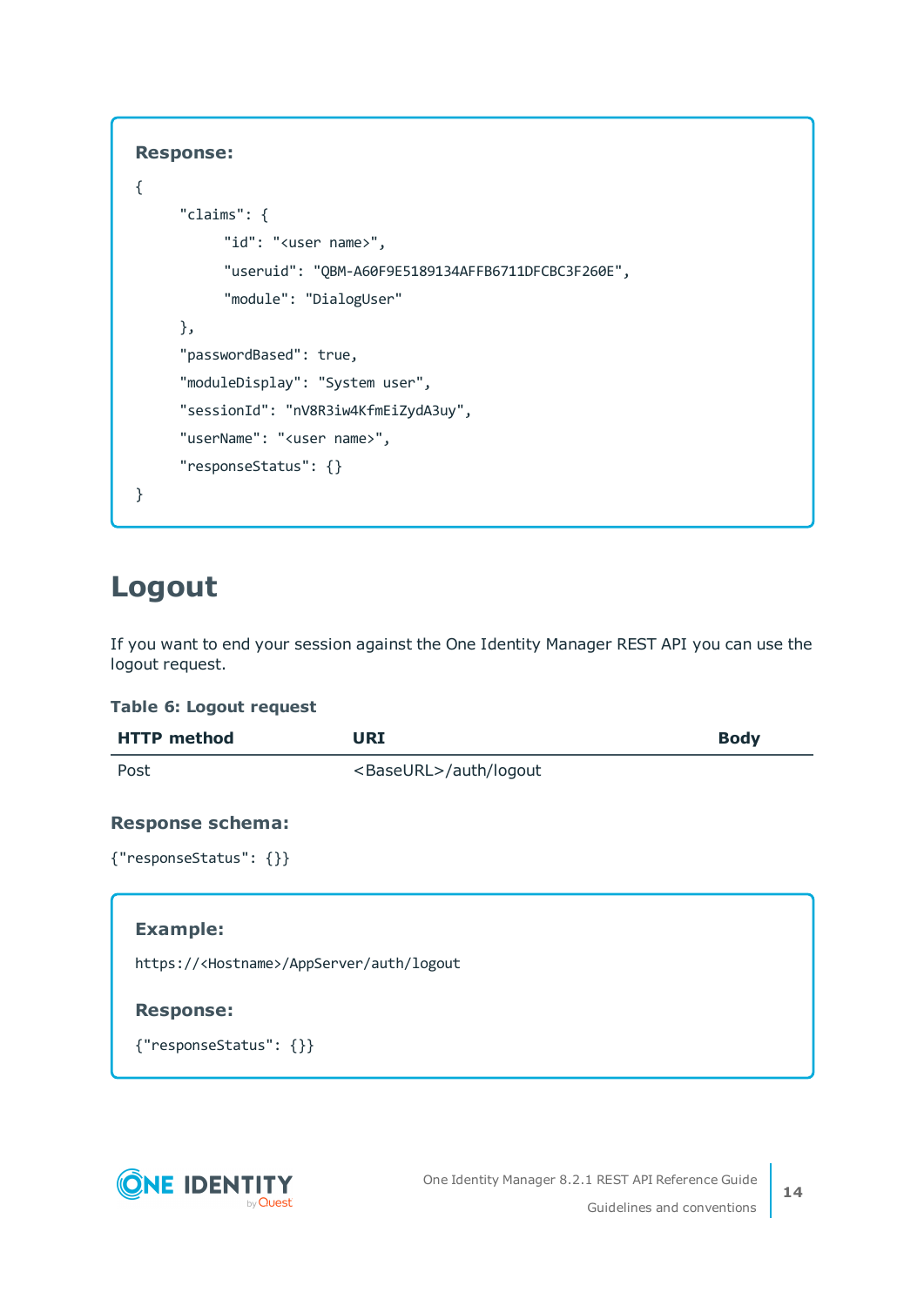**Response:**

```
{
     "claims": {
          "id": "<user name>",
          "useruid": "QBM-A60F9E5189134AFFB6711DFCBC3F260E",
          "module": "DialogUser"
     },
     "passwordBased": true,
     "moduleDisplay": "System user",
     "sessionId": "nV8R3iw4KfmEiZydA3uy",
     "userName": "<user name>",
     "responseStatus": {}
}
```

# Logout

If you want to end your session against the One Identity Manager REST API you can use the logout request.

**Table 6: Logout request**

| HTTP method | URI | Body |
|---|---|---|
| Post | <BaseURL>/auth/logout | |

**Response schema:**

```
{"responseStatus": {}}
```

**Example:**

```
https://<Hostname>/AppServer/auth/logout
```

**Response:**

```
{"responseStatus": {}}
```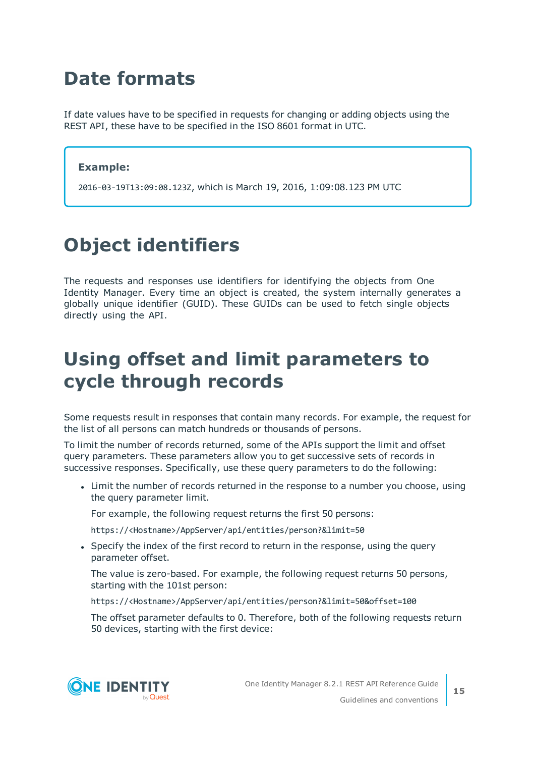# Date formats

If date values have to be specified in requests for changing or adding objects using the REST API, these have to be specified in the ISO 8601 format in UTC.

**Example:**

`2016-03-19T13:09:08.123Z`, which is March 19, 2016, 1:09:08.123 PM UTC

# Object identifiers

The requests and responses use identifiers for identifying the objects from One Identity Manager. Every time an object is created, the system internally generates a globally unique identifier (GUID). These GUIDs can be used to fetch single objects directly using the API.

# Using offset and limit parameters to cycle through records

Some requests result in responses that contain many records. For example, the request for the list of all persons can match hundreds or thousands of persons.

To limit the number of records returned, some of the APIs support the limit and offset query parameters. These parameters allow you to get successive sets of records in successive responses. Specifically, use these query parameters to do the following:

- Limit the number of records returned in the response to a number you choose, using the query parameter limit.

  For example, the following request returns the first 50 persons:

  `https://<Hostname>/AppServer/api/entities/person?&limit=50`

- Specify the index of the first record to return in the response, using the query parameter offset.

  The value is zero-based. For example, the following request returns 50 persons, starting with the 101st person:

  `https://<Hostname>/AppServer/api/entities/person?&limit=50&offset=100`

  The offset parameter defaults to 0. Therefore, both of the following requests return 50 devices, starting with the first device: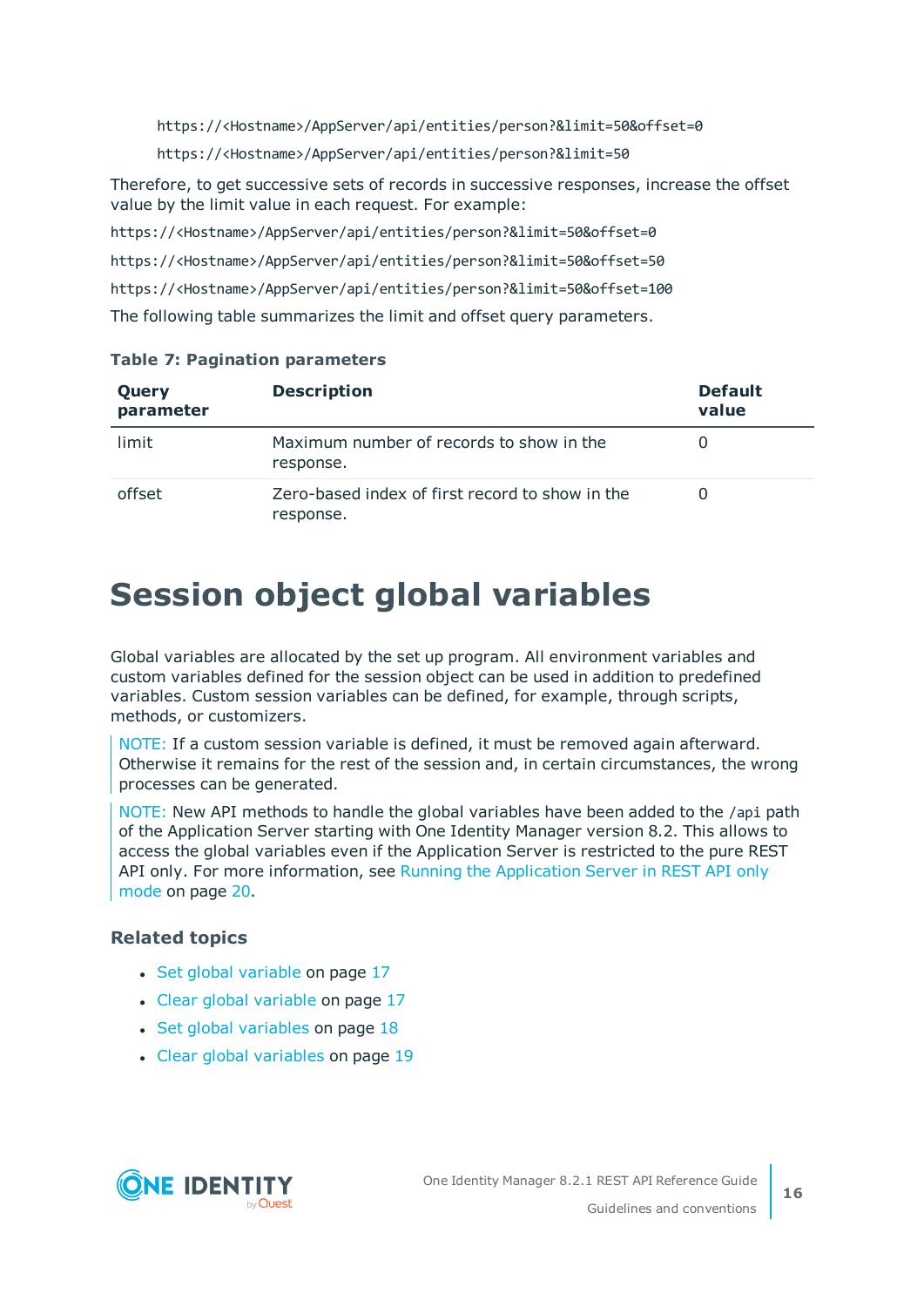```
https://<Hostname>/AppServer/api/entities/person?&limit=50&offset=0
https://<Hostname>/AppServer/api/entities/person?&limit=50
```

Therefore, to get successive sets of records in successive responses, increase the offset value by the limit value in each request. For example:

```
https://<Hostname>/AppServer/api/entities/person?&limit=50&offset=0
https://<Hostname>/AppServer/api/entities/person?&limit=50&offset=50
https://<Hostname>/AppServer/api/entities/person?&limit=50&offset=100
```

The following table summarizes the limit and offset query parameters.

**Table 7: Pagination parameters**

| Query parameter | Description | Default value |
|---|---|---|
| limit | Maximum number of records to show in the response. | 0 |
| offset | Zero-based index of first record to show in the response. | 0 |

# Session object global variables

Global variables are allocated by the set up program. All environment variables and custom variables defined for the session object can be used in addition to predefined variables. Custom session variables can be defined, for example, through scripts, methods, or customizers.

NOTE: If a custom session variable is defined, it must be removed again afterward. Otherwise it remains for the rest of the session and, in certain circumstances, the wrong processes can be generated.

NOTE: New API methods to handle the global variables have been added to the /api path of the Application Server starting with One Identity Manager version 8.2. This allows to access the global variables even if the Application Server is restricted to the pure REST API only. For more information, see Running the Application Server in REST API only mode on page 20.

### Related topics

- Set global variable on page 17
- Clear global variable on page 17
- Set global variables on page 18
- Clear global variables on page 19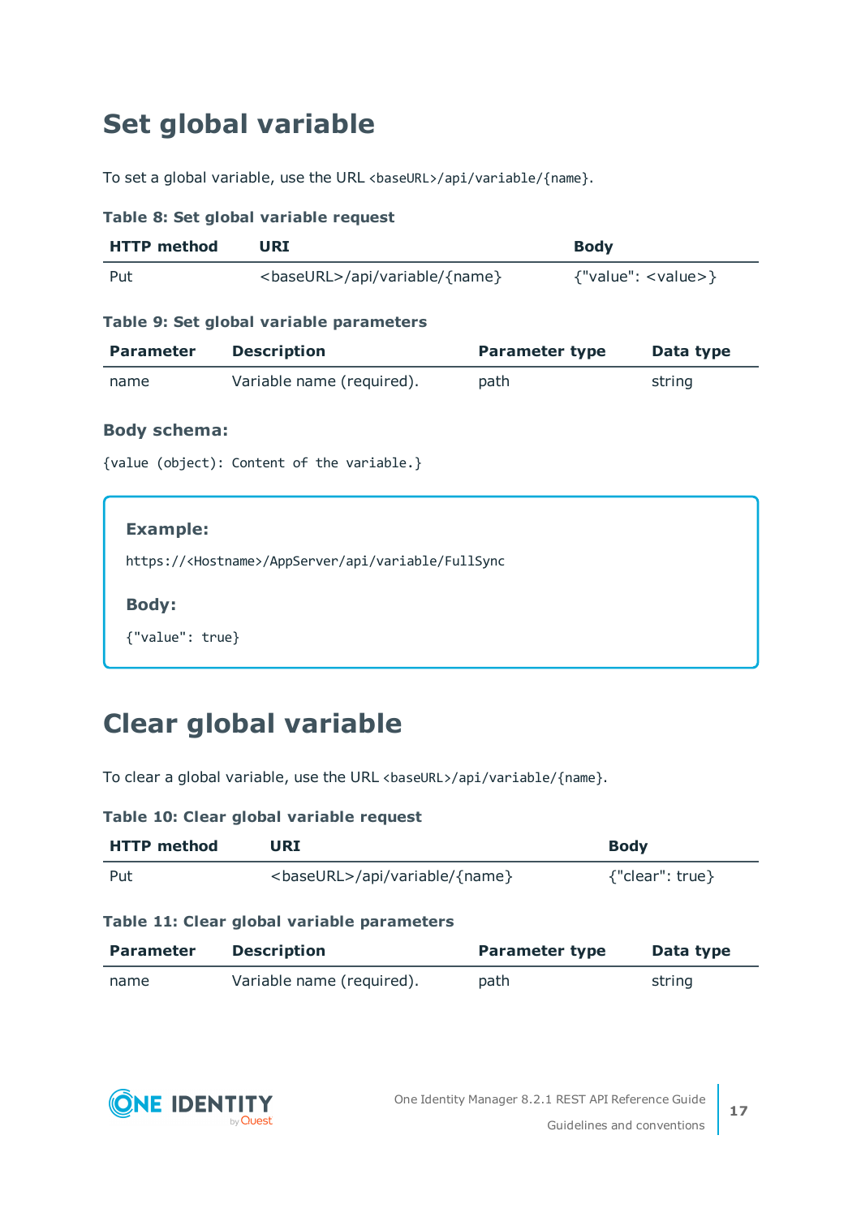# Set global variable

To set a global variable, use the URL `<baseURL>/api/variable/{name}`.

**Table 8: Set global variable request**

| HTTP method | URI | Body |
|---|---|---|
| Put | <baseURL>/api/variable/{name} | {"value": <value>} |

**Table 9: Set global variable parameters**

| Parameter | Description | Parameter type | Data type |
|---|---|---|---|
| name | Variable name (required). | path | string |

### Body schema:

`{value (object): Content of the variable.}`

> **Example:**
>
> `https://<Hostname>/AppServer/api/variable/FullSync`
>
> **Body:**
>
> `{"value": true}`

# Clear global variable

To clear a global variable, use the URL `<baseURL>/api/variable/{name}`.

**Table 10: Clear global variable request**

| HTTP method | URI | Body |
|---|---|---|
| Put | <baseURL>/api/variable/{name} | {"clear": true} |

**Table 11: Clear global variable parameters**

| Parameter | Description | Parameter type | Data type |
|---|---|---|---|
| name | Variable name (required). | path | string |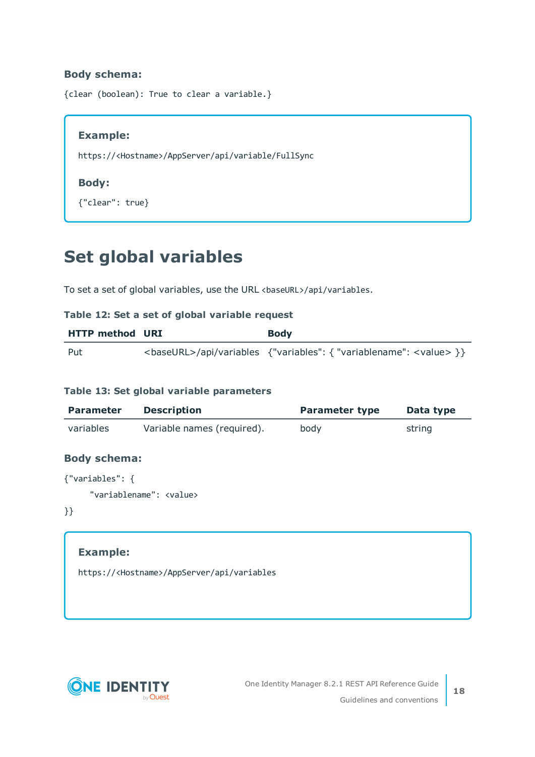**Body schema:**

```
{clear (boolean): True to clear a variable.}
```

> **Example:**
>
> ```
> https://<Hostname>/AppServer/api/variable/FullSync
> ```
>
> **Body:**
>
> ```
> {"clear": true}
> ```

# Set global variables

To set a set of global variables, use the URL `<baseURL>/api/variables`.

**Table 12: Set a set of global variable request**

| HTTP method | URI | Body |
|---|---|---|
| Put | <baseURL>/api/variables | {"variables": { "variablename": <value> }} |

**Table 13: Set global variable parameters**

| Parameter | Description | Parameter type | Data type |
|---|---|---|---|
| variables | Variable names (required). | body | string |

**Body schema:**

```
{"variables": {
     "variablename": <value>
}}
```

> **Example:**
>
> ```
> https://<Hostname>/AppServer/api/variables
> ```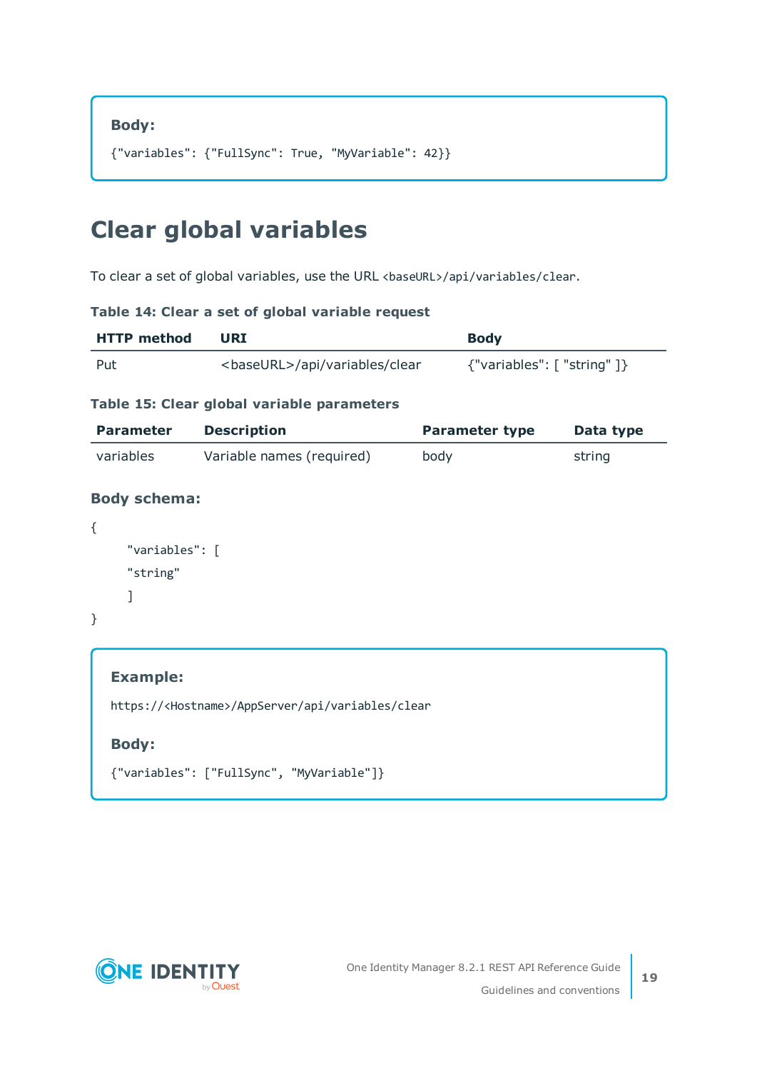**Body:**

```
{"variables": {"FullSync": True, "MyVariable": 42}}
```

## Clear global variables

To clear a set of global variables, use the URL `<baseURL>/api/variables/clear`.

**Table 14: Clear a set of global variable request**

| HTTP method | URI | Body |
|---|---|---|
| Put | <baseURL>/api/variables/clear | {"variables": [ "string" ]} |

**Table 15: Clear global variable parameters**

| Parameter | Description | Parameter type | Data type |
|---|---|---|---|
| variables | Variable names (required) | body | string |

**Body schema:**

```
{
    "variables": [
    "string"
    ]
}
```

**Example:**

```
https://<Hostname>/AppServer/api/variables/clear
```

**Body:**

```
{"variables": ["FullSync", "MyVariable"]}
```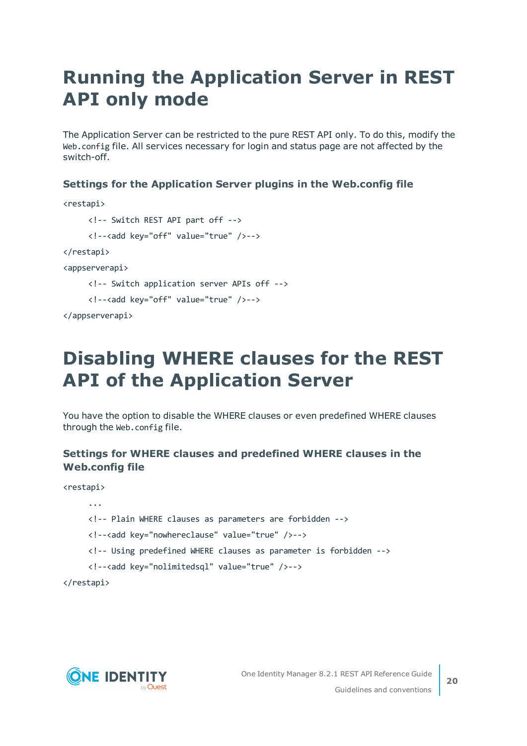# Running the Application Server in REST API only mode

The Application Server can be restricted to the pure REST API only. To do this, modify the `Web.config` file. All services necessary for login and status page are not affected by the switch-off.

### Settings for the Application Server plugins in the Web.config file

```
<restapi>
     <!-- Switch REST API part off -->
     <!--<add key="off" value="true" />-->
</restapi>
<appserverapi>
     <!-- Switch application server APIs off -->
     <!--<add key="off" value="true" />-->
</appserverapi>
```

# Disabling WHERE clauses for the REST API of the Application Server

You have the option to disable the WHERE clauses or even predefined WHERE clauses through the `Web.config` file.

### Settings for WHERE clauses and predefined WHERE clauses in the Web.config file

```
<restapi>
     ...
     <!-- Plain WHERE clauses as parameters are forbidden -->
     <!--<add key="nowhereclause" value="true" />-->
     <!-- Using predefined WHERE clauses as parameter is forbidden -->
     <!--<add key="nolimitedsql" value="true" />-->
</restapi>
```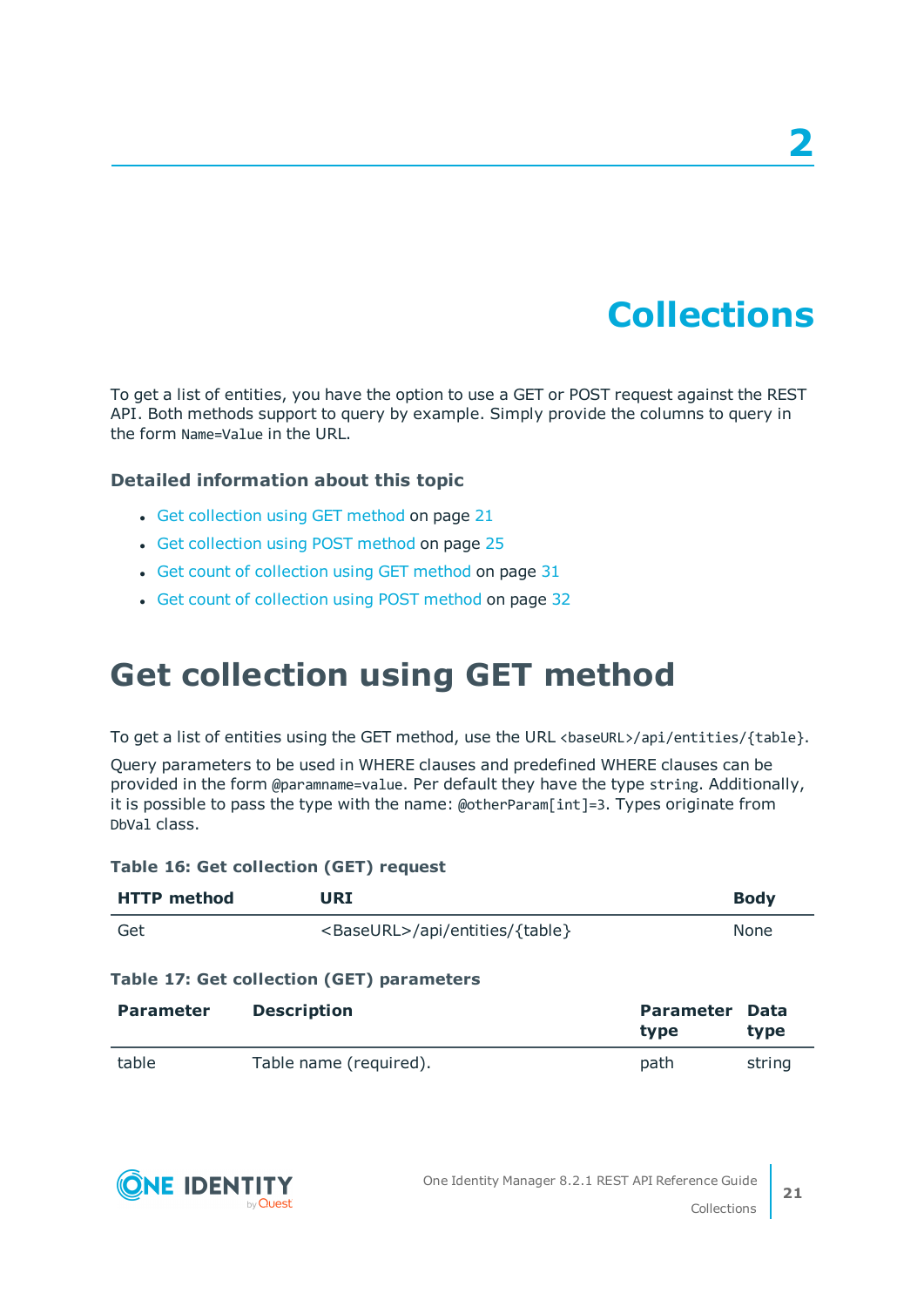# 2

# Collections

To get a list of entities, you have the option to use a GET or POST request against the REST API. Both methods support to query by example. Simply provide the columns to query in the form `Name=Value` in the URL.

### Detailed information about this topic

- Get collection using GET method on page 21
- Get collection using POST method on page 25
- Get count of collection using GET method on page 31
- Get count of collection using POST method on page 32

## Get collection using GET method

To get a list of entities using the GET method, use the URL `<baseURL>/api/entities/{table}`.

Query parameters to be used in WHERE clauses and predefined WHERE clauses can be provided in the form `@paramname=value`. Per default they have the type `string`. Additionally, it is possible to pass the type with the name: `@otherParam[int]=3`. Types originate from `DbVal` class.

**Table 16: Get collection (GET) request**

| HTTP method | URI | Body |
|---|---|---|
| Get | <BaseURL>/api/entities/{table} | None |

**Table 17: Get collection (GET) parameters**

| Parameter | Description | Parameter type | Data type |
|---|---|---|---|
| table | Table name (required). | path | string |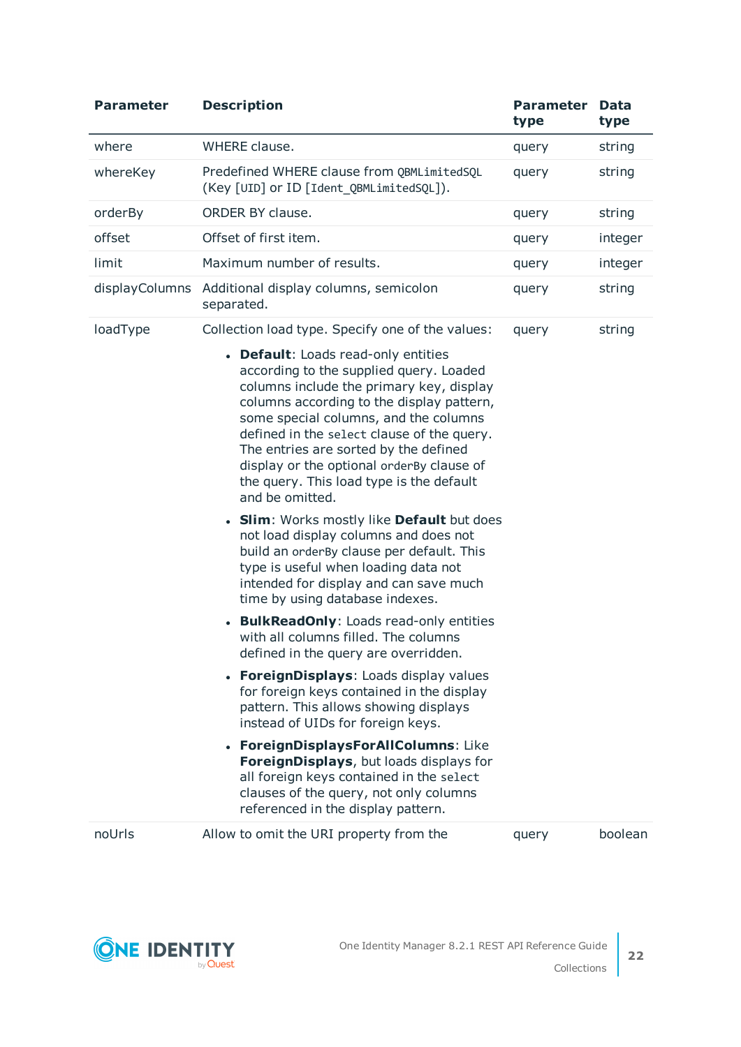| Parameter | Description | Parameter type | Data type |
|---|---|---|---|
| where | WHERE clause. | query | string |
| whereKey | Predefined WHERE clause from `QBMLimitedSQL` (Key [`UID`] or ID [`Ident_QBMLimitedSQL`]). | query | string |
| orderBy | ORDER BY clause. | query | string |
| offset | Offset of first item. | query | integer |
| limit | Maximum number of results. | query | integer |
| displayColumns | Additional display columns, semicolon separated. | query | string |
| loadType | Collection load type. Specify one of the values: <br>• **Default**: Loads read-only entities according to the supplied query. Loaded columns include the primary key, display columns according to the display pattern, some special columns, and the columns defined in the `select` clause of the query. The entries are sorted by the defined display or the optional `orderBy` clause of the query. This load type is the default and be omitted. <br>• **Slim**: Works mostly like **Default** but does not load display columns and does not build an `orderBy` clause per default. This type is useful when loading data not intended for display and can save much time by using database indexes. <br>• **BulkReadOnly**: Loads read-only entities with all columns filled. The columns defined in the query are overridden. <br>• **ForeignDisplays**: Loads display values for foreign keys contained in the display pattern. This allows showing displays instead of UIDs for foreign keys. <br>• **ForeignDisplaysForAllColumns**: Like **ForeignDisplays**, but loads displays for all foreign keys contained in the `select` clauses of the query, not only columns referenced in the display pattern. | query | string |
| noUrls | Allow to omit the URI property from the | query | boolean |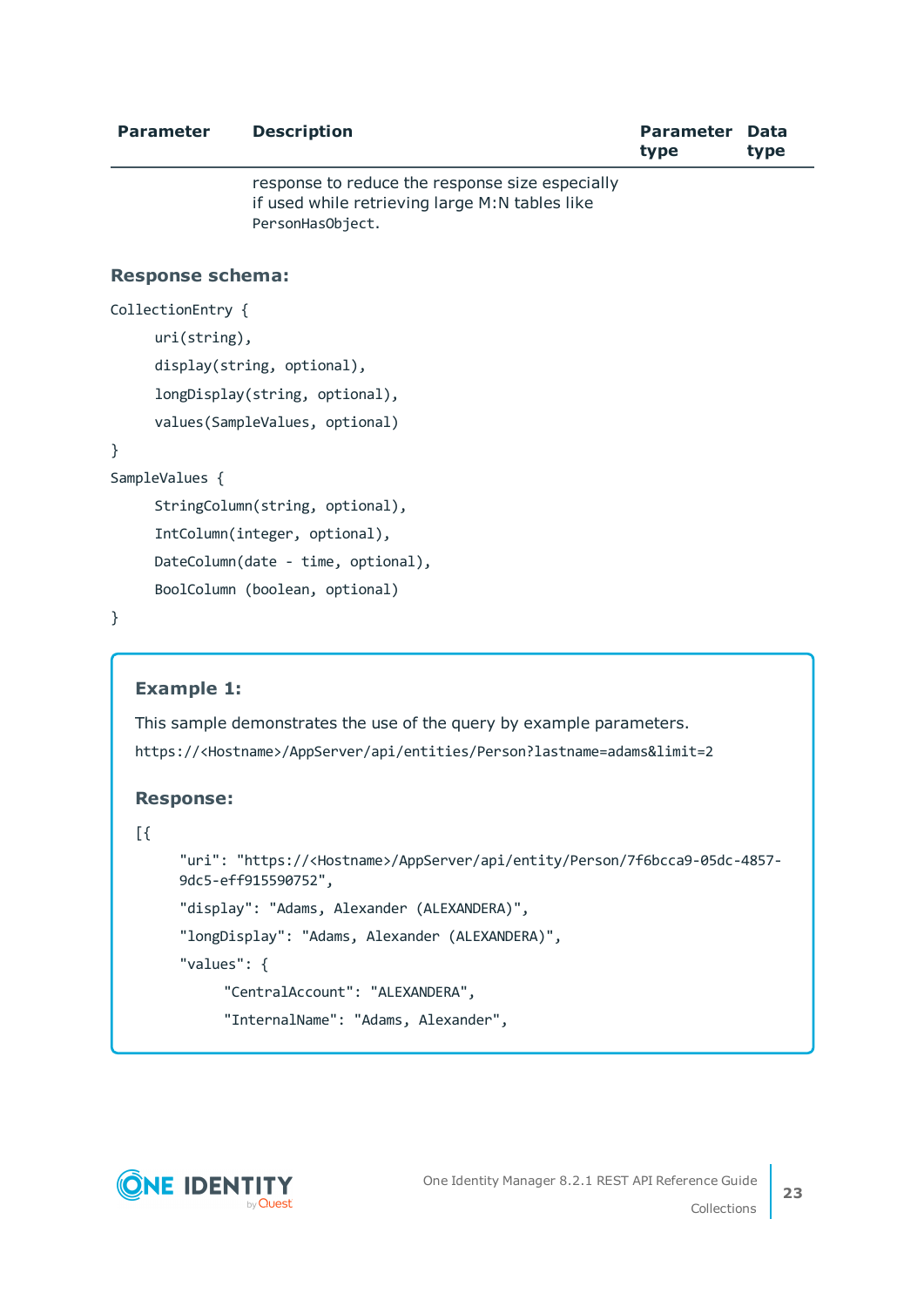| Parameter | Description | Parameter type | Data type |
|---|---|---|---|
| | response to reduce the response size especially if used while retrieving large M:N tables like PersonHasObject. | | |

**Response schema:**

```
CollectionEntry {
    uri(string),
    display(string, optional),
    longDisplay(string, optional),
    values(SampleValues, optional)
}
SampleValues {
    StringColumn(string, optional),
    IntColumn(integer, optional),
    DateColumn(date - time, optional),
    BoolColumn (boolean, optional)
}
```

**Example 1:**

This sample demonstrates the use of the query by example parameters.

```
https://<Hostname>/AppServer/api/entities/Person?lastname=adams&limit=2
```

**Response:**

```
[{
    "uri": "https://<Hostname>/AppServer/api/entity/Person/7f6bcca9-05dc-4857-9dc5-eff915590752",
    "display": "Adams, Alexander (ALEXANDERA)",
    "longDisplay": "Adams, Alexander (ALEXANDERA)",
    "values": {
        "CentralAccount": "ALEXANDERA",
        "InternalName": "Adams, Alexander",
```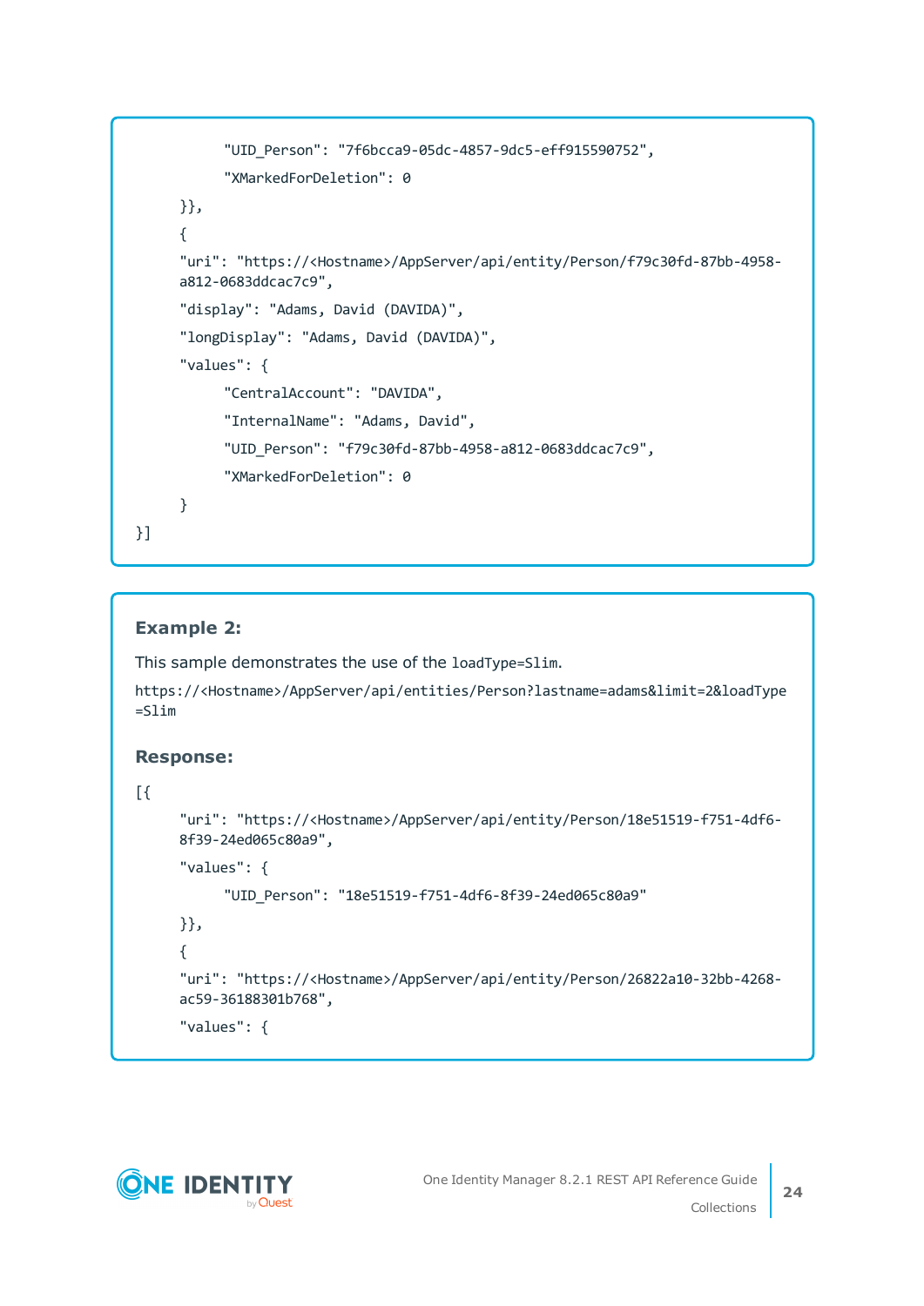```
            "UID_Person": "7f6bcca9-05dc-4857-9dc5-eff915590752",
            "XMarkedForDeletion": 0
      }},
      {
      "uri": "https://<Hostname>/AppServer/api/entity/Person/f79c30fd-87bb-4958-a812-0683ddcac7c9",
      "display": "Adams, David (DAVIDA)",
      "longDisplay": "Adams, David (DAVIDA)",
      "values": {
            "CentralAccount": "DAVIDA",
            "InternalName": "Adams, David",
            "UID_Person": "f79c30fd-87bb-4958-a812-0683ddcac7c9",
            "XMarkedForDeletion": 0
      }
}]
```

**Example 2:**

This sample demonstrates the use of the `loadType=Slim`.

`https://<Hostname>/AppServer/api/entities/Person?lastname=adams&limit=2&loadType=Slim`

**Response:**

```
[{
      "uri": "https://<Hostname>/AppServer/api/entity/Person/18e51519-f751-4df6-8f39-24ed065c80a9",
      "values": {
            "UID_Person": "18e51519-f751-4df6-8f39-24ed065c80a9"
      }},
      {
      "uri": "https://<Hostname>/AppServer/api/entity/Person/26822a10-32bb-4268-ac59-36188301b768",
      "values": {
```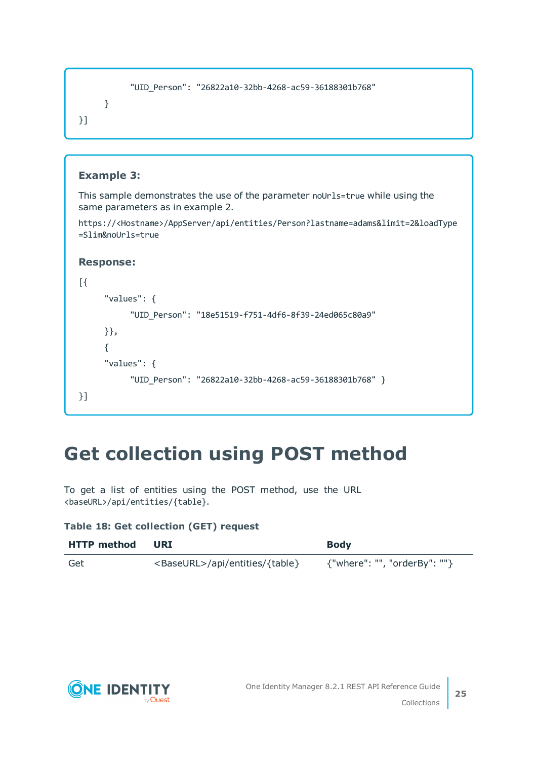```
            "UID_Person": "26822a10-32bb-4268-ac59-36188301b768"
      }
}]
```

**Example 3:**

This sample demonstrates the use of the parameter `noUrls=true` while using the same parameters as in example 2.

```
https://<Hostname>/AppServer/api/entities/Person?lastname=adams&limit=2&loadType
=Slim&noUrls=true
```

**Response:**

```
[{
      "values": {
            "UID_Person": "18e51519-f751-4df6-8f39-24ed065c80a9"
      }},
      {
      "values": {
            "UID_Person": "26822a10-32bb-4268-ac59-36188301b768" }
}]
```

# Get collection using POST method

To get a list of entities using the POST method, use the URL `<baseURL>/api/entities/{table}`.

**Table 18: Get collection (GET) request**

| HTTP method | URI | Body |
|---|---|---|
| Get | <BaseURL>/api/entities/{table} | {"where": "", "orderBy": ""} |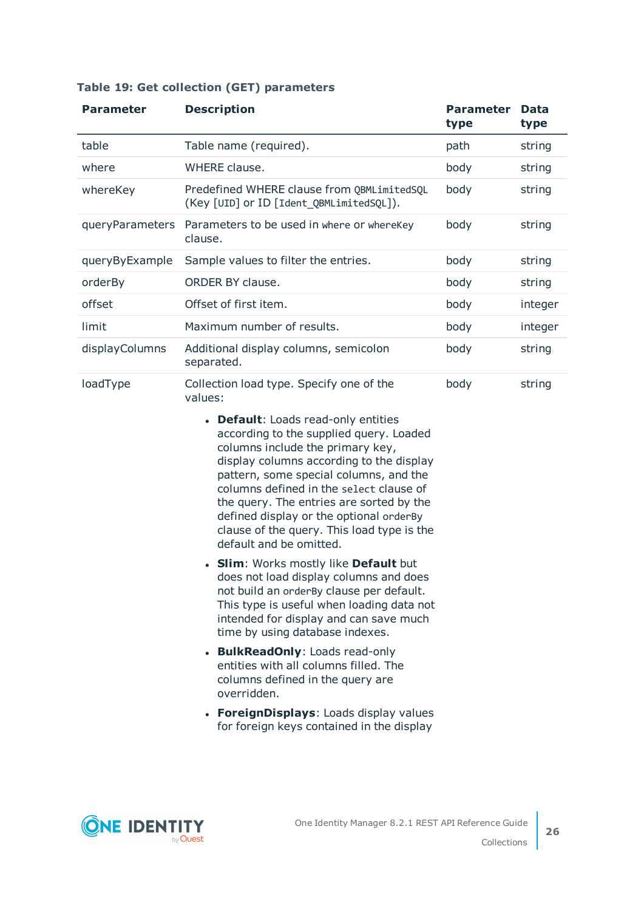**Table 19: Get collection (GET) parameters**

| Parameter | Description | Parameter type | Data type |
|---|---|---|---|
| table | Table name (required). | path | string |
| where | WHERE clause. | body | string |
| whereKey | Predefined WHERE clause from `QBMLimitedSQL` (Key `[UID]` or ID `[Ident_QBMLimitedSQL]`). | body | string |
| queryParameters | Parameters to be used in `where` or `whereKey` clause. | body | string |
| queryByExample | Sample values to filter the entries. | body | string |
| orderBy | ORDER BY clause. | body | string |
| offset | Offset of first item. | body | integer |
| limit | Maximum number of results. | body | integer |
| displayColumns | Additional display columns, semicolon separated. | body | string |
| loadType | Collection load type. Specify one of the values:<br><br>• **Default**: Loads read-only entities according to the supplied query. Loaded columns include the primary key, display columns according to the display pattern, some special columns, and the columns defined in the `select` clause of the query. The entries are sorted by the defined display or the optional `orderBy` clause of the query. This load type is the default and be omitted.<br><br>• **Slim**: Works mostly like **Default** but does not load display columns and does not build an `orderBy` clause per default. This type is useful when loading data not intended for display and can save much time by using database indexes.<br><br>• **BulkReadOnly**: Loads read-only entities with all columns filled. The columns defined in the query are overridden.<br><br>• **ForeignDisplays**: Loads display values for foreign keys contained in the display | body | string |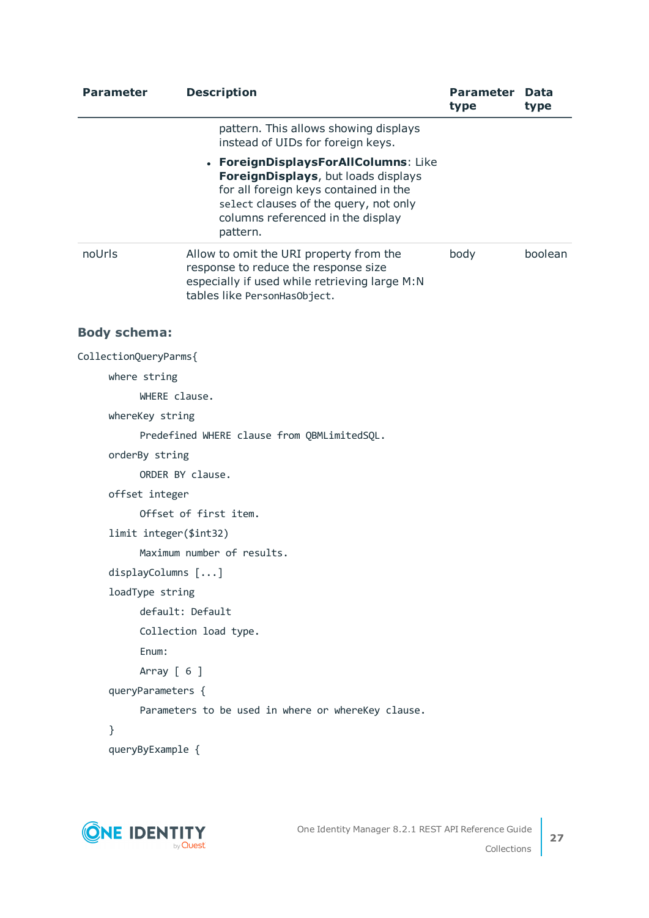| Parameter | Description | Parameter type | Data type |
|---|---|---|---|
| | pattern. This allows showing displays instead of UIDs for foreign keys.<br>• **ForeignDisplaysForAllColumns**: Like **ForeignDisplays**, but loads displays for all foreign keys contained in the `select` clauses of the query, not only columns referenced in the display pattern. | | |
| noUrls | Allow to omit the URI property from the response to reduce the response size especially if used while retrieving large M:N tables like `PersonHasObject`. | body | boolean |

### Body schema:

```
CollectionQueryParms{
    where string
        WHERE clause.
    whereKey string
        Predefined WHERE clause from QBMLimitedSQL.
    orderBy string
        ORDER BY clause.
    offset integer
        Offset of first item.
    limit integer($int32)
        Maximum number of results.
    displayColumns [...]
    loadType string
        default: Default
        Collection load type.
        Enum:
        Array [ 6 ]
    queryParameters {
        Parameters to be used in where or whereKey clause.
    }
    queryByExample {
```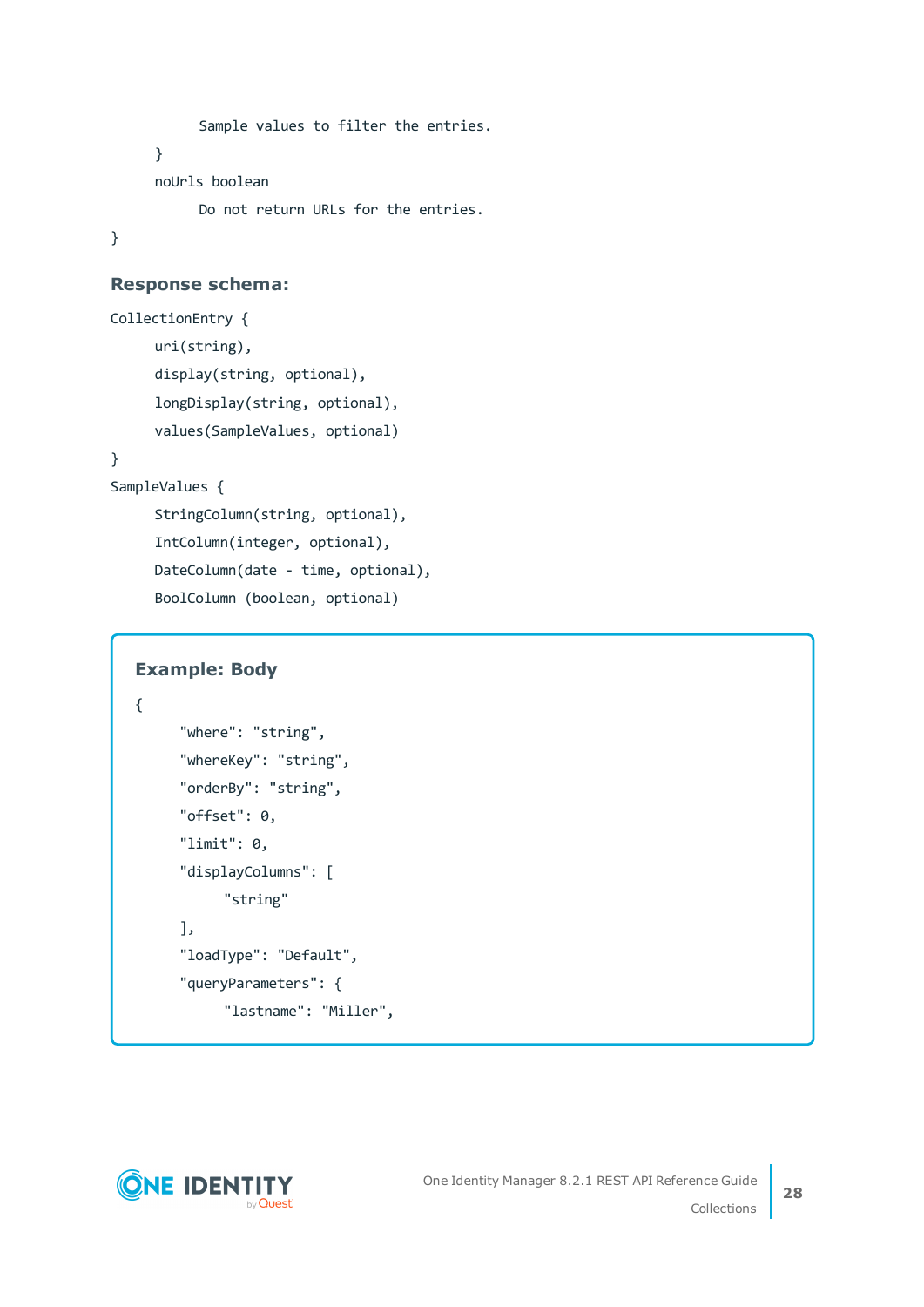```
        Sample values to filter the entries.
    }
    noUrls boolean
        Do not return URLs for the entries.
}
```

### Response schema:

```
CollectionEntry {
    uri(string),
    display(string, optional),
    longDisplay(string, optional),
    values(SampleValues, optional)
}
SampleValues {
    StringColumn(string, optional),
    IntColumn(integer, optional),
    DateColumn(date - time, optional),
    BoolColumn (boolean, optional)
```

**Example: Body**

```
{
    "where": "string",
    "whereKey": "string",
    "orderBy": "string",
    "offset": 0,
    "limit": 0,
    "displayColumns": [
        "string"
    ],
    "loadType": "Default",
    "queryParameters": {
        "lastname": "Miller",
```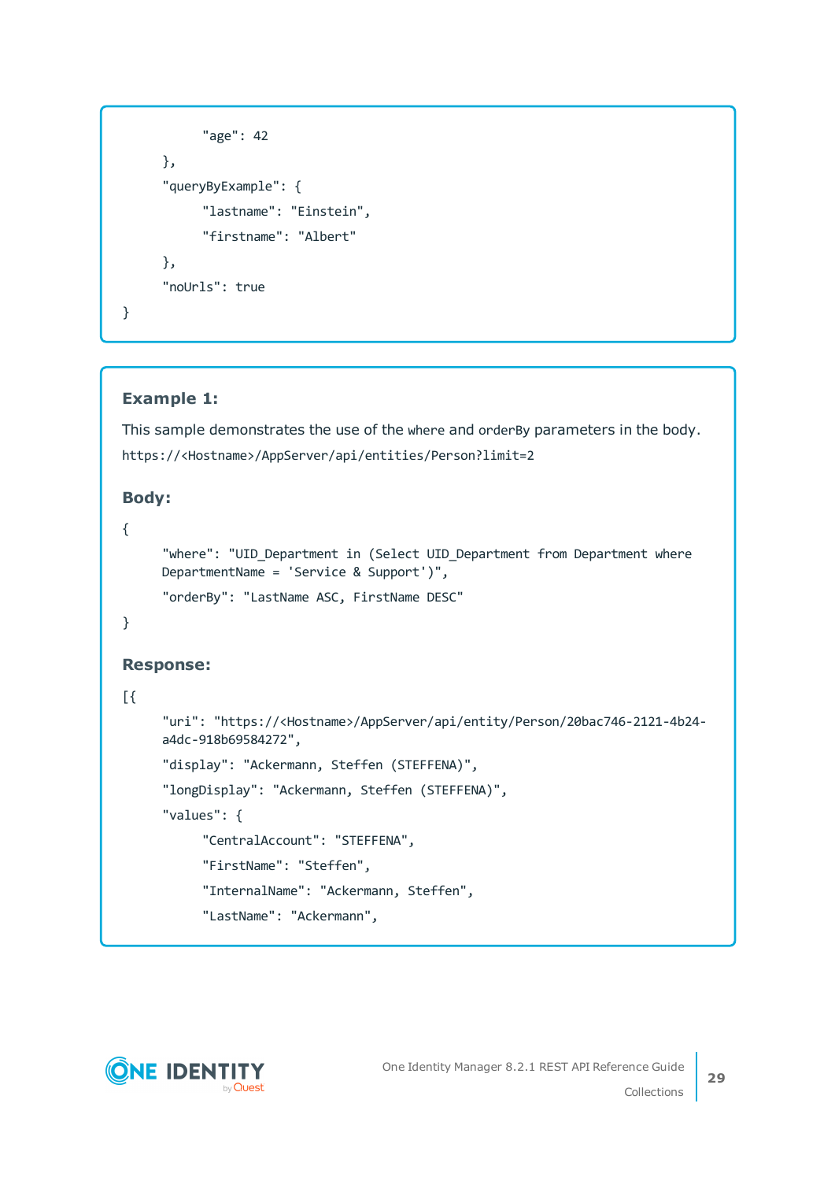```
            "age": 42
      },
      "queryByExample": {
            "lastname": "Einstein",
            "firstname": "Albert"
      },
      "noUrls": true
}
```

**Example 1:**

This sample demonstrates the use of the `where` and `orderBy` parameters in the body.

`https://<Hostname>/AppServer/api/entities/Person?limit=2`

**Body:**

```
{
      "where": "UID_Department in (Select UID_Department from Department where
      DepartmentName = 'Service & Support')",
      "orderBy": "LastName ASC, FirstName DESC"
}
```

**Response:**

```
[{
      "uri": "https://<Hostname>/AppServer/api/entity/Person/20bac746-2121-4b24-
      a4dc-918b69584272",
      "display": "Ackermann, Steffen (STEFFENA)",
      "longDisplay": "Ackermann, Steffen (STEFFENA)",
      "values": {
            "CentralAccount": "STEFFENA",
            "FirstName": "Steffen",
            "InternalName": "Ackermann, Steffen",
            "LastName": "Ackermann",
```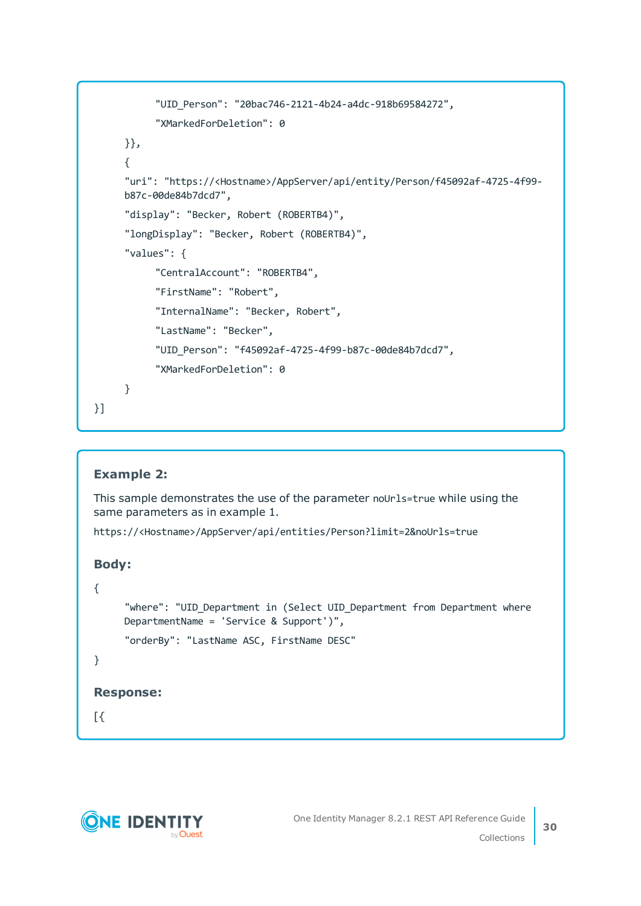```
            "UID_Person": "20bac746-2121-4b24-a4dc-918b69584272",
            "XMarkedForDeletion": 0
      }},
      {
      "uri": "https://<Hostname>/AppServer/api/entity/Person/f45092af-4725-4f99-
      b87c-00de84b7dcd7",
      "display": "Becker, Robert (ROBERTB4)",
      "longDisplay": "Becker, Robert (ROBERTB4)",
      "values": {
            "CentralAccount": "ROBERTB4",
            "FirstName": "Robert",
            "InternalName": "Becker, Robert",
            "LastName": "Becker",
            "UID_Person": "f45092af-4725-4f99-b87c-00de84b7dcd7",
            "XMarkedForDeletion": 0
      }
}]
```

**Example 2:**

This sample demonstrates the use of the parameter `noUrls=true` while using the same parameters as in example 1.

`https://<Hostname>/AppServer/api/entities/Person?limit=2&noUrls=true`

**Body:**

```
{
      "where": "UID_Department in (Select UID_Department from Department where
      DepartmentName = 'Service & Support')",
      "orderBy": "LastName ASC, FirstName DESC"
}
```

**Response:**

```
[{
```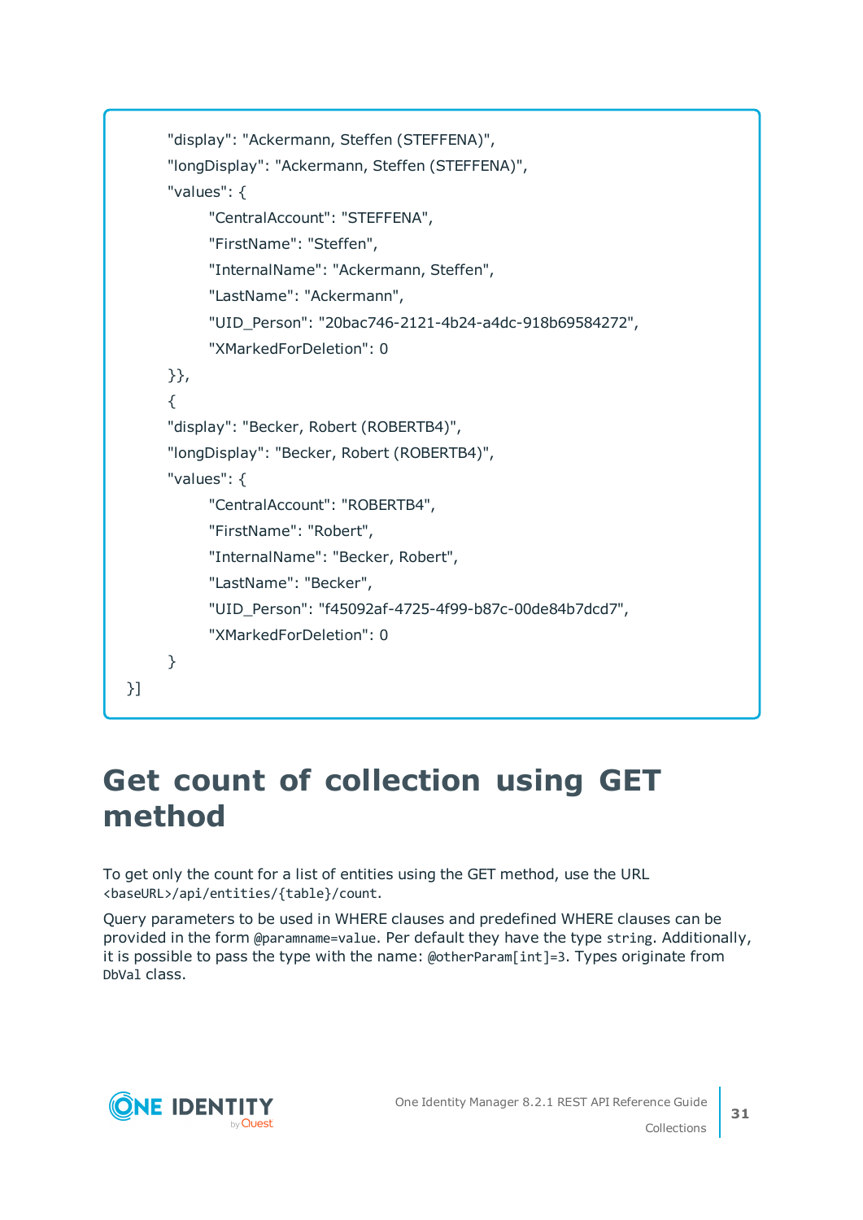```
    "display": "Ackermann, Steffen (STEFFENA)",
    "longDisplay": "Ackermann, Steffen (STEFFENA)",
    "values": {
        "CentralAccount": "STEFFENA",
        "FirstName": "Steffen",
        "InternalName": "Ackermann, Steffen",
        "LastName": "Ackermann",
        "UID_Person": "20bac746-2121-4b24-a4dc-918b69584272",
        "XMarkedForDeletion": 0
    }},
    {
    "display": "Becker, Robert (ROBERTB4)",
    "longDisplay": "Becker, Robert (ROBERTB4)",
    "values": {
        "CentralAccount": "ROBERTB4",
        "FirstName": "Robert",
        "InternalName": "Becker, Robert",
        "LastName": "Becker",
        "UID_Person": "f45092af-4725-4f99-b87c-00de84b7dcd7",
        "XMarkedForDeletion": 0
    }
}]
```

# Get count of collection using GET method

To get only the count for a list of entities using the GET method, use the URL `<baseURL>/api/entities/{table}/count`.

Query parameters to be used in WHERE clauses and predefined WHERE clauses can be provided in the form `@paramname=value`. Per default they have the type `string`. Additionally, it is possible to pass the type with the name: `@otherParam[int]=3`. Types originate from `DbVal` class.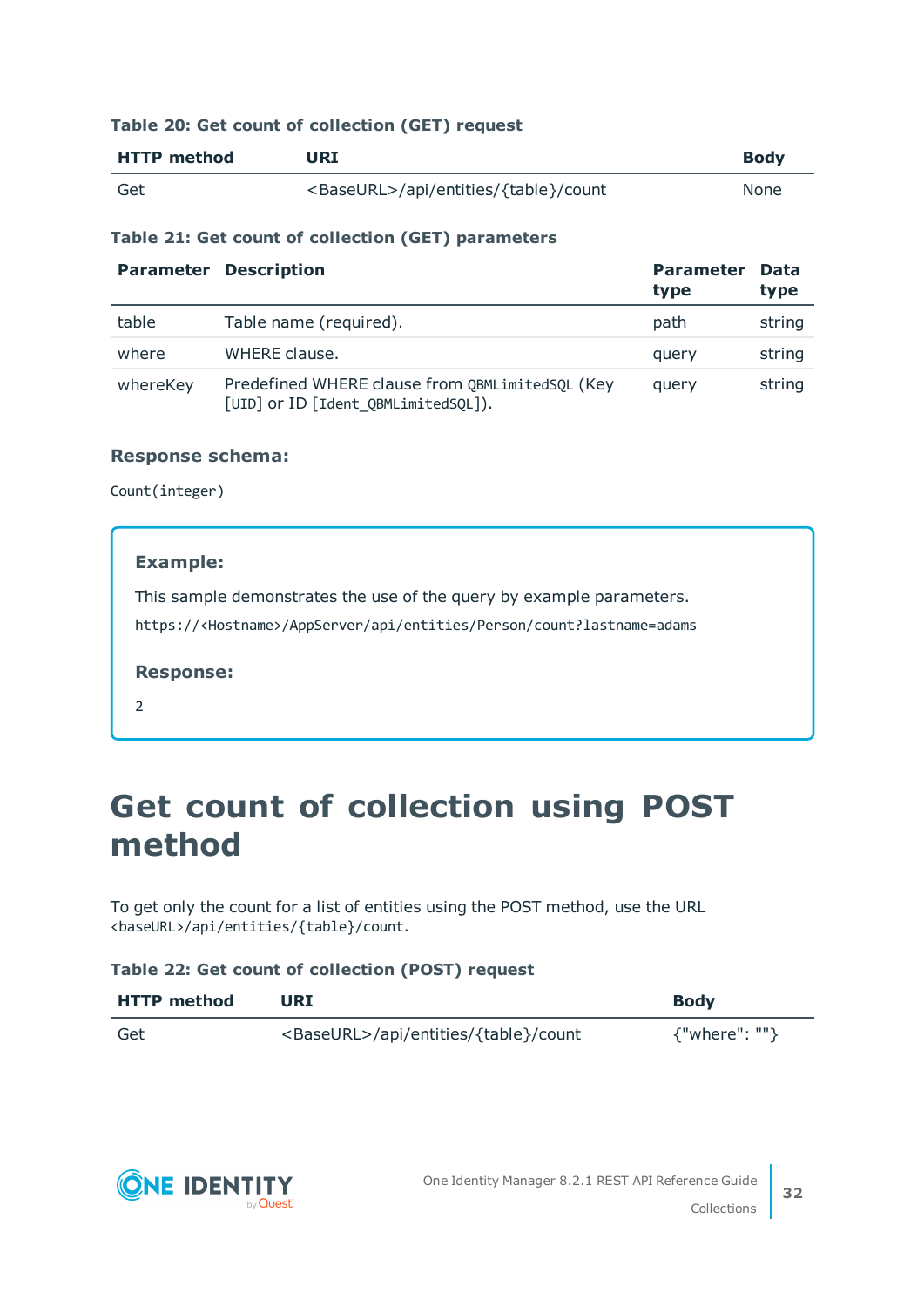**Table 20: Get count of collection (GET) request**

| HTTP method | URI | Body |
| --- | --- | --- |
| Get | <BaseURL>/api/entities/{table}/count | None |

**Table 21: Get count of collection (GET) parameters**

| Parameter | Description | Parameter type | Data type |
| --- | --- | --- | --- |
| table | Table name (required). | path | string |
| where | WHERE clause. | query | string |
| whereKey | Predefined WHERE clause from `QBMLimitedSQL` (Key [`UID`] or ID [`Ident_QBMLimitedSQL`]). | query | string |

### Response schema:

`Count(integer)`

> **Example:**
>
> This sample demonstrates the use of the query by example parameters.
>
> `https://<Hostname>/AppServer/api/entities/Person/count?lastname=adams`
>
> **Response:**
>
> `2`

# Get count of collection using POST method

To get only the count for a list of entities using the POST method, use the URL `<baseURL>/api/entities/{table}/count`.

**Table 22: Get count of collection (POST) request**

| HTTP method | URI | Body |
| --- | --- | --- |
| Get | <BaseURL>/api/entities/{table}/count | {"where": ""} |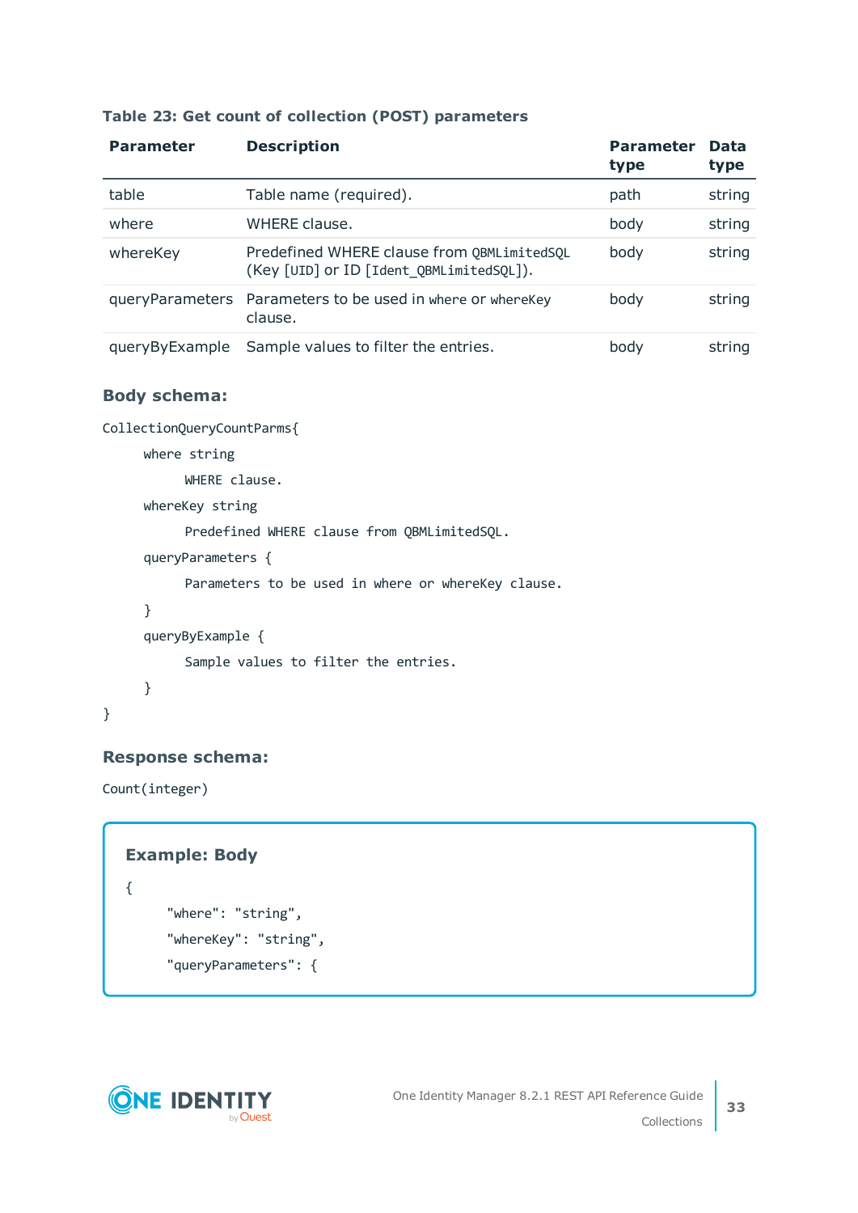**Table 23: Get count of collection (POST) parameters**

| Parameter | Description | Parameter type | Data type |
|---|---|---|---|
| table | Table name (required). | path | string |
| where | WHERE clause. | body | string |
| whereKey | Predefined WHERE clause from `QBMLimitedSQL` (Key `[UID]` or ID `[Ident_QBMLimitedSQL]`). | body | string |
| queryParameters | Parameters to be used in `where` or `whereKey` clause. | body | string |
| queryByExample | Sample values to filter the entries. | body | string |

### Body schema:

```
CollectionQueryCountParms{
    where string
        WHERE clause.
    whereKey string
        Predefined WHERE clause from QBMLimitedSQL.
    queryParameters {
        Parameters to be used in where or whereKey clause.
    }
    queryByExample {
        Sample values to filter the entries.
    }
}
```

### Response schema:

```
Count(integer)
```

**Example: Body**

```
{
    "where": "string",
    "whereKey": "string",
    "queryParameters": {
```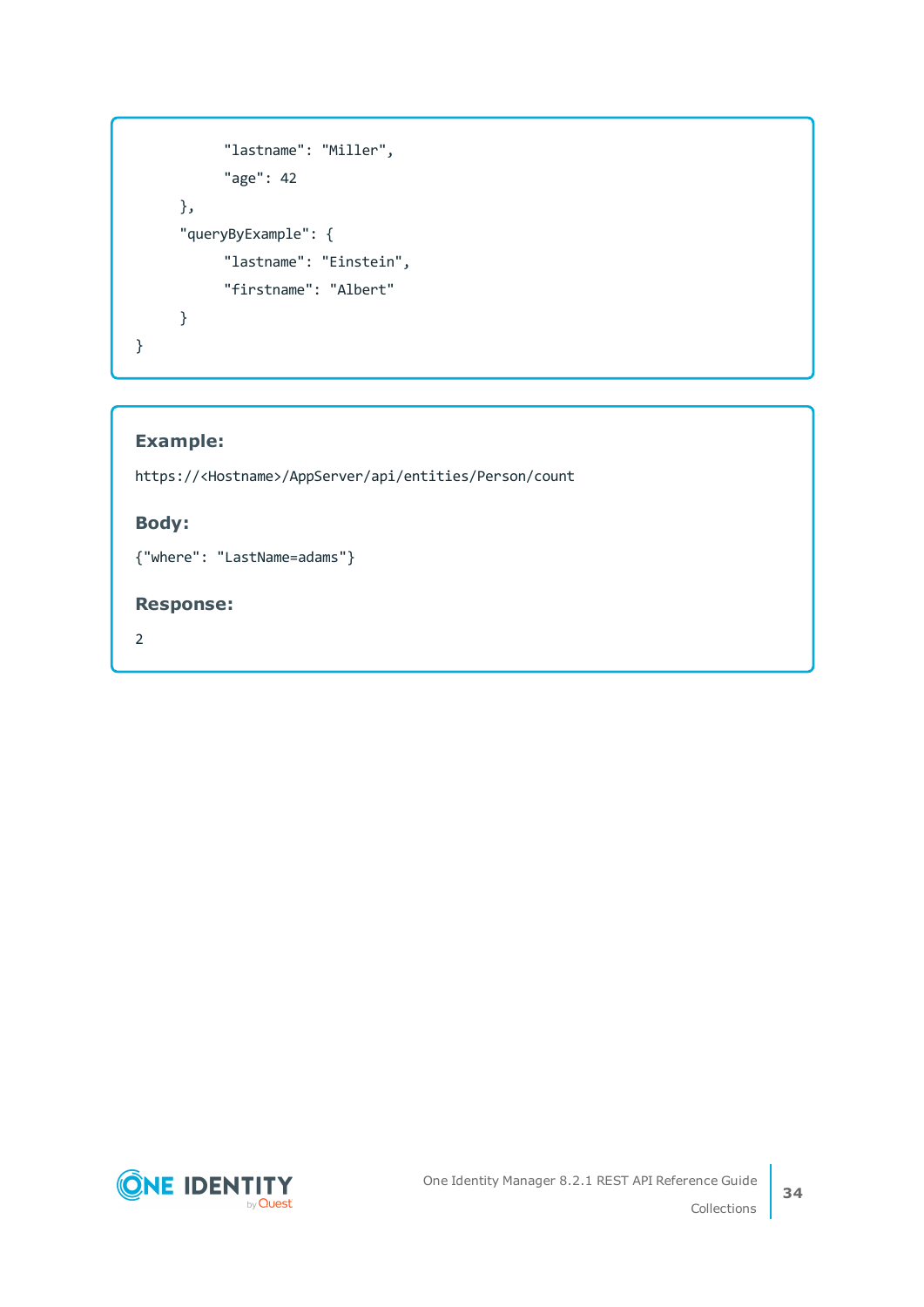```
            "lastname": "Miller",
            "age": 42
      },
      "queryByExample": {
            "lastname": "Einstein",
            "firstname": "Albert"
      }
}
```

**Example:**

```
https://<Hostname>/AppServer/api/entities/Person/count
```

**Body:**

```
{"where": "LastName=adams"}
```

**Response:**

```
2
```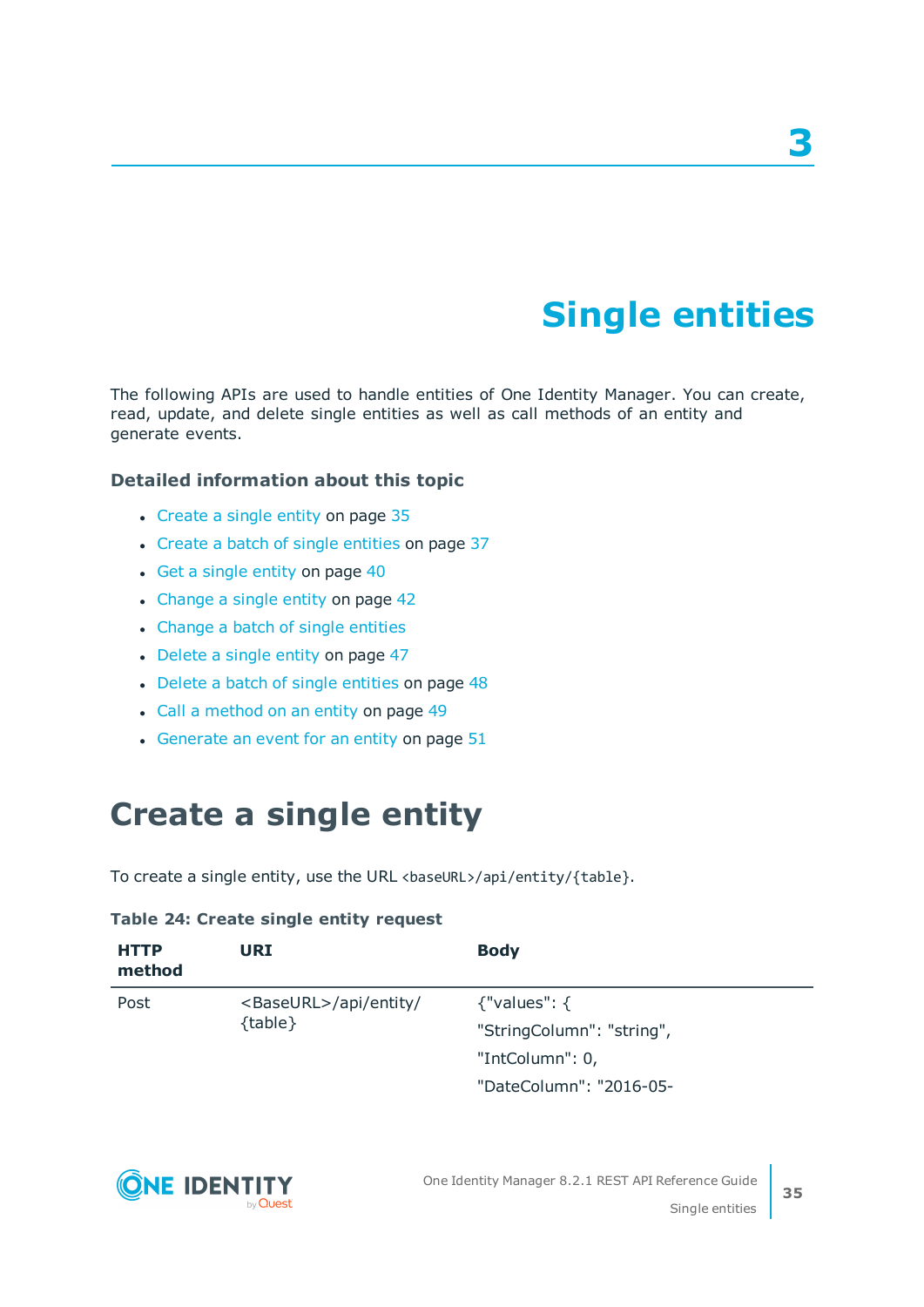# 3

# Single entities

The following APIs are used to handle entities of One Identity Manager. You can create, read, update, and delete single entities as well as call methods of an entity and generate events.

### Detailed information about this topic

- Create a single entity on page 35
- Create a batch of single entities on page 37
- Get a single entity on page 40
- Change a single entity on page 42
- Change a batch of single entities
- Delete a single entity on page 47
- Delete a batch of single entities on page 48
- Call a method on an entity on page 49
- Generate an event for an entity on page 51

## Create a single entity

To create a single entity, use the URL `<baseURL>/api/entity/{table}`.

**Table 24: Create single entity request**

| HTTP method | URI | Body |
|---|---|---|
| Post | <BaseURL>/api/entity/{table} | {"values": {<br>"StringColumn": "string",<br>"IntColumn": 0,<br>"DateColumn": "2016-05- |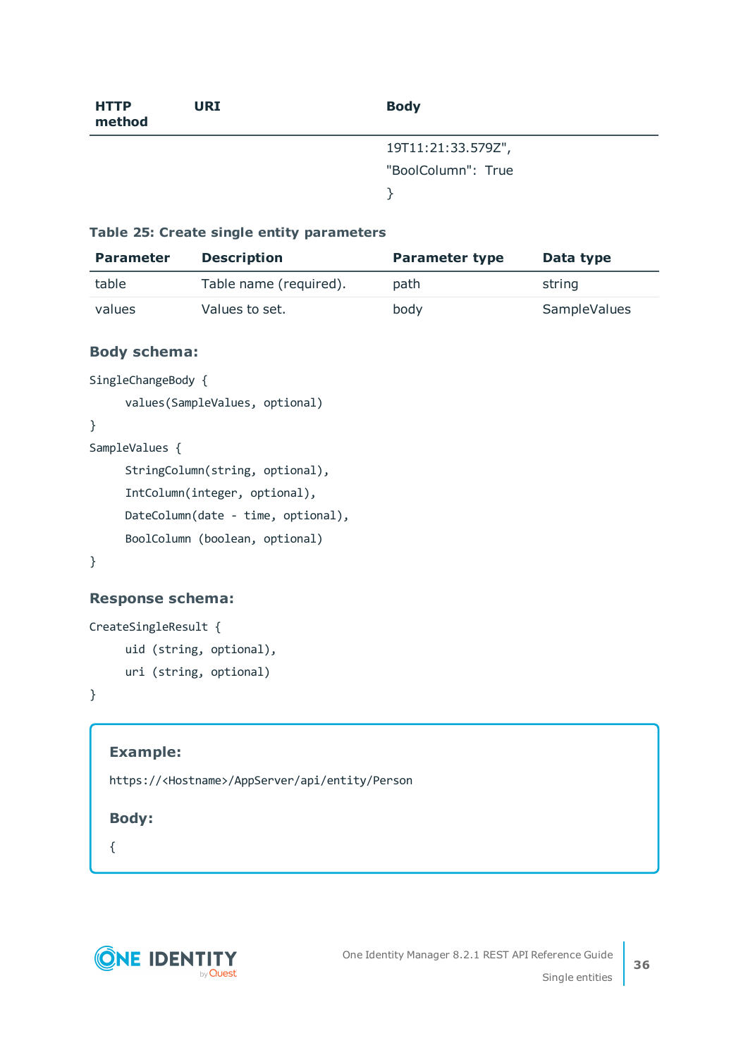| HTTP method | URI | Body |
|---|---|---|
| | | 19T11:21:33.579Z",<br>"BoolColumn": True<br>} |

**Table 25: Create single entity parameters**

| Parameter | Description | Parameter type | Data type |
|---|---|---|---|
| table | Table name (required). | path | string |
| values | Values to set. | body | SampleValues |

### Body schema:

```
SingleChangeBody {
    values(SampleValues, optional)
}
SampleValues {
    StringColumn(string, optional),
    IntColumn(integer, optional),
    DateColumn(date - time, optional),
    BoolColumn (boolean, optional)
}
```

### Response schema:

```
CreateSingleResult {
    uid (string, optional),
    uri (string, optional)
}
```

**Example:**

```
https://<Hostname>/AppServer/api/entity/Person
```

**Body:**

```
{
```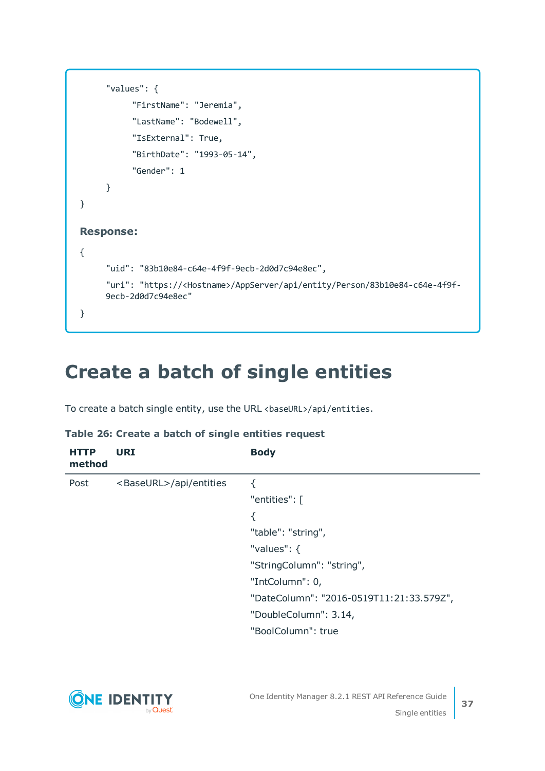```
    "values": {
        "FirstName": "Jeremia",
        "LastName": "Bodewell",
        "IsExternal": True,
        "BirthDate": "1993-05-14",
        "Gender": 1
    }
}
```

**Response:**

```
{
    "uid": "83b10e84-c64e-4f9f-9ecb-2d0d7c94e8ec",
    "uri": "https://<Hostname>/AppServer/api/entity/Person/83b10e84-c64e-4f9f-9ecb-2d0d7c94e8ec"
}
```

# Create a batch of single entities

To create a batch single entity, use the URL `<baseURL>/api/entities`.

**Table 26: Create a batch of single entities request**

| HTTP method | URI | Body |
|---|---|---|
| Post | <BaseURL>/api/entities | { "entities": [ { "table": "string", "values": { "StringColumn": "string", "IntColumn": 0, "DateColumn": "2016-0519T11:21:33.579Z", "DoubleColumn": 3.14, "BoolColumn": true |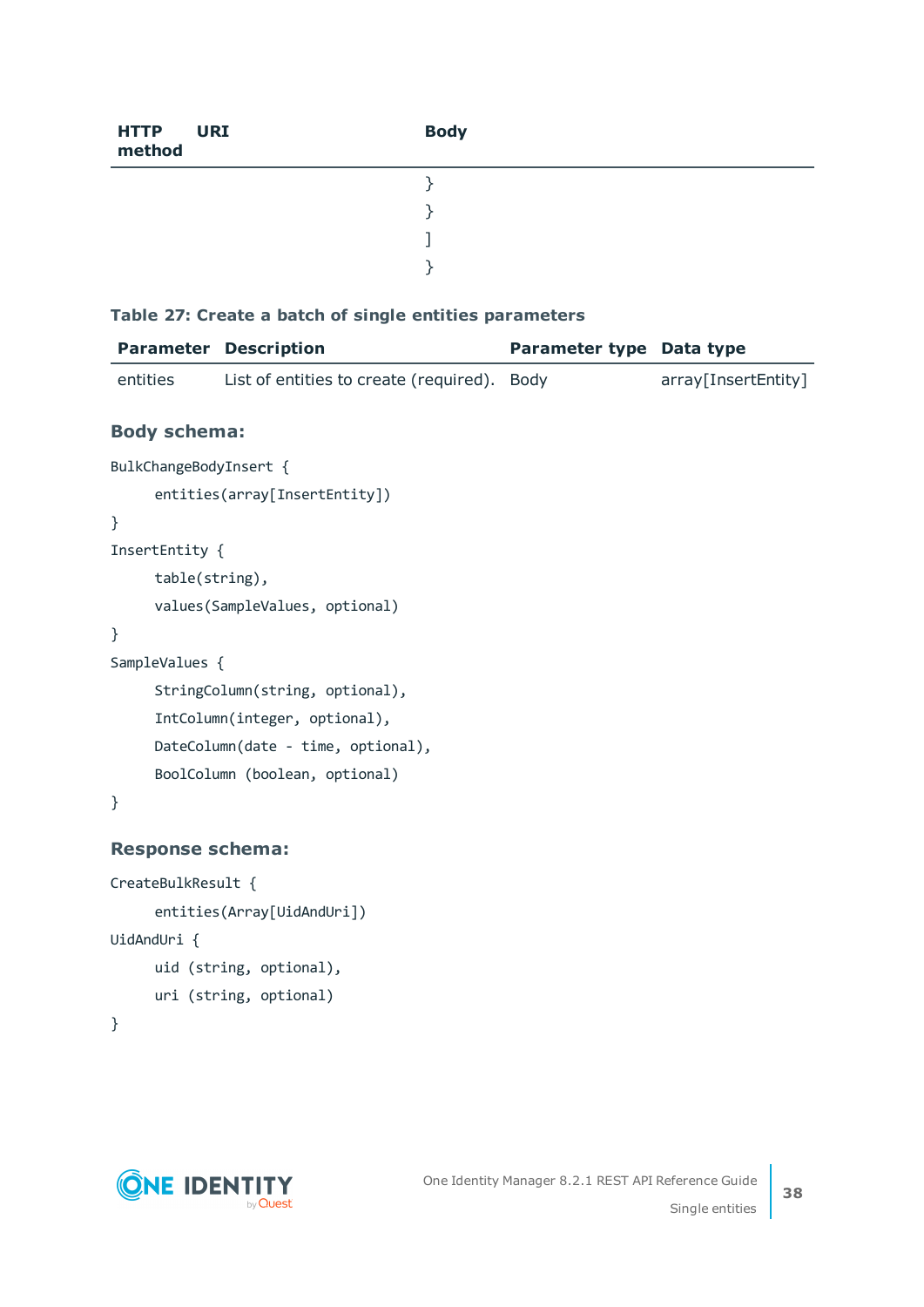| HTTP method | URI | Body |
| --- | --- | --- |
| | | }<br>}<br>]<br>} |

**Table 27: Create a batch of single entities parameters**

| Parameter | Description | Parameter type | Data type |
| --- | --- | --- | --- |
| entities | List of entities to create (required). | Body | array[InsertEntity] |

### Body schema:

```
BulkChangeBodyInsert {
    entities(array[InsertEntity])
}
InsertEntity {
    table(string),
    values(SampleValues, optional)
}
SampleValues {
    StringColumn(string, optional),
    IntColumn(integer, optional),
    DateColumn(date - time, optional),
    BoolColumn (boolean, optional)
}
```

### Response schema:

```
CreateBulkResult {
    entities(Array[UidAndUri])
UidAndUri {
    uid (string, optional),
    uri (string, optional)
}
```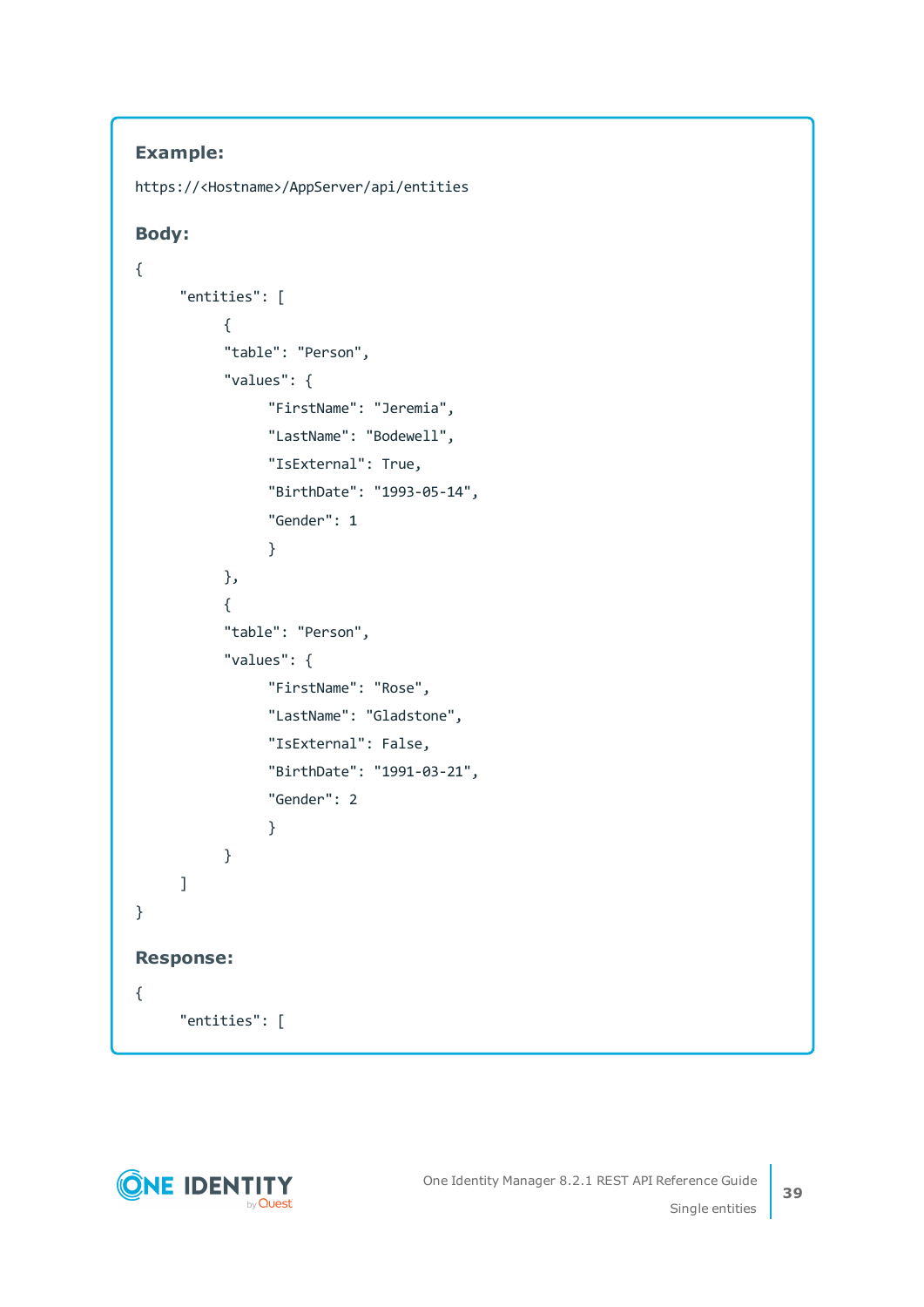**Example:**

```
https://<Hostname>/AppServer/api/entities
```

**Body:**

```
{
     "entities": [
          {
          "table": "Person",
          "values": {
               "FirstName": "Jeremia",
               "LastName": "Bodewell",
               "IsExternal": True,
               "BirthDate": "1993-05-14",
               "Gender": 1
               }
          },
          {
          "table": "Person",
          "values": {
               "FirstName": "Rose",
               "LastName": "Gladstone",
               "IsExternal": False,
               "BirthDate": "1991-03-21",
               "Gender": 2
               }
          }
     ]
}
```

**Response:**

```
{
     "entities": [
```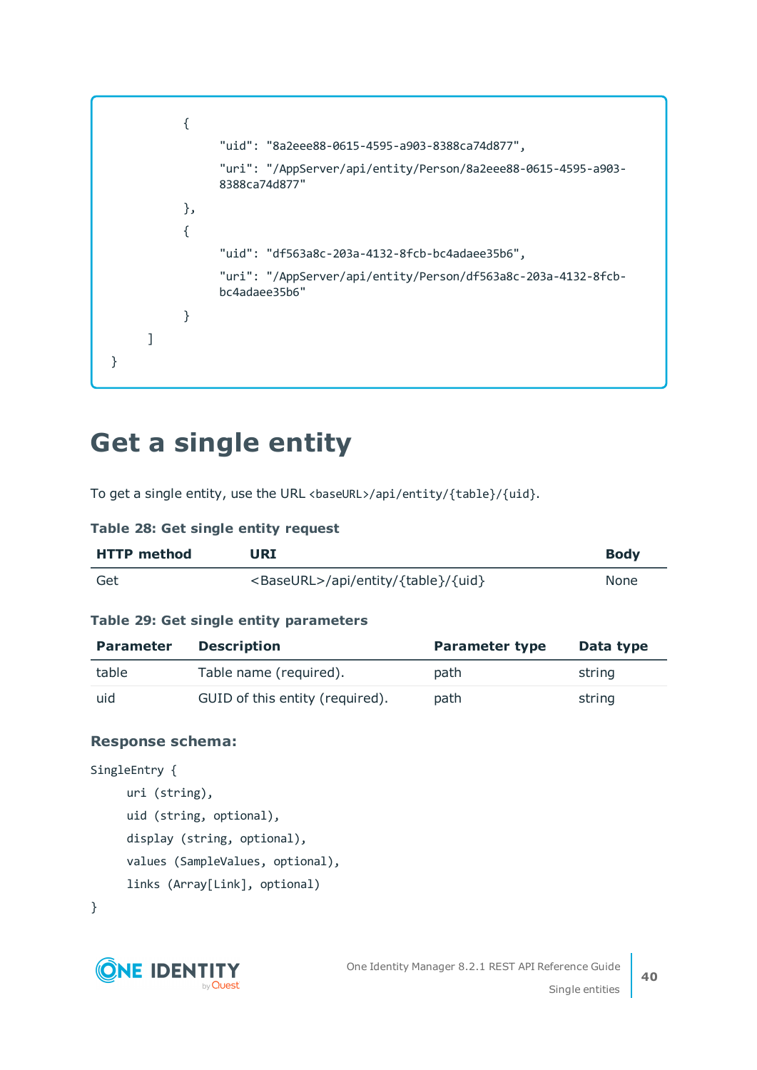```
            {
                "uid": "8a2eee88-0615-4595-a903-8388ca74d877",
                "uri": "/AppServer/api/entity/Person/8a2eee88-0615-4595-a903-8388ca74d877"
            },
            {
                "uid": "df563a8c-203a-4132-8fcb-bc4adaee35b6",
                "uri": "/AppServer/api/entity/Person/df563a8c-203a-4132-8fcb-bc4adaee35b6"
            }
        ]
}
```

# Get a single entity

To get a single entity, use the URL `<baseURL>/api/entity/{table}/{uid}`.

**Table 28: Get single entity request**

| HTTP method | URI | Body |
|---|---|---|
| Get | <BaseURL>/api/entity/{table}/{uid} | None |

**Table 29: Get single entity parameters**

| Parameter | Description | Parameter type | Data type |
|---|---|---|---|
| table | Table name (required). | path | string |
| uid | GUID of this entity (required). | path | string |

### Response schema:

```
SingleEntry {
    uri (string),
    uid (string, optional),
    display (string, optional),
    values (SampleValues, optional),
    links (Array[Link], optional)
}
```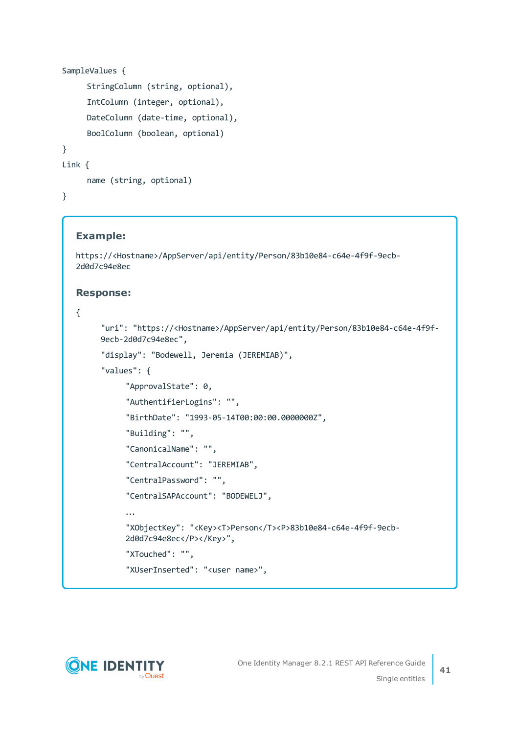```
SampleValues {
      StringColumn (string, optional),
      IntColumn (integer, optional),
      DateColumn (date-time, optional),
      BoolColumn (boolean, optional)
}
Link {
      name (string, optional)
}
```

**Example:**

```
https://<Hostname>/AppServer/api/entity/Person/83b10e84-c64e-4f9f-9ecb-
2d0d7c94e8ec
```

**Response:**

```
{
      "uri": "https://<Hostname>/AppServer/api/entity/Person/83b10e84-c64e-4f9f-
      9ecb-2d0d7c94e8ec",
      "display": "Bodewell, Jeremia (JEREMIAB)",
      "values": {
            "ApprovalState": 0,
            "AuthentifierLogins": "",
            "BirthDate": "1993-05-14T00:00:00.0000000Z",
            "Building": "",
            "CanonicalName": "",
            "CentralAccount": "JEREMIAB",
            "CentralPassword": "",
            "CentralSAPAccount": "BODEWELJ",
            ...
            "XObjectKey": "<Key><T>Person</T><P>83b10e84-c64e-4f9f-9ecb-
            2d0d7c94e8ec</P></Key>",
            "XTouched": "",
            "XUserInserted": "<user name>",
```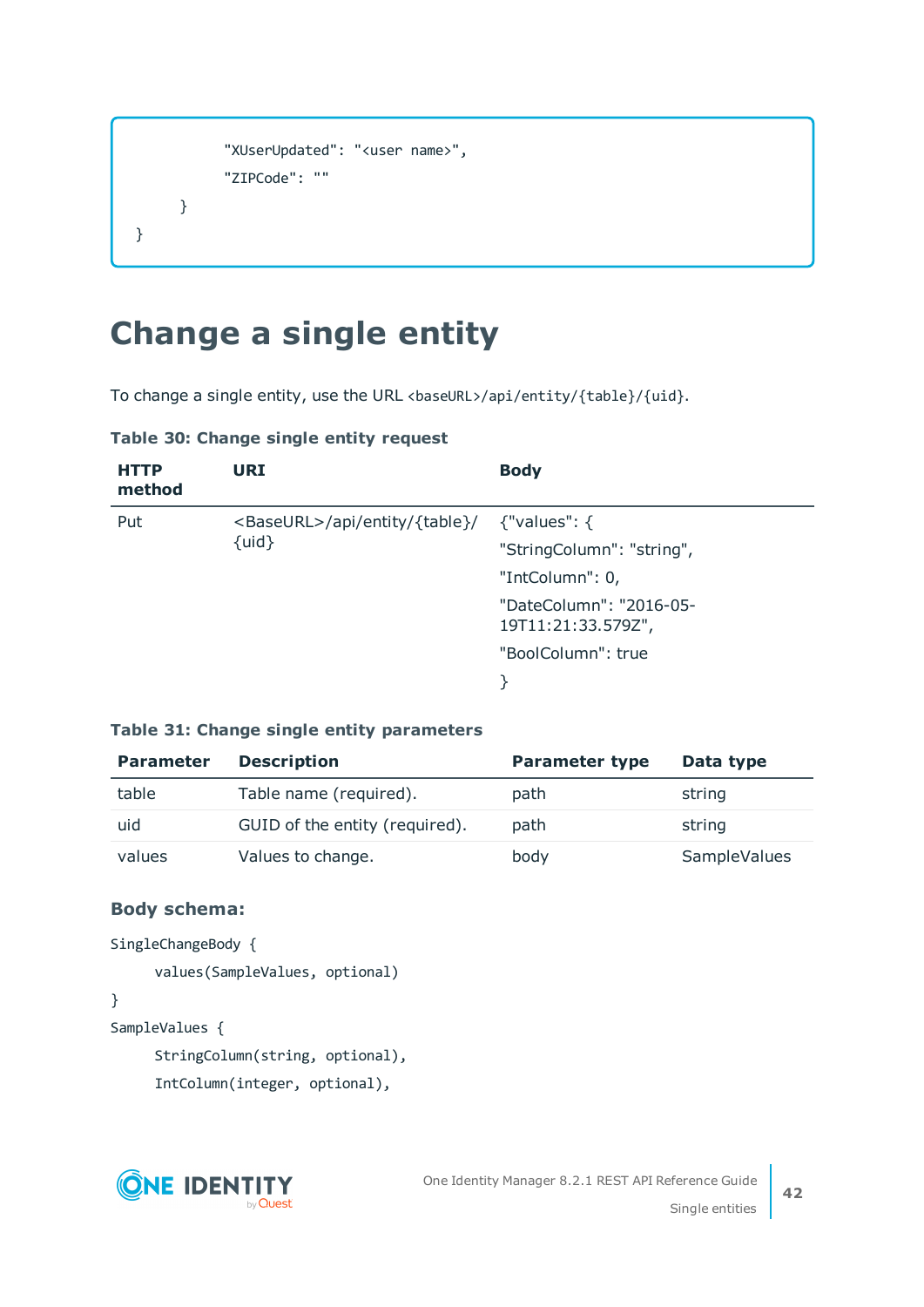```
            "XUserUpdated": "<user name>",
            "ZIPCode": ""
        }
}
```

# Change a single entity

To change a single entity, use the URL `<baseURL>/api/entity/{table}/{uid}`.

**Table 30: Change single entity request**

| HTTP method | URI | Body |
|---|---|---|
| Put | <BaseURL>/api/entity/{table}/{uid} | {"values": { "StringColumn": "string", "IntColumn": 0, "DateColumn": "2016-05-19T11:21:33.579Z", "BoolColumn": true } |

**Table 31: Change single entity parameters**

| Parameter | Description | Parameter type | Data type |
|---|---|---|---|
| table | Table name (required). | path | string |
| uid | GUID of the entity (required). | path | string |
| values | Values to change. | body | SampleValues |

### Body schema:

```
SingleChangeBody {
    values(SampleValues, optional)
}
SampleValues {
    StringColumn(string, optional),
    IntColumn(integer, optional),
```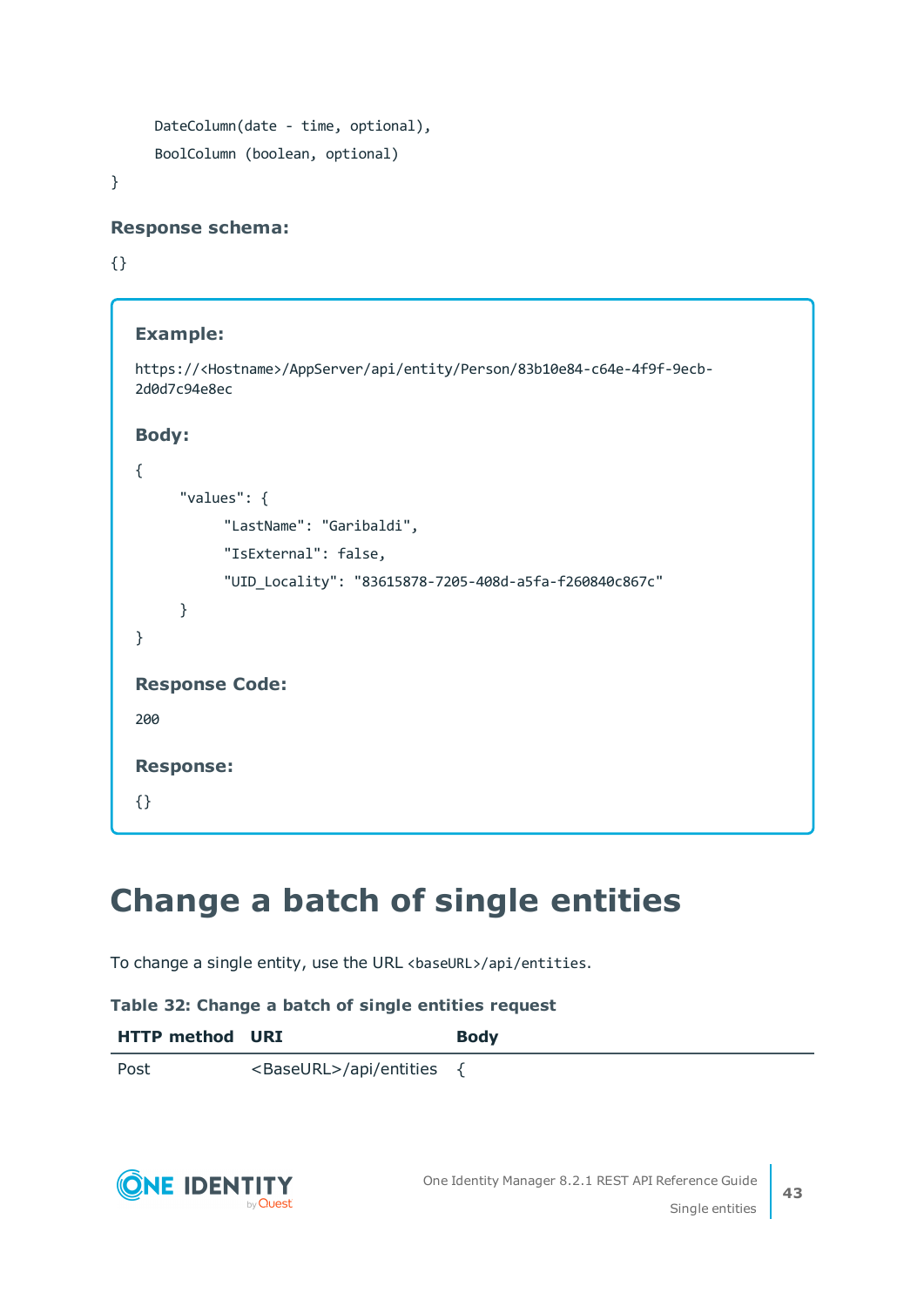```
    DateColumn(date - time, optional),
    BoolColumn (boolean, optional)
}
```

**Response schema:**

```
{}
```

**Example:**

```
https://<Hostname>/AppServer/api/entity/Person/83b10e84-c64e-4f9f-9ecb-2d0d7c94e8ec
```

**Body:**

```
{
    "values": {
        "LastName": "Garibaldi",
        "IsExternal": false,
        "UID_Locality": "83615878-7205-408d-a5fa-f260840c867c"
    }
}
```

**Response Code:**

200

**Response:**

```
{}
```

# Change a batch of single entities

To change a single entity, use the URL `<baseURL>/api/entities`.

**Table 32: Change a batch of single entities request**

| HTTP method | URI | Body |
|---|---|---|
| Post | <BaseURL>/api/entities | { |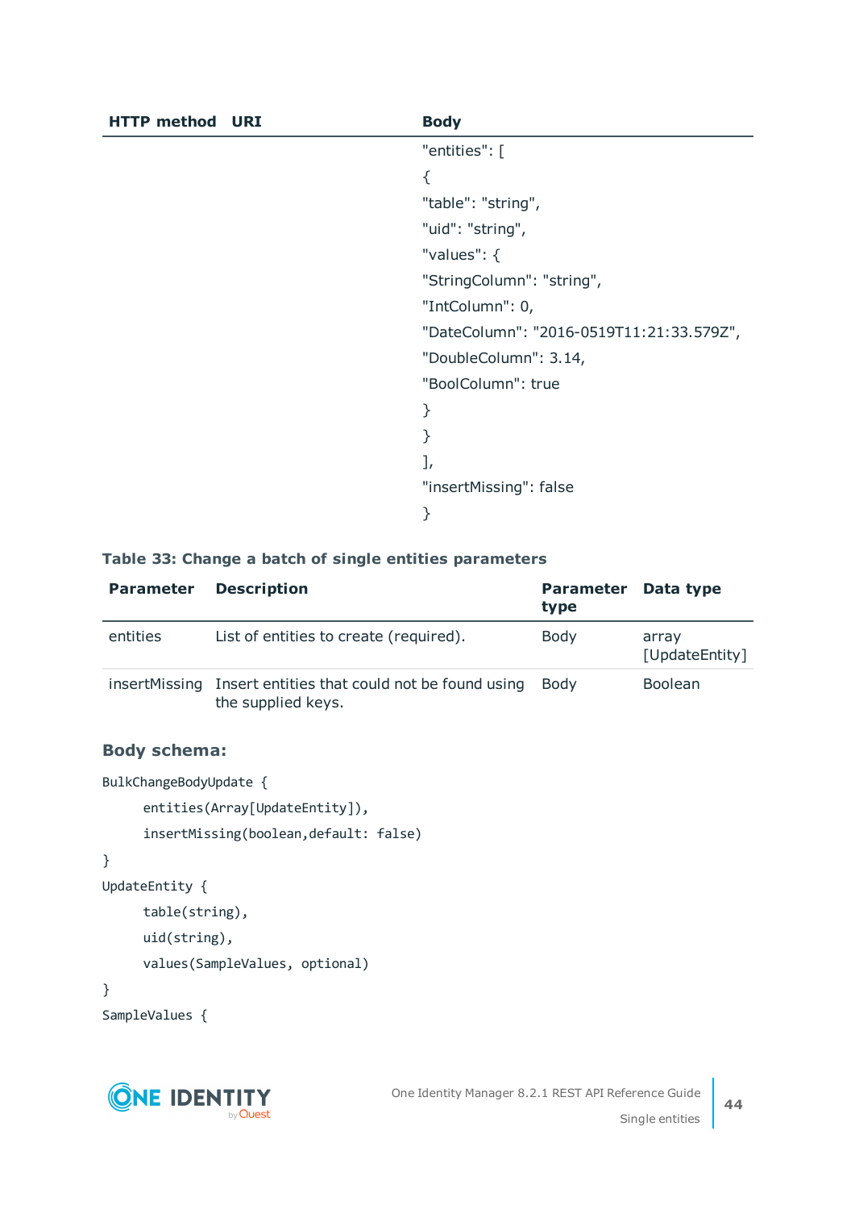| HTTP method | URI | Body |
|---|---|---|
| | | "entities": [<br>{<br>"table": "string",<br>"uid": "string",<br>"values": {<br>"StringColumn": "string",<br>"IntColumn": 0,<br>"DateColumn": "2016-0519T11:21:33.579Z",<br>"DoubleColumn": 3.14,<br>"BoolColumn": true<br>}<br>}<br>],<br>"insertMissing": false<br>} |

**Table 33: Change a batch of single entities parameters**

| Parameter | Description | Parameter type | Data type |
|---|---|---|---|
| entities | List of entities to create (required). | Body | array [UpdateEntity] |
| insertMissing | Insert entities that could not be found using the supplied keys. | Body | Boolean |

### Body schema:

```
BulkChangeBodyUpdate {
    entities(Array[UpdateEntity]),
    insertMissing(boolean,default: false)
}
UpdateEntity {
    table(string),
    uid(string),
    values(SampleValues, optional)
}
SampleValues {
```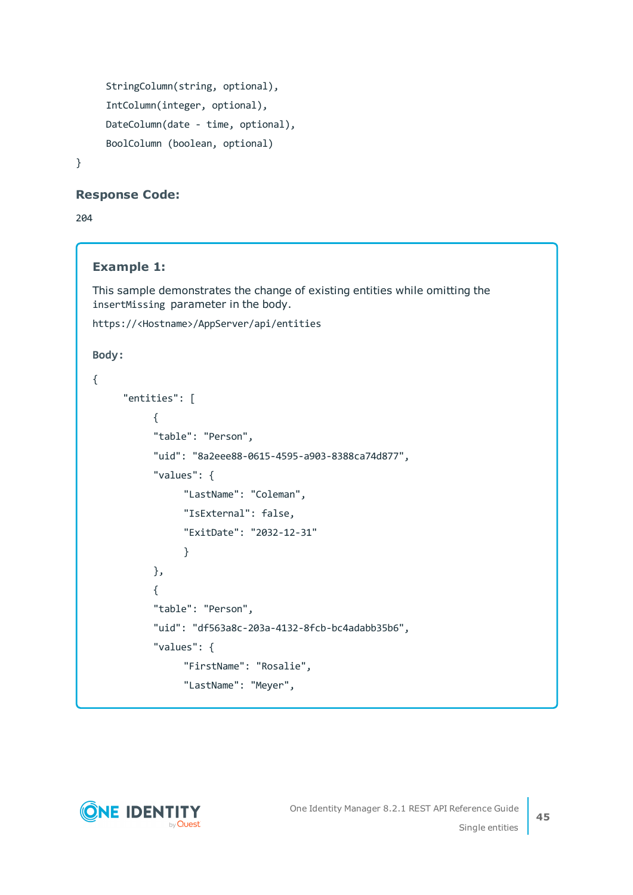```
    StringColumn(string, optional),
    IntColumn(integer, optional),
    DateColumn(date - time, optional),
    BoolColumn (boolean, optional)
}
```

**Response Code:**

204

**Example 1:**

This sample demonstrates the change of existing entities while omitting the `insertMissing` parameter in the body.

`https://<Hostname>/AppServer/api/entities`

**Body:**

```
{
    "entities": [
        {
        "table": "Person",
        "uid": "8a2eee88-0615-4595-a903-8388ca74d877",
        "values": {
            "LastName": "Coleman",
            "IsExternal": false,
            "ExitDate": "2032-12-31"
            }
        },
        {
        "table": "Person",
        "uid": "df563a8c-203a-4132-8fcb-bc4adabb35b6",
        "values": {
            "FirstName": "Rosalie",
            "LastName": "Meyer",
```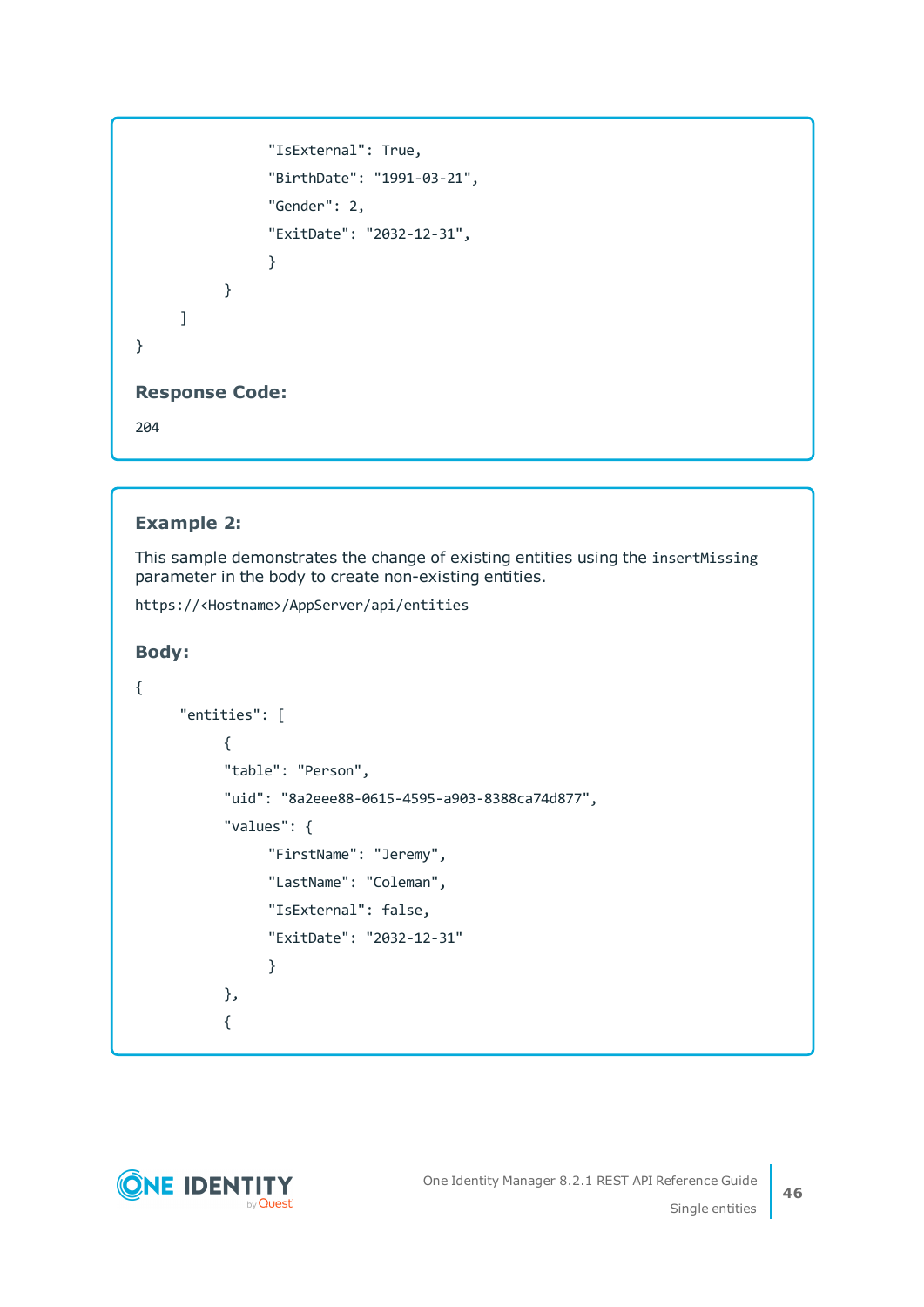```
                "IsExternal": True,
                "BirthDate": "1991-03-21",
                "Gender": 2,
                "ExitDate": "2032-12-31",
                }
            }
        ]
}
```

**Response Code:**

```
204
```

**Example 2:**

This sample demonstrates the change of existing entities using the `insertMissing` parameter in the body to create non-existing entities.

```
https://<Hostname>/AppServer/api/entities
```

**Body:**

```
{
      "entities": [
            {
            "table": "Person",
            "uid": "8a2eee88-0615-4595-a903-8388ca74d877",
            "values": {
                  "FirstName": "Jeremy",
                  "LastName": "Coleman",
                  "IsExternal": false,
                  "ExitDate": "2032-12-31"
                  }
            },
            {
```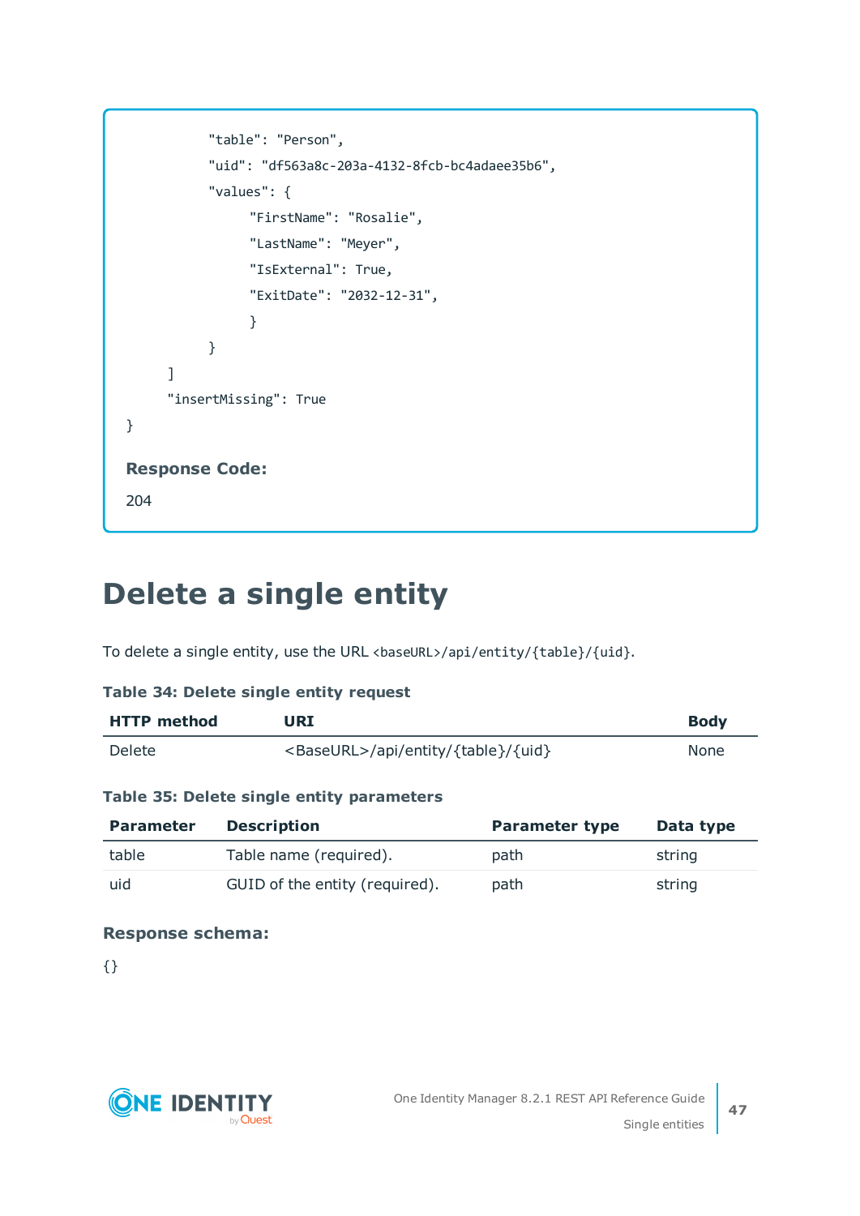```
            "table": "Person",
            "uid": "df563a8c-203a-4132-8fcb-bc4adaee35b6",
            "values": {
                "FirstName": "Rosalie",
                "LastName": "Meyer",
                "IsExternal": True,
                "ExitDate": "2032-12-31",
                }
            }
        ]
        "insertMissing": True
}
```

**Response Code:**

204

# Delete a single entity

To delete a single entity, use the URL `<baseURL>/api/entity/{table}/{uid}`.

**Table 34: Delete single entity request**

| HTTP method | URI | Body |
|---|---|---|
| Delete | <BaseURL>/api/entity/{table}/{uid} | None |

**Table 35: Delete single entity parameters**

| Parameter | Description | Parameter type | Data type |
|---|---|---|---|
| table | Table name (required). | path | string |
| uid | GUID of the entity (required). | path | string |

**Response schema:**

```
{}
```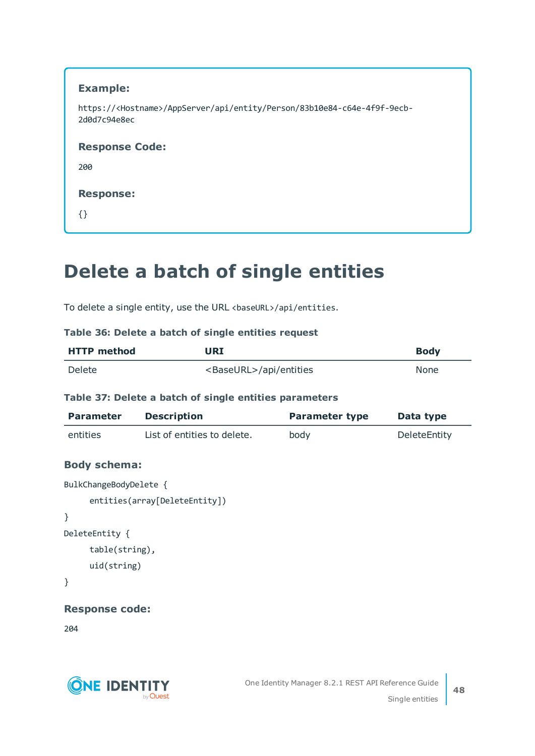**Example:**

```
https://<Hostname>/AppServer/api/entity/Person/83b10e84-c64e-4f9f-9ecb-2d0d7c94e8ec
```

**Response Code:**

```
200
```

**Response:**

```
{}
```

# Delete a batch of single entities

To delete a single entity, use the URL `<baseURL>/api/entities`.

**Table 36: Delete a batch of single entities request**

| HTTP method | URI | Body |
|---|---|---|
| Delete | <BaseURL>/api/entities | None |

**Table 37: Delete a batch of single entities parameters**

| Parameter | Description | Parameter type | Data type |
|---|---|---|---|
| entities | List of entities to delete. | body | DeleteEntity |

**Body schema:**

```
BulkChangeBodyDelete {
    entities(array[DeleteEntity])
}
DeleteEntity {
    table(string),
    uid(string)
}
```

**Response code:**

```
204
```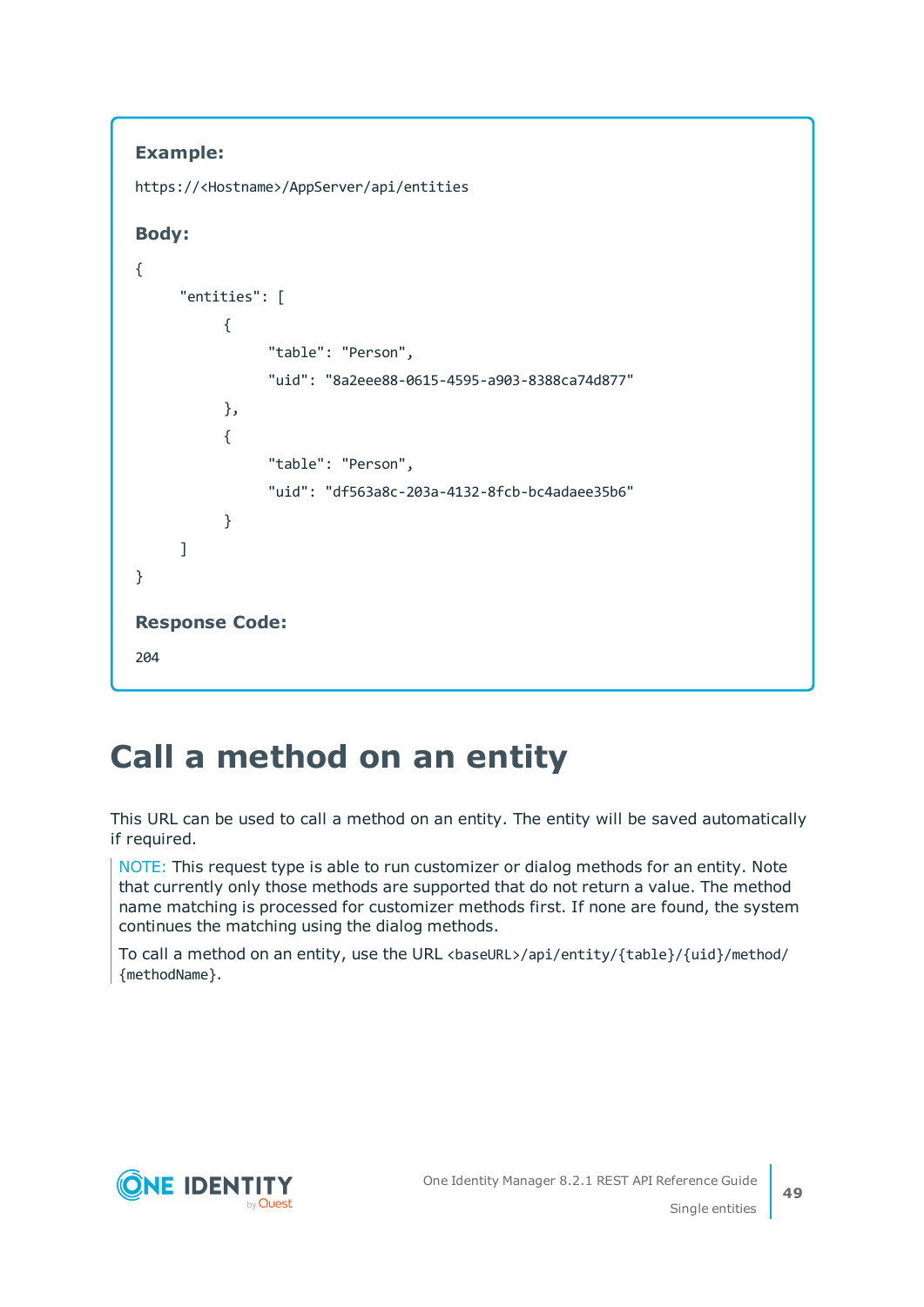**Example:**

```
https://<Hostname>/AppServer/api/entities
```

**Body:**

```
{
      "entities": [
            {
                  "table": "Person",
                  "uid": "8a2eee88-0615-4595-a903-8388ca74d877"
            },
            {
                  "table": "Person",
                  "uid": "df563a8c-203a-4132-8fcb-bc4adaee35b6"
            }
      ]
}
```

**Response Code:**

```
204
```

# Call a method on an entity

This URL can be used to call a method on an entity. The entity will be saved automatically if required.

NOTE: This request type is able to run customizer or dialog methods for an entity. Note that currently only those methods are supported that do not return a value. The method name matching is processed for customizer methods first. If none are found, the system continues the matching using the dialog methods.

To call a method on an entity, use the URL `<baseURL>/api/entity/{table}/{uid}/method/{methodName}`.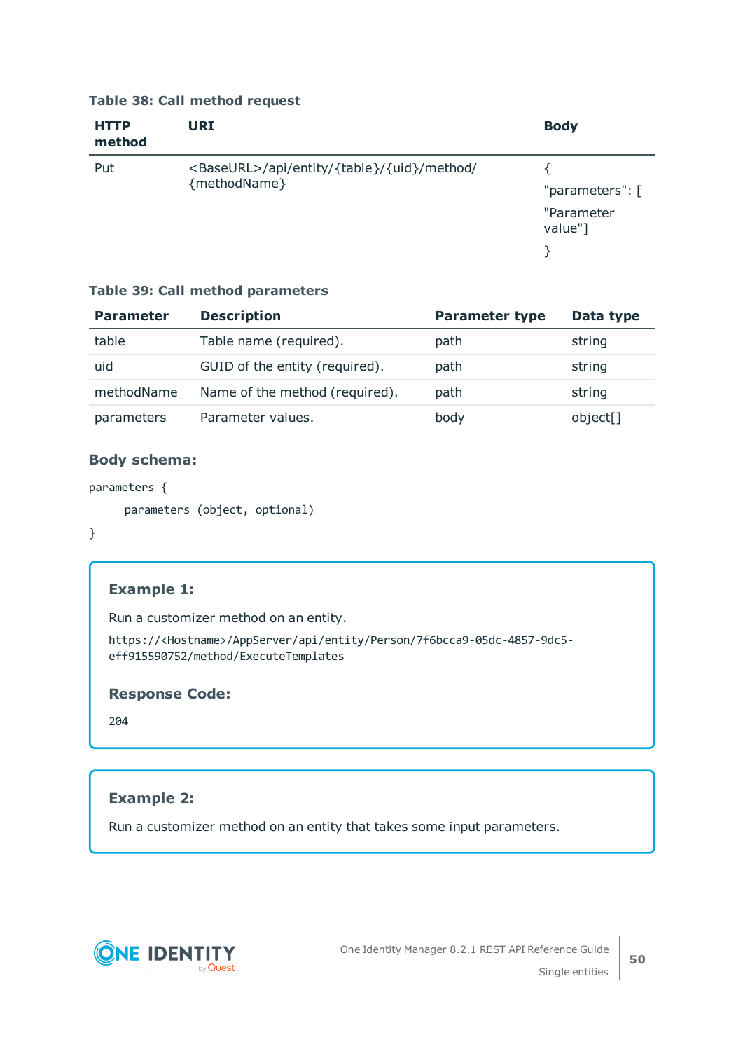**Table 38: Call method request**

| HTTP method | URI | Body |
|---|---|---|
| Put | <BaseURL>/api/entity/{table}/{uid}/method/{methodName} | { "parameters": [ "Parameter value"] } |

**Table 39: Call method parameters**

| Parameter | Description | Parameter type | Data type |
|---|---|---|---|
| table | Table name (required). | path | string |
| uid | GUID of the entity (required). | path | string |
| methodName | Name of the method (required). | path | string |
| parameters | Parameter values. | body | object[] |

### Body schema:

```
parameters {
    parameters (object, optional)
}
```

> **Example 1:**
>
> Run a customizer method on an entity.
>
> ```
> https://<Hostname>/AppServer/api/entity/Person/7f6bcca9-05dc-4857-9dc5-eff915590752/method/ExecuteTemplates
> ```
>
> **Response Code:**
>
> ```
> 204
> ```

> **Example 2:**
>
> Run a customizer method on an entity that takes some input parameters.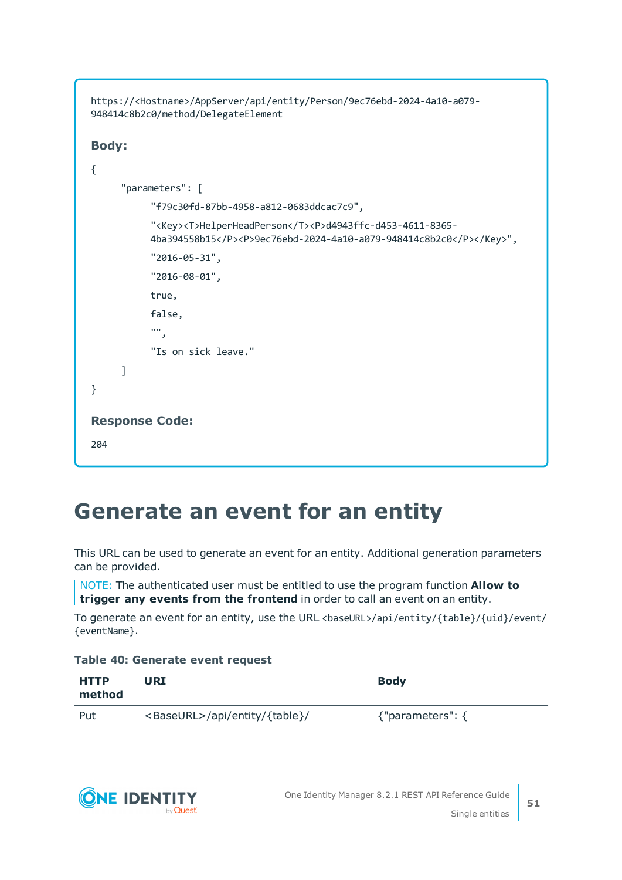```
https://<Hostname>/AppServer/api/entity/Person/9ec76ebd-2024-4a10-a079-948414c8b2c0/method/DelegateElement
```

**Body:**

```
{
    "parameters": [
        "f79c30fd-87bb-4958-a812-0683ddcac7c9",
        "<Key><T>HelperHeadPerson</T><P>d4943ffc-d453-4611-8365-4ba394558b15</P><P>9ec76ebd-2024-4a10-a079-948414c8b2c0</P></Key>",
        "2016-05-31",
        "2016-08-01",
        true,
        false,
        "",
        "Is on sick leave."
    ]
}
```

**Response Code:**

```
204
```

# Generate an event for an entity

This URL can be used to generate an event for an entity. Additional generation parameters can be provided.

NOTE: The authenticated user must be entitled to use the program function **Allow to trigger any events from the frontend** in order to call an event on an entity.

To generate an event for an entity, use the URL `<baseURL>/api/entity/{table}/{uid}/event/{eventName}`.

**Table 40: Generate event request**

| HTTP method | URI | Body |
|---|---|---|
| Put | <BaseURL>/api/entity/{table}/ | {"parameters": { |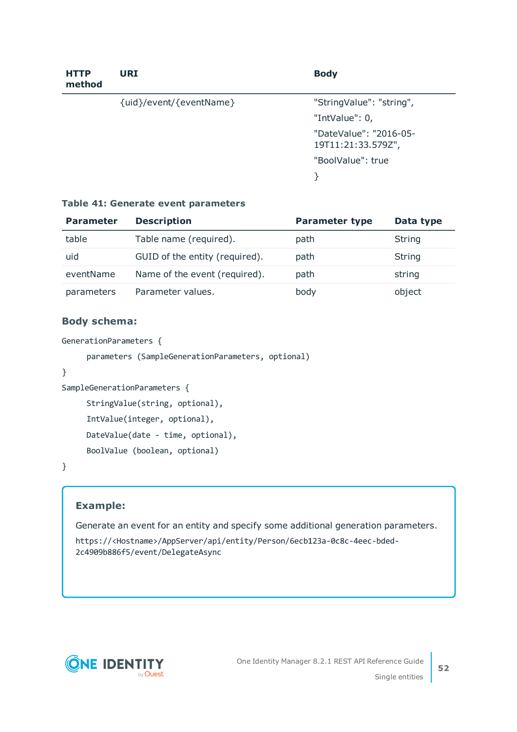| HTTP method | URI | Body |
|---|---|---|
| | {uid}/event/{eventName} | "StringValue": "string",<br>"IntValue": 0,<br>"DateValue": "2016-05-19T11:21:33.579Z",<br>"BoolValue": true<br>} |

**Table 41: Generate event parameters**

| Parameter | Description | Parameter type | Data type |
|---|---|---|---|
| table | Table name (required). | path | String |
| uid | GUID of the entity (required). | path | String |
| eventName | Name of the event (required). | path | string |
| parameters | Parameter values. | body | object |

### Body schema:

```
GenerationParameters {
    parameters (SampleGenerationParameters, optional)
}
SampleGenerationParameters {
    StringValue(string, optional),
    IntValue(integer, optional),
    DateValue(date - time, optional),
    BoolValue (boolean, optional)
}
```

> **Example:**
>
> Generate an event for an entity and specify some additional generation parameters.
>
> `https://<Hostname>/AppServer/api/entity/Person/6ecb123a-0c8c-4eec-bded-2c4909b886f5/event/DelegateAsync`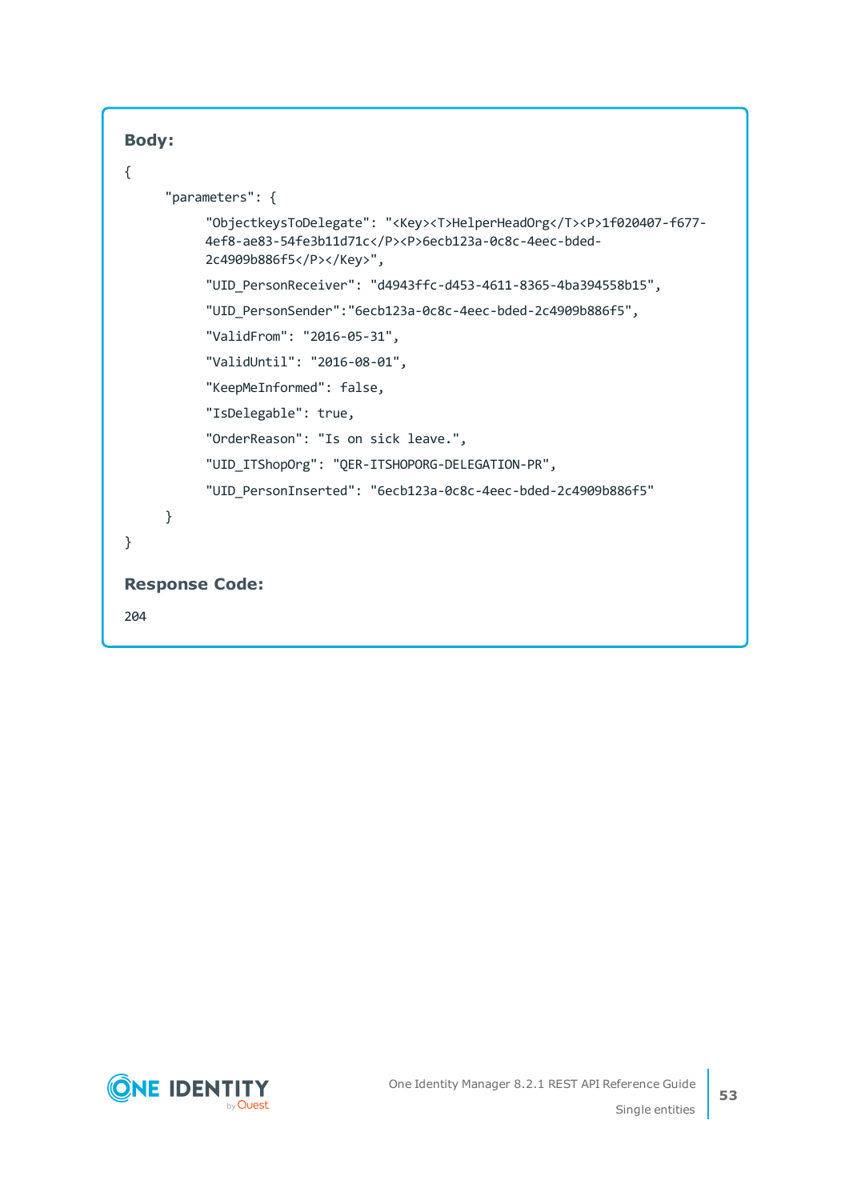**Body:**

```
{
    "parameters": {
        "ObjectkeysToDelegate": "<Key><T>HelperHeadOrg</T><P>1f020407-f677-
        4ef8-ae83-54fe3b11d71c</P><P>6ecb123a-0c8c-4eec-bded-
        2c4909b886f5</P></Key>",
        "UID_PersonReceiver": "d4943ffc-d453-4611-8365-4ba394558b15",
        "UID_PersonSender":"6ecb123a-0c8c-4eec-bded-2c4909b886f5",
        "ValidFrom": "2016-05-31",
        "ValidUntil": "2016-08-01",
        "KeepMeInformed": false,
        "IsDelegable": true,
        "OrderReason": "Is on sick leave.",
        "UID_ITShopOrg": "QER-ITSHOPORG-DELEGATION-PR",
        "UID_PersonInserted": "6ecb123a-0c8c-4eec-bded-2c4909b886f5"
    }
}
```

**Response Code:**

204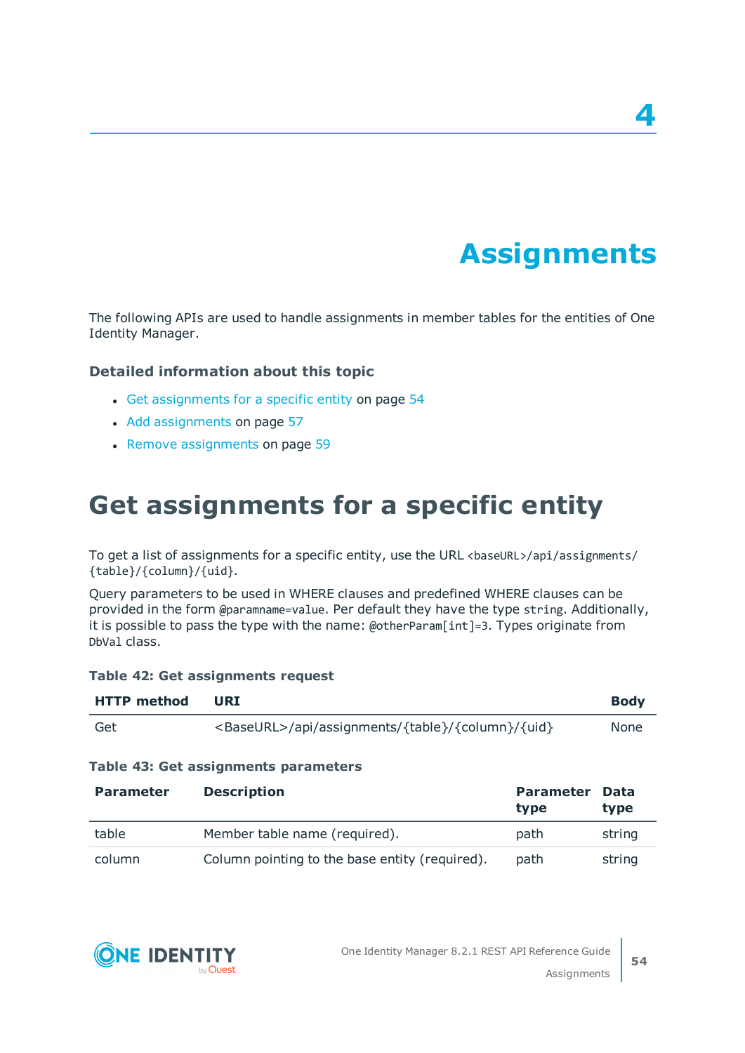# 4

# Assignments

The following APIs are used to handle assignments in member tables for the entities of One Identity Manager.

### Detailed information about this topic

- Get assignments for a specific entity on page 54
- Add assignments on page 57
- Remove assignments on page 59

## Get assignments for a specific entity

To get a list of assignments for a specific entity, use the URL `<baseURL>/api/assignments/{table}/{column}/{uid}`.

Query parameters to be used in WHERE clauses and predefined WHERE clauses can be provided in the form `@paramname=value`. Per default they have the type `string`. Additionally, it is possible to pass the type with the name: `@otherParam[int]=3`. Types originate from `DbVal` class.

**Table 42: Get assignments request**

| HTTP method | URI | Body |
|---|---|---|
| Get | <BaseURL>/api/assignments/{table}/{column}/{uid} | None |

**Table 43: Get assignments parameters**

| Parameter | Description | Parameter type | Data type |
|---|---|---|---|
| table | Member table name (required). | path | string |
| column | Column pointing to the base entity (required). | path | string |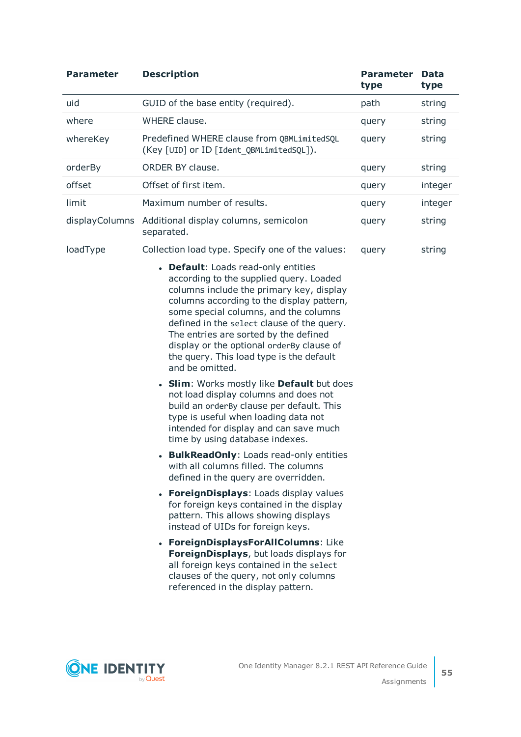| Parameter | Description | Parameter type | Data type |
|---|---|---|---|
| uid | GUID of the base entity (required). | path | string |
| where | WHERE clause. | query | string |
| whereKey | Predefined WHERE clause from `QBMLimitedSQL` (Key `[UID]` or ID `[Ident_QBMLimitedSQL]`). | query | string |
| orderBy | ORDER BY clause. | query | string |
| offset | Offset of first item. | query | integer |
| limit | Maximum number of results. | query | integer |
| displayColumns | Additional display columns, semicolon separated. | query | string |
| loadType | Collection load type. Specify one of the values:<br><br>• **Default**: Loads read-only entities according to the supplied query. Loaded columns include the primary key, display columns according to the display pattern, some special columns, and the columns defined in the `select` clause of the query. The entries are sorted by the defined display or the optional `orderBy` clause of the query. This load type is the default and be omitted.<br><br>• **Slim**: Works mostly like **Default** but does not load display columns and does not build an `orderBy` clause per default. This type is useful when loading data not intended for display and can save much time by using database indexes.<br><br>• **BulkReadOnly**: Loads read-only entities with all columns filled. The columns defined in the query are overridden.<br><br>• **ForeignDisplays**: Loads display values for foreign keys contained in the display pattern. This allows showing displays instead of UIDs for foreign keys.<br><br>• **ForeignDisplaysForAllColumns**: Like **ForeignDisplays**, but loads displays for all foreign keys contained in the `select` clauses of the query, not only columns referenced in the display pattern. | query | string |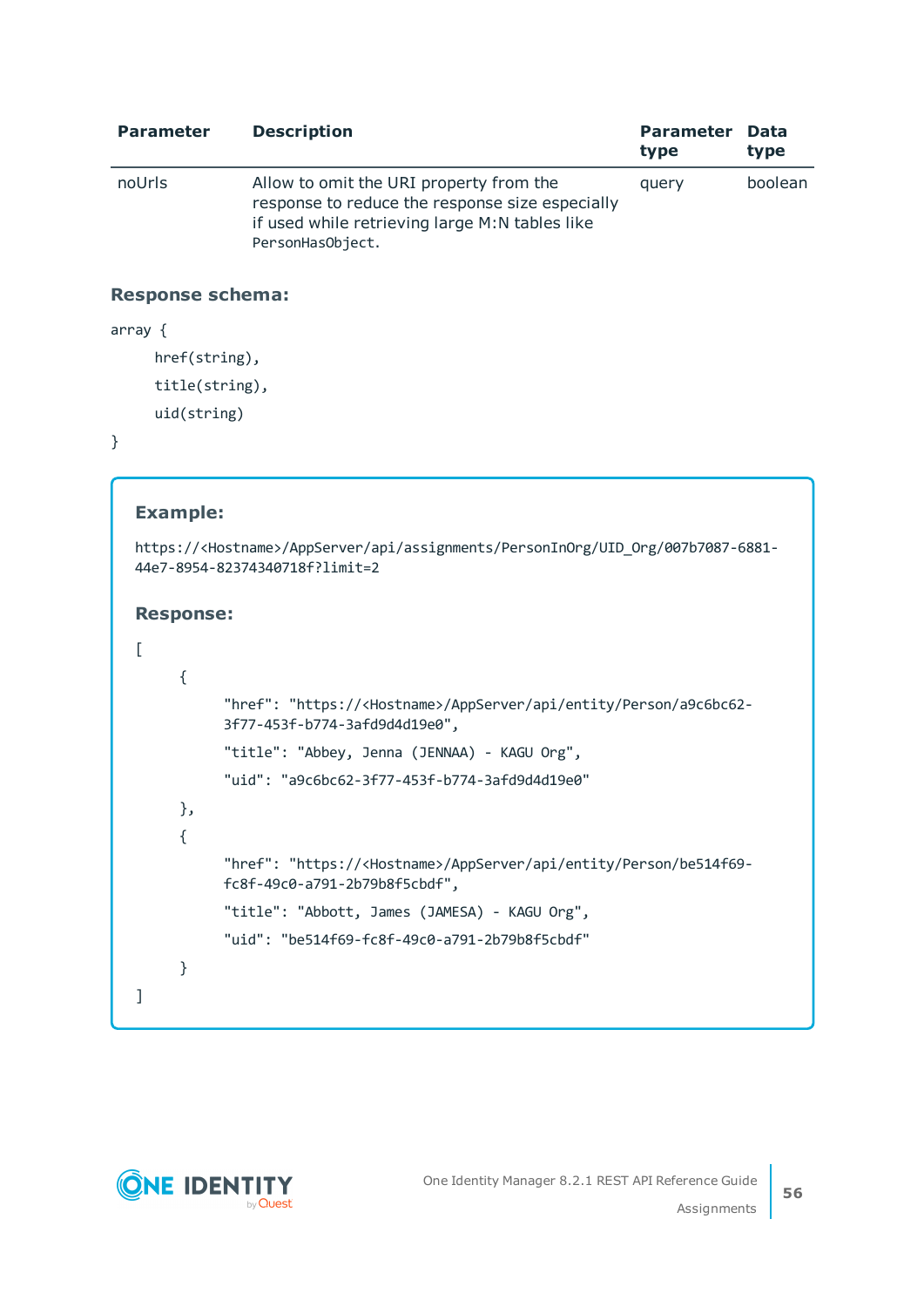| Parameter | Description | Parameter type | Data type |
|---|---|---|---|
| noUrls | Allow to omit the URI property from the response to reduce the response size especially if used while retrieving large M:N tables like `PersonHasObject`. | query | boolean |

**Response schema:**

```
array {
    href(string),
    title(string),
    uid(string)
}
```

**Example:**

```
https://<Hostname>/AppServer/api/assignments/PersonInOrg/UID_Org/007b7087-6881-44e7-8954-82374340718f?limit=2
```

**Response:**

```
[
    {
        "href": "https://<Hostname>/AppServer/api/entity/Person/a9c6bc62-3f77-453f-b774-3afd9d4d19e0",
        "title": "Abbey, Jenna (JENNAA) - KAGU Org",
        "uid": "a9c6bc62-3f77-453f-b774-3afd9d4d19e0"
    },
    {
        "href": "https://<Hostname>/AppServer/api/entity/Person/be514f69-fc8f-49c0-a791-2b79b8f5cbdf",
        "title": "Abbott, James (JAMESA) - KAGU Org",
        "uid": "be514f69-fc8f-49c0-a791-2b79b8f5cbdf"
    }
]
```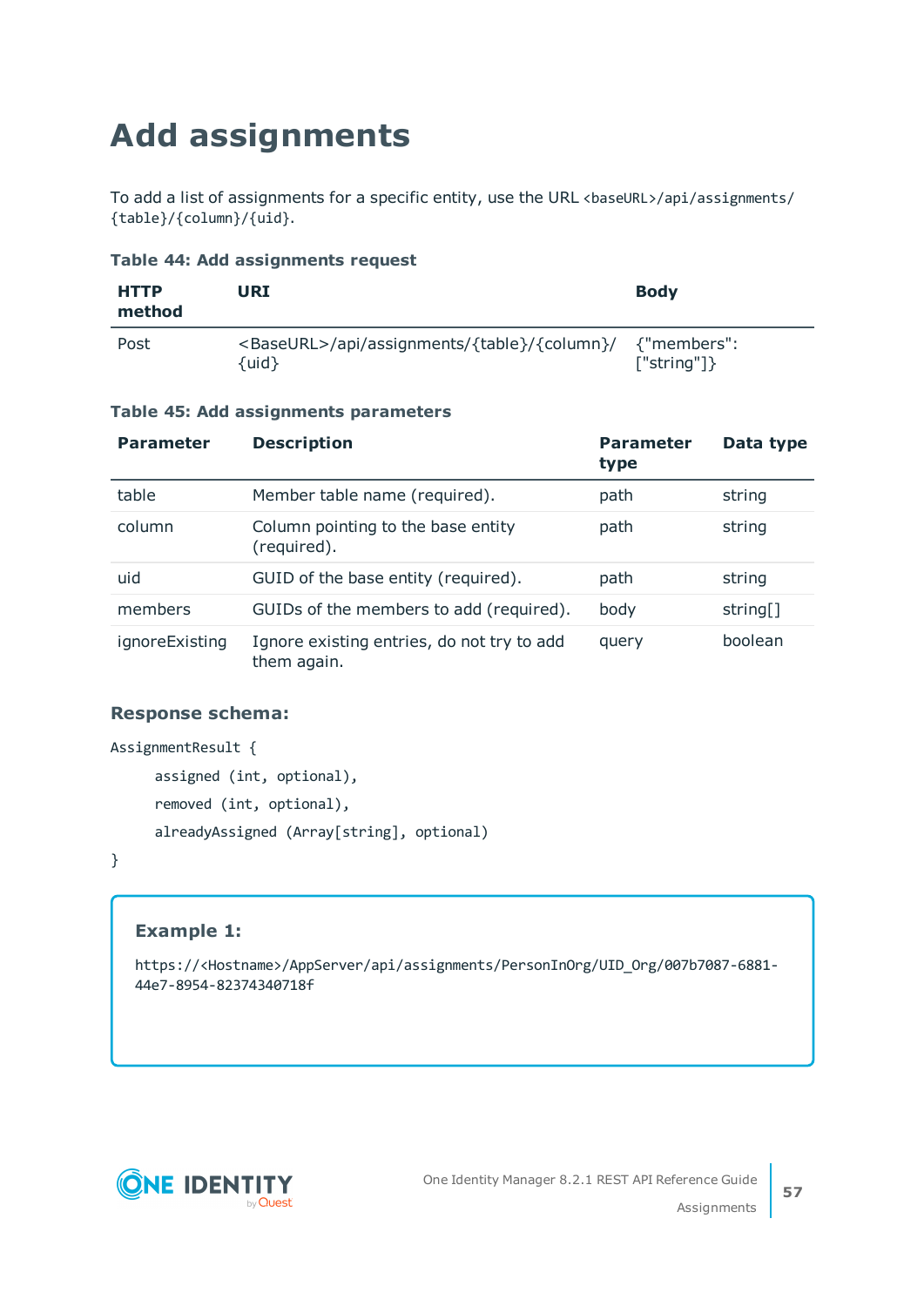# Add assignments

To add a list of assignments for a specific entity, use the URL `<baseURL>/api/assignments/{table}/{column}/{uid}`.

**Table 44: Add assignments request**

| HTTP method | URI | Body |
|---|---|---|
| Post | <BaseURL>/api/assignments/{table}/{column}/{uid} | {"members": ["string"]} |

**Table 45: Add assignments parameters**

| Parameter | Description | Parameter type | Data type |
|---|---|---|---|
| table | Member table name (required). | path | string |
| column | Column pointing to the base entity (required). | path | string |
| uid | GUID of the base entity (required). | path | string |
| members | GUIDs of the members to add (required). | body | string[] |
| ignoreExisting | Ignore existing entries, do not try to add them again. | query | boolean |

### Response schema:

```
AssignmentResult {
    assigned (int, optional),
    removed (int, optional),
    alreadyAssigned (Array[string], optional)
}
```

**Example 1:**

```
https://<Hostname>/AppServer/api/assignments/PersonInOrg/UID_Org/007b7087-6881-44e7-8954-82374340718f
```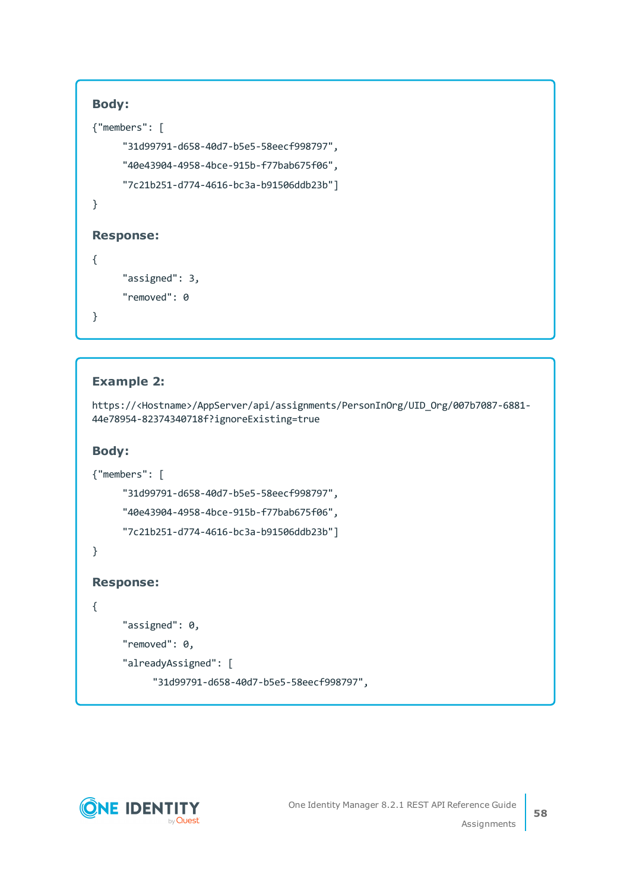**Body:**

```
{"members": [
      "31d99791-d658-40d7-b5e5-58eecf998797",
      "40e43904-4958-4bce-915b-f77bab675f06",
      "7c21b251-d774-4616-bc3a-b91506ddb23b"]
}
```

**Response:**

```
{
      "assigned": 3,
      "removed": 0
}
```

**Example 2:**

```
https://<Hostname>/AppServer/api/assignments/PersonInOrg/UID_Org/007b7087-6881-44e78954-82374340718f?ignoreExisting=true
```

**Body:**

```
{"members": [
      "31d99791-d658-40d7-b5e5-58eecf998797",
      "40e43904-4958-4bce-915b-f77bab675f06",
      "7c21b251-d774-4616-bc3a-b91506ddb23b"]
}
```

**Response:**

```
{
      "assigned": 0,
      "removed": 0,
      "alreadyAssigned": [
            "31d99791-d658-40d7-b5e5-58eecf998797",
```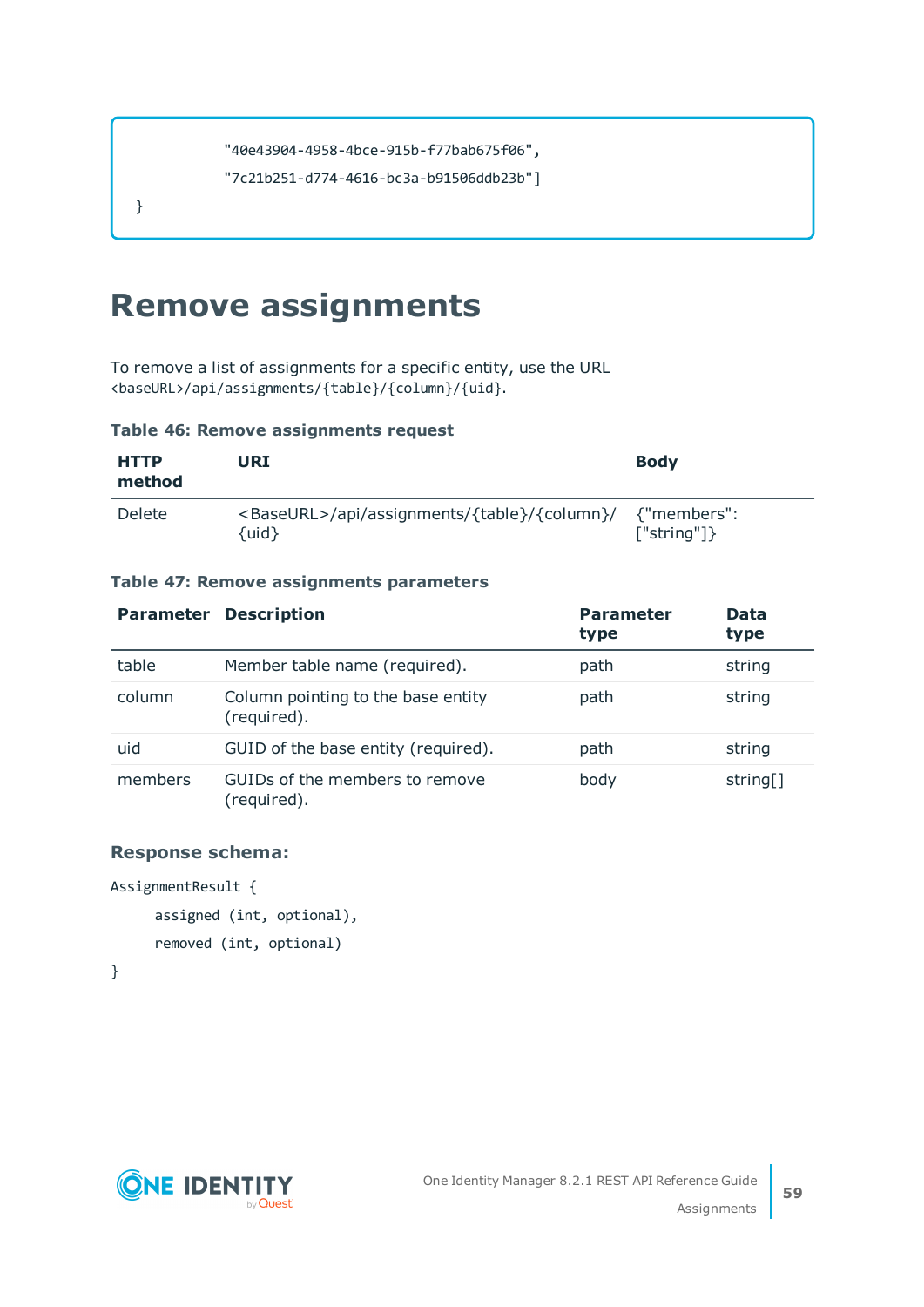```
        "40e43904-4958-4bce-915b-f77bab675f06",
        "7c21b251-d774-4616-bc3a-b91506ddb23b"]
}
```

# Remove assignments

To remove a list of assignments for a specific entity, use the URL `<baseURL>/api/assignments/{table}/{column}/{uid}`.

**Table 46: Remove assignments request**

| HTTP method | URI | Body |
|---|---|---|
| Delete | <BaseURL>/api/assignments/{table}/{column}/{uid} | {"members": ["string"]} |

**Table 47: Remove assignments parameters**

| Parameter | Description | Parameter type | Data type |
|---|---|---|---|
| table | Member table name (required). | path | string |
| column | Column pointing to the base entity (required). | path | string |
| uid | GUID of the base entity (required). | path | string |
| members | GUIDs of the members to remove (required). | body | string[] |

### Response schema:

```
AssignmentResult {
    assigned (int, optional),
    removed (int, optional)
}
```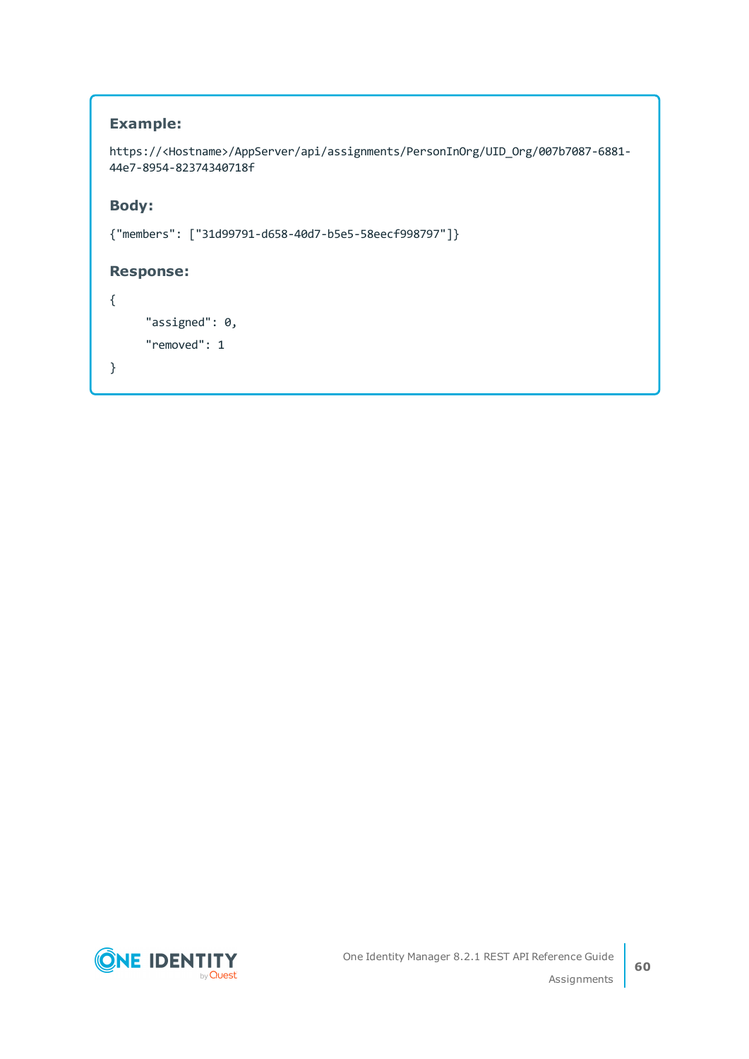**Example:**

```
https://<Hostname>/AppServer/api/assignments/PersonInOrg/UID_Org/007b7087-6881-44e7-8954-82374340718f
```

**Body:**

```
{"members": ["31d99791-d658-40d7-b5e5-58eecf998797"]}
```

**Response:**

```
{
     "assigned": 0,
     "removed": 1
}
```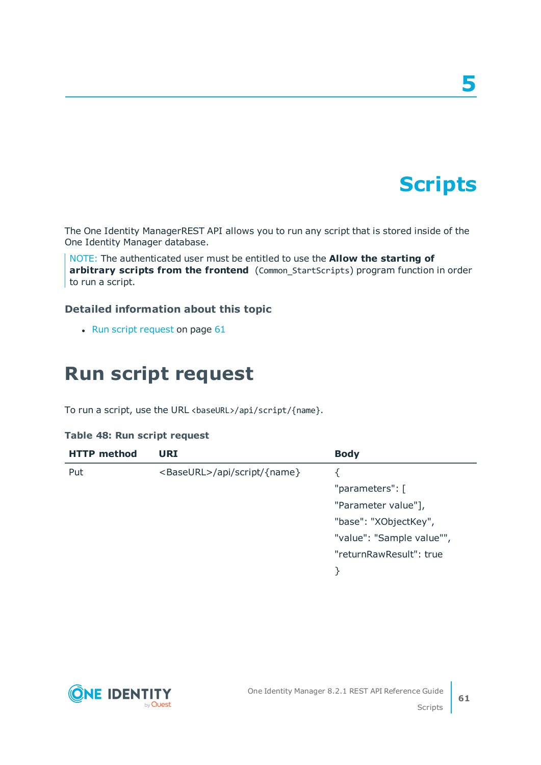# 5

# Scripts

The One Identity ManagerREST API allows you to run any script that is stored inside of the One Identity Manager database.

> NOTE: The authenticated user must be entitled to use the **Allow the starting of arbitrary scripts from the frontend** (`Common_StartScripts`) program function in order to run a script.

### Detailed information about this topic

- Run script request on page 61

## Run script request

To run a script, use the URL `<baseURL>/api/script/{name}`.

**Table 48: Run script request**

| HTTP method | URI | Body |
|---|---|---|
| Put | <BaseURL>/api/script/{name} | { "parameters": [ "Parameter value"], "base": "XObjectKey", "value": "Sample value"", "returnRawResult": true } |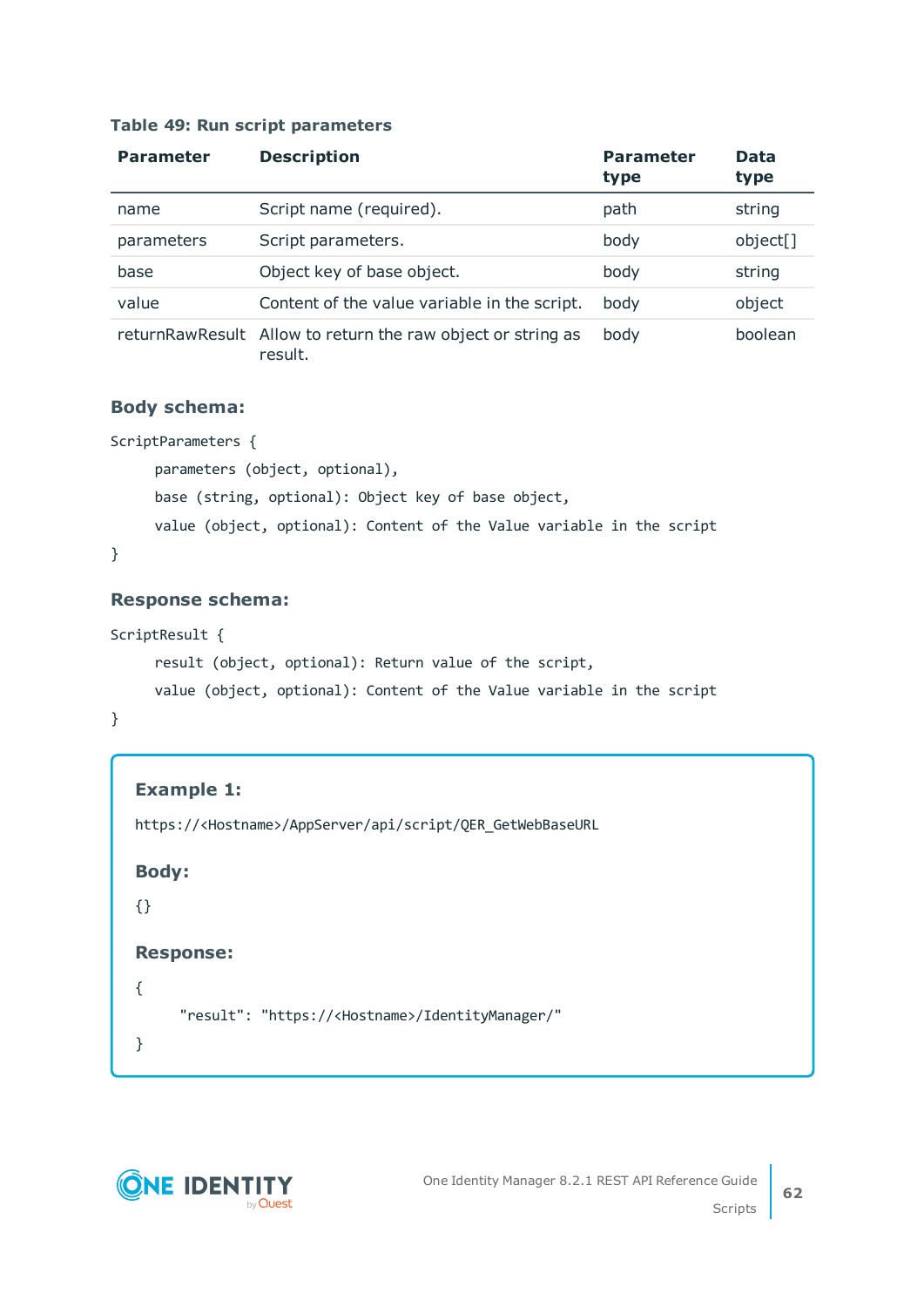**Table 49: Run script parameters**

| Parameter | Description | Parameter type | Data type |
|---|---|---|---|
| name | Script name (required). | path | string |
| parameters | Script parameters. | body | object[] |
| base | Object key of base object. | body | string |
| value | Content of the value variable in the script. | body | object |
| returnRawResult | Allow to return the raw object or string as result. | body | boolean |

### Body schema:

```
ScriptParameters {
    parameters (object, optional),
    base (string, optional): Object key of base object,
    value (object, optional): Content of the Value variable in the script
}
```

### Response schema:

```
ScriptResult {
    result (object, optional): Return value of the script,
    value (object, optional): Content of the Value variable in the script
}
```

### Example 1:

```
https://<Hostname>/AppServer/api/script/QER_GetWebBaseURL
```

### Body:

```
{}
```

### Response:

```
{
    "result": "https://<Hostname>/IdentityManager/"
}
```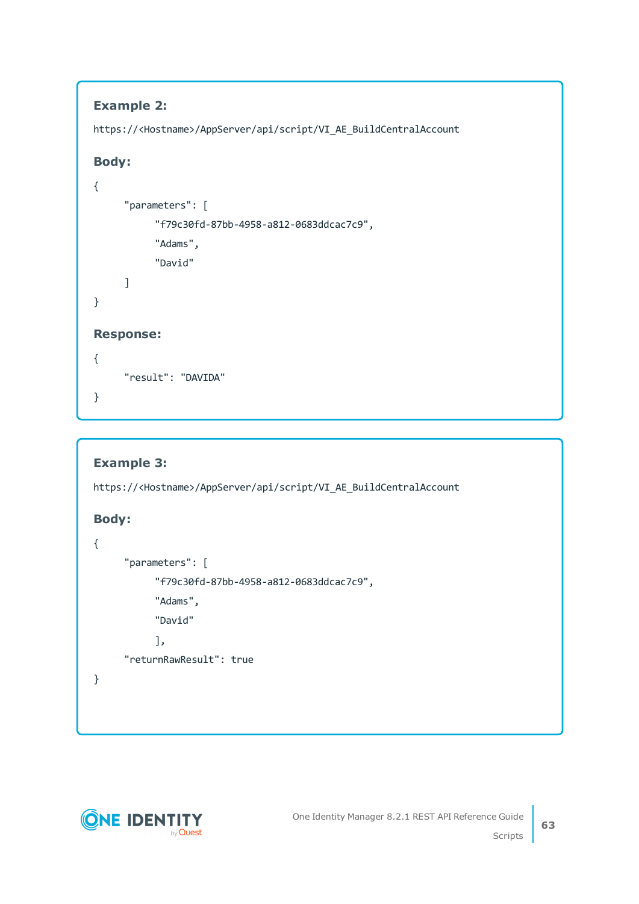**Example 2:**

```
https://<Hostname>/AppServer/api/script/VI_AE_BuildCentralAccount
```

**Body:**

```
{
      "parameters": [
            "f79c30fd-87bb-4958-a812-0683ddcac7c9",
            "Adams",
            "David"
      ]
}
```

**Response:**

```
{
      "result": "DAVIDA"
}
```

**Example 3:**

```
https://<Hostname>/AppServer/api/script/VI_AE_BuildCentralAccount
```

**Body:**

```
{
      "parameters": [
            "f79c30fd-87bb-4958-a812-0683ddcac7c9",
            "Adams",
            "David"
            ],
      "returnRawResult": true
}
```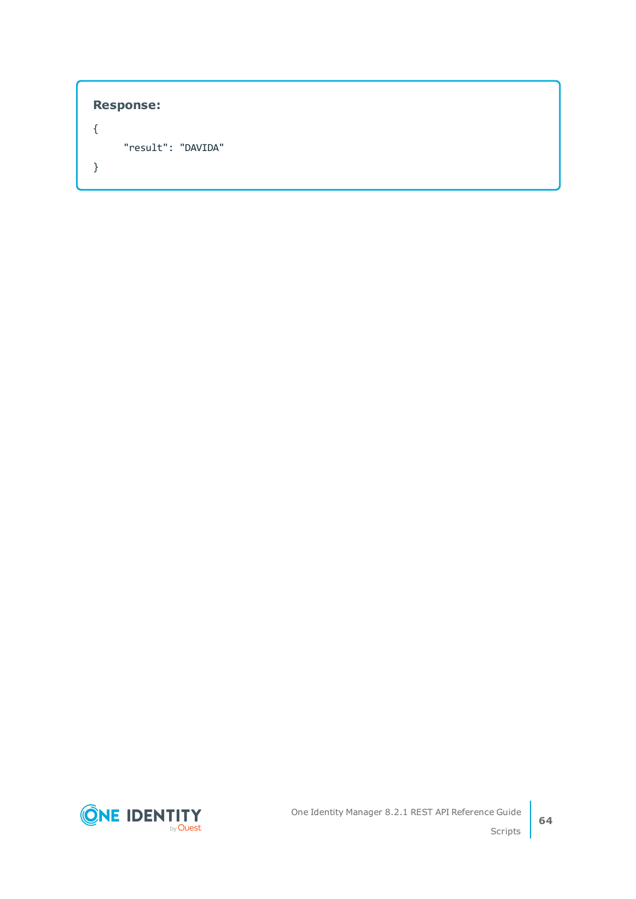**Response:**

```
{
     "result": "DAVIDA"
}
```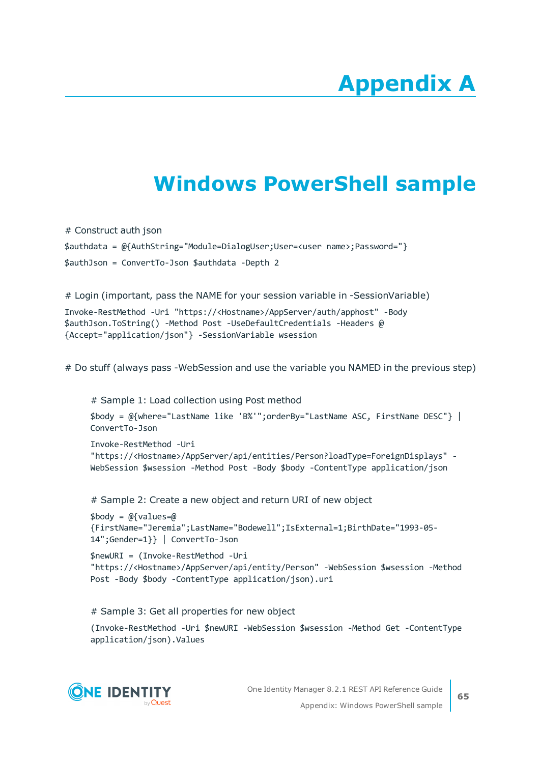# Appendix A

# Windows PowerShell sample

# Construct auth json

```
$authdata = @{AuthString="Module=DialogUser;User=<user name>;Password="}
$authJson = ConvertTo-Json $authdata -Depth 2
```

# Login (important, pass the NAME for your session variable in -SessionVariable)

```
Invoke-RestMethod -Uri "https://<Hostname>/AppServer/auth/apphost" -Body
$authJson.ToString() -Method Post -UseDefaultCredentials -Headers @
{Accept="application/json"} -SessionVariable wsession
```

# Do stuff (always pass -WebSession and use the variable you NAMED in the previous step)

# Sample 1: Load collection using Post method

```
$body = @{where="LastName like 'B%'";orderBy="LastName ASC, FirstName DESC"} |
ConvertTo-Json
Invoke-RestMethod -Uri
"https://<Hostname>/AppServer/api/entities/Person?loadType=ForeignDisplays" -
WebSession $wsession -Method Post -Body $body -ContentType application/json
```

# Sample 2: Create a new object and return URI of new object

```
$body = @{values=@
{FirstName="Jeremia";LastName="Bodewell";IsExternal=1;BirthDate="1993-05-
14";Gender=1}} | ConvertTo-Json
$newURI = (Invoke-RestMethod -Uri
"https://<Hostname>/AppServer/api/entity/Person" -WebSession $wsession -Method
Post -Body $body -ContentType application/json).uri
```

# Sample 3: Get all properties for new object

```
(Invoke-RestMethod -Uri $newURI -WebSession $wsession -Method Get -ContentType
application/json).Values
```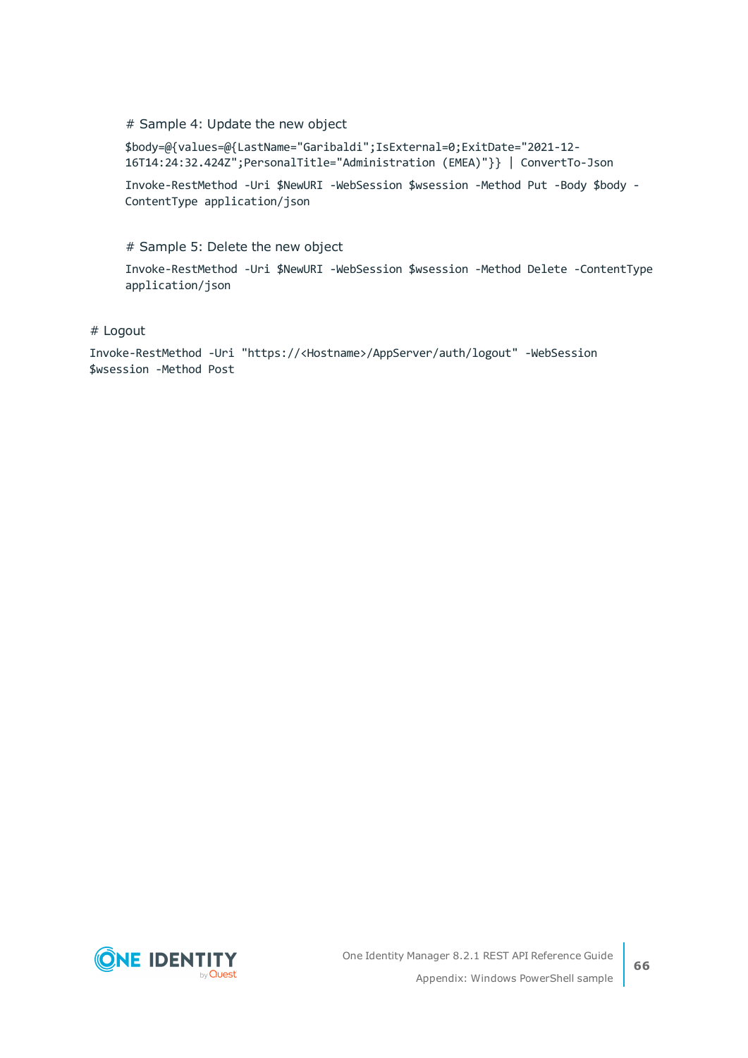# Sample 4: Update the new object

```
$body=@{values=@{LastName="Garibaldi";IsExternal=0;ExitDate="2021-12-16T14:24:32.424Z";PersonalTitle="Administration (EMEA)"}} | ConvertTo-Json
```

```
Invoke-RestMethod -Uri $NewURI -WebSession $wsession -Method Put -Body $body -ContentType application/json
```

# Sample 5: Delete the new object

```
Invoke-RestMethod -Uri $NewURI -WebSession $wsession -Method Delete -ContentType application/json
```

# Logout

```
Invoke-RestMethod -Uri "https://<Hostname>/AppServer/auth/logout" -WebSession $wsession -Method Post
```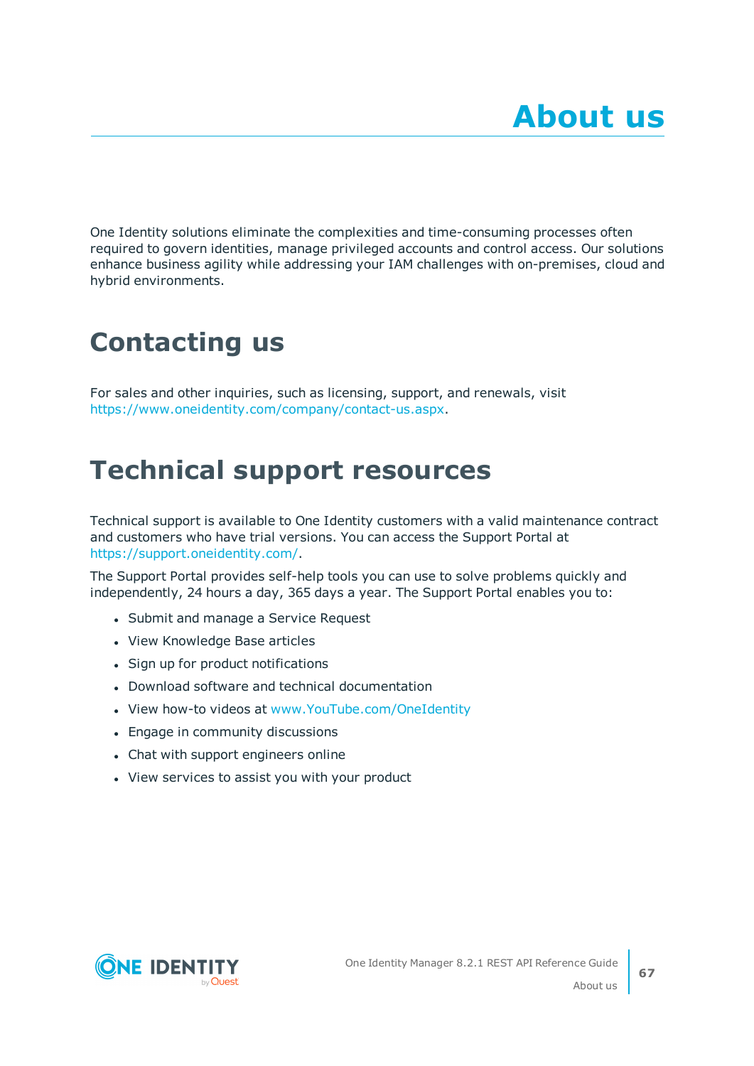# About us

One Identity solutions eliminate the complexities and time-consuming processes often required to govern identities, manage privileged accounts and control access. Our solutions enhance business agility while addressing your IAM challenges with on-premises, cloud and hybrid environments.

## Contacting us

For sales and other inquiries, such as licensing, support, and renewals, visit https://www.oneidentity.com/company/contact-us.aspx.

## Technical support resources

Technical support is available to One Identity customers with a valid maintenance contract and customers who have trial versions. You can access the Support Portal at https://support.oneidentity.com/.

The Support Portal provides self-help tools you can use to solve problems quickly and independently, 24 hours a day, 365 days a year. The Support Portal enables you to:

- Submit and manage a Service Request
- View Knowledge Base articles
- Sign up for product notifications
- Download software and technical documentation
- View how-to videos at www.YouTube.com/OneIdentity
- Engage in community discussions
- Chat with support engineers online
- View services to assist you with your product